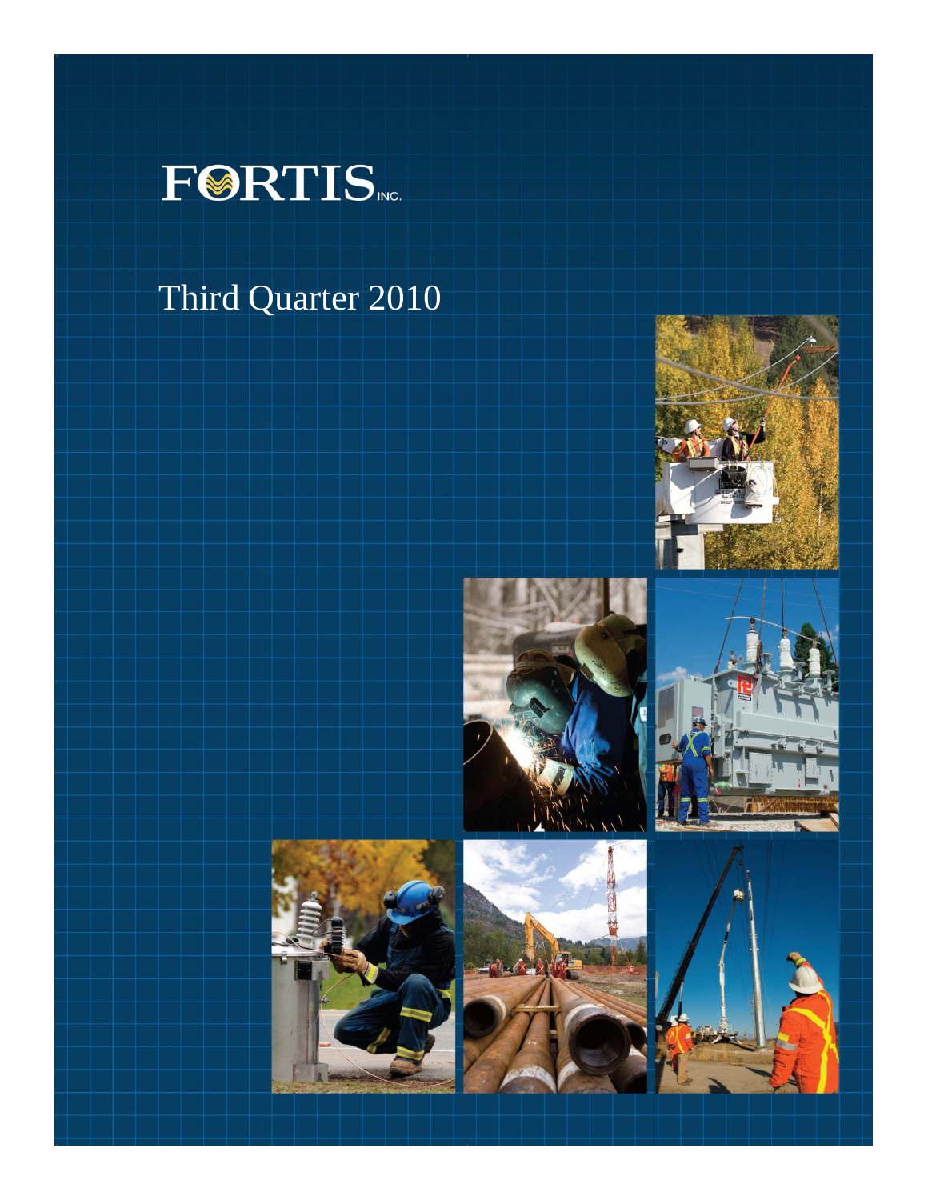# FORTIS INC.

## Third Quarter 2010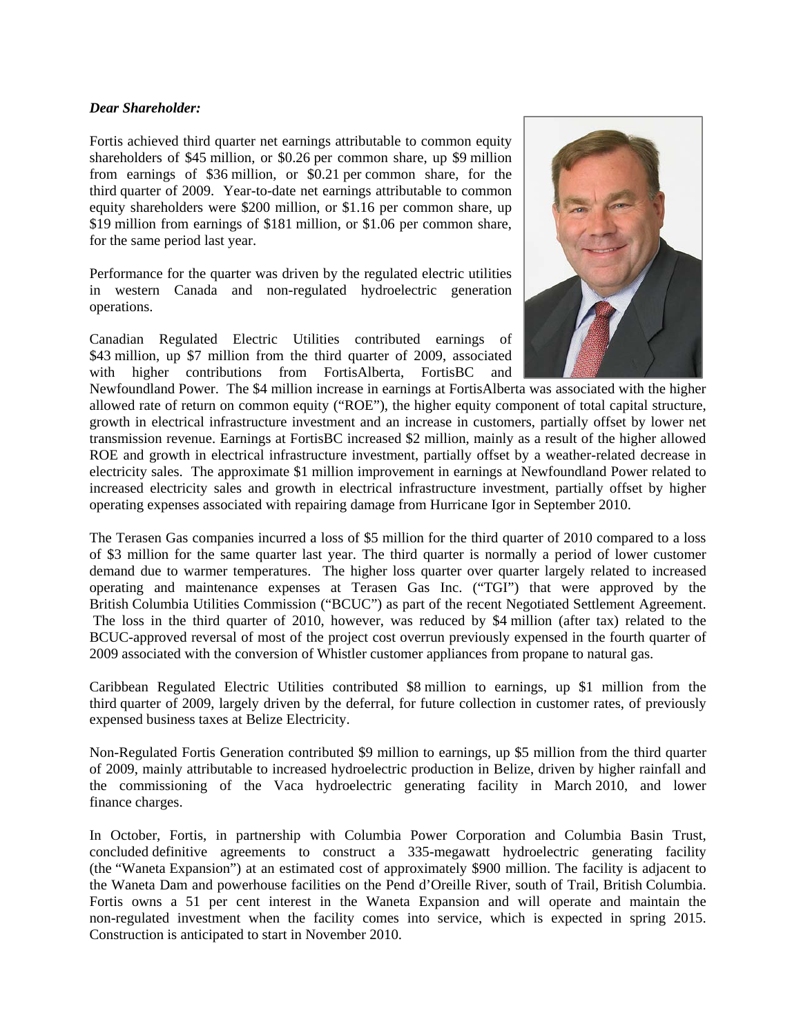***Dear Shareholder:***

Fortis achieved third quarter net earnings attributable to common equity shareholders of $45 million, or $0.26 per common share, up $9 million from earnings of $36 million, or $0.21 per common share, for the third quarter of 2009. Year-to-date net earnings attributable to common equity shareholders were $200 million, or $1.16 per common share, up $19 million from earnings of $181 million, or $1.06 per common share, for the same period last year.

Performance for the quarter was driven by the regulated electric utilities in western Canada and non-regulated hydroelectric generation operations.

Canadian Regulated Electric Utilities contributed earnings of $43 million, up $7 million from the third quarter of 2009, associated with higher contributions from FortisAlberta, FortisBC and Newfoundland Power. The $4 million increase in earnings at FortisAlberta was associated with the higher allowed rate of return on common equity ("ROE"), the higher equity component of total capital structure, growth in electrical infrastructure investment and an increase in customers, partially offset by lower net transmission revenue. Earnings at FortisBC increased $2 million, mainly as a result of the higher allowed ROE and growth in electrical infrastructure investment, partially offset by a weather-related decrease in electricity sales. The approximate $1 million improvement in earnings at Newfoundland Power related to increased electricity sales and growth in electrical infrastructure investment, partially offset by higher operating expenses associated with repairing damage from Hurricane Igor in September 2010.

The Terasen Gas companies incurred a loss of $5 million for the third quarter of 2010 compared to a loss of $3 million for the same quarter last year. The third quarter is normally a period of lower customer demand due to warmer temperatures. The higher loss quarter over quarter largely related to increased operating and maintenance expenses at Terasen Gas Inc. ("TGI") that were approved by the British Columbia Utilities Commission ("BCUC") as part of the recent Negotiated Settlement Agreement. The loss in the third quarter of 2010, however, was reduced by $4 million (after tax) related to the BCUC-approved reversal of most of the project cost overrun previously expensed in the fourth quarter of 2009 associated with the conversion of Whistler customer appliances from propane to natural gas.

Caribbean Regulated Electric Utilities contributed $8 million to earnings, up $1 million from the third quarter of 2009, largely driven by the deferral, for future collection in customer rates, of previously expensed business taxes at Belize Electricity.

Non-Regulated Fortis Generation contributed $9 million to earnings, up $5 million from the third quarter of 2009, mainly attributable to increased hydroelectric production in Belize, driven by higher rainfall and the commissioning of the Vaca hydroelectric generating facility in March 2010, and lower finance charges.

In October, Fortis, in partnership with Columbia Power Corporation and Columbia Basin Trust, concluded definitive agreements to construct a 335-megawatt hydroelectric generating facility (the "Waneta Expansion") at an estimated cost of approximately $900 million. The facility is adjacent to the Waneta Dam and powerhouse facilities on the Pend d'Oreille River, south of Trail, British Columbia. Fortis owns a 51 per cent interest in the Waneta Expansion and will operate and maintain the non-regulated investment when the facility comes into service, which is expected in spring 2015. Construction is anticipated to start in November 2010.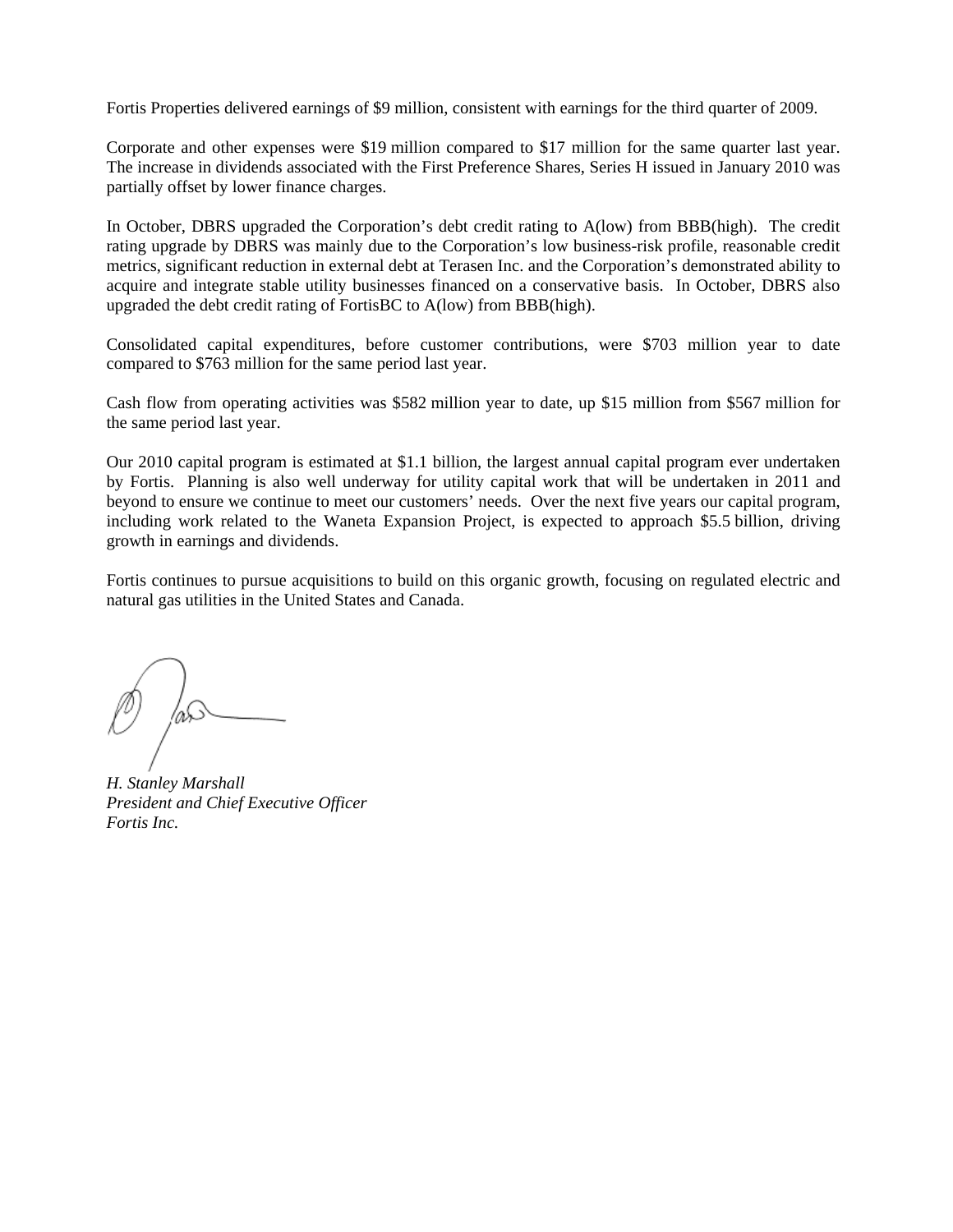Fortis Properties delivered earnings of $9 million, consistent with earnings for the third quarter of 2009.

Corporate and other expenses were $19 million compared to $17 million for the same quarter last year. The increase in dividends associated with the First Preference Shares, Series H issued in January 2010 was partially offset by lower finance charges.

In October, DBRS upgraded the Corporation's debt credit rating to A(low) from BBB(high). The credit rating upgrade by DBRS was mainly due to the Corporation's low business-risk profile, reasonable credit metrics, significant reduction in external debt at Terasen Inc. and the Corporation's demonstrated ability to acquire and integrate stable utility businesses financed on a conservative basis. In October, DBRS also upgraded the debt credit rating of FortisBC to A(low) from BBB(high).

Consolidated capital expenditures, before customer contributions, were $703 million year to date compared to $763 million for the same period last year.

Cash flow from operating activities was $582 million year to date, up $15 million from $567 million for the same period last year.

Our 2010 capital program is estimated at $1.1 billion, the largest annual capital program ever undertaken by Fortis. Planning is also well underway for utility capital work that will be undertaken in 2011 and beyond to ensure we continue to meet our customers' needs. Over the next five years our capital program, including work related to the Waneta Expansion Project, is expected to approach $5.5 billion, driving growth in earnings and dividends.

Fortis continues to pursue acquisitions to build on this organic growth, focusing on regulated electric and natural gas utilities in the United States and Canada.

*H. Stanley Marshall*
*President and Chief Executive Officer*
*Fortis Inc.*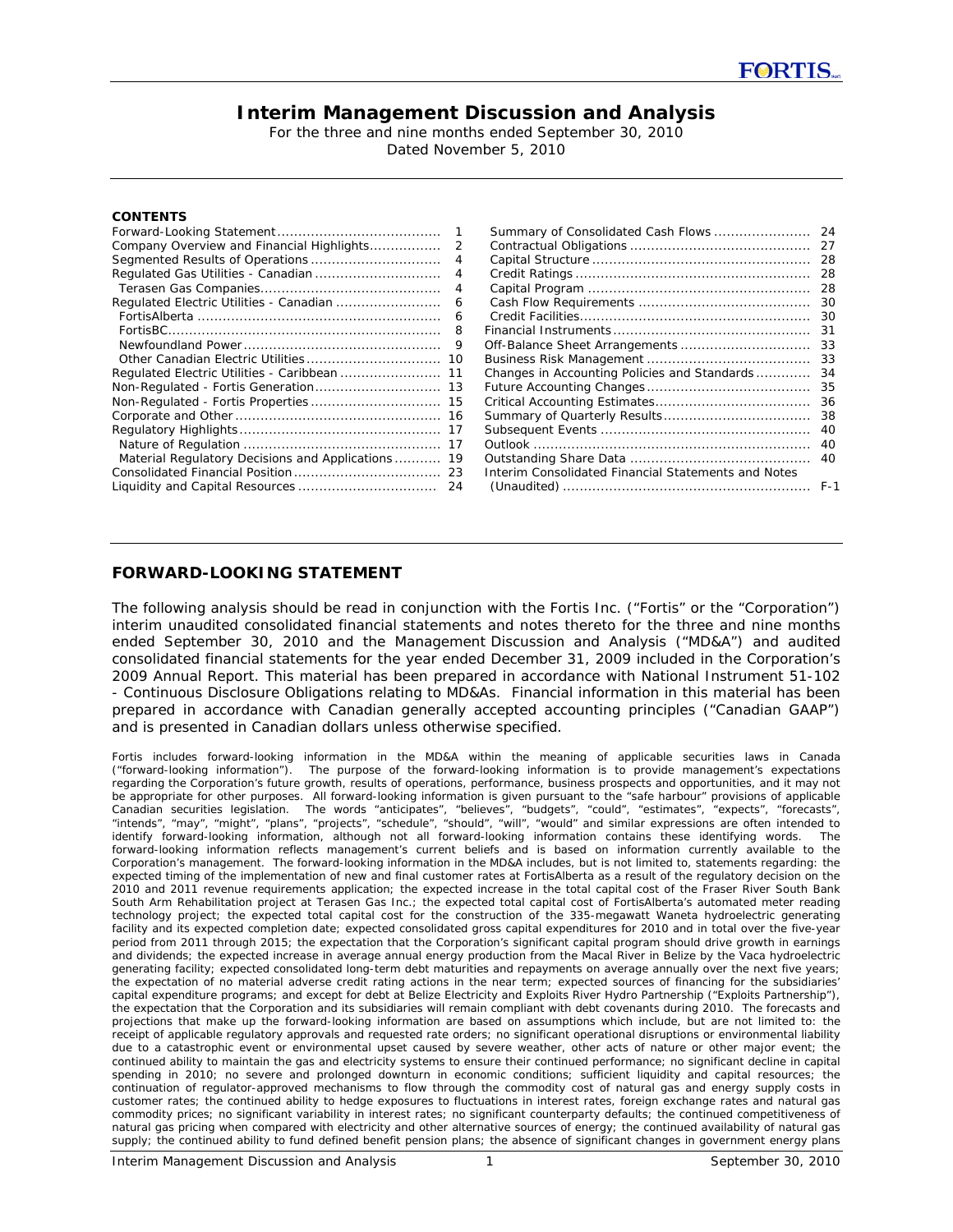# Interim Management Discussion and Analysis

For the three and nine months ended September 30, 2010
Dated November 5, 2010

**CONTENTS**

| | | | |
|---|---|---|---|
| Forward-Looking Statement | 1 | Summary of Consolidated Cash Flows | 24 |
| Company Overview and Financial Highlights | 2 | Contractual Obligations | 27 |
| Segmented Results of Operations | 4 | Capital Structure | 28 |
| Regulated Gas Utilities - Canadian | 4 | Credit Ratings | 28 |
| Terasen Gas Companies | 4 | Capital Program | 28 |
| Regulated Electric Utilities - Canadian | 6 | Cash Flow Requirements | 30 |
| FortisAlberta | 6 | Credit Facilities | 30 |
| FortisBC | 8 | Financial Instruments | 31 |
| Newfoundland Power | 9 | Off-Balance Sheet Arrangements | 33 |
| Other Canadian Electric Utilities | 10 | Business Risk Management | 33 |
| Regulated Electric Utilities - Caribbean | 11 | Changes in Accounting Policies and Standards | 34 |
| Non-Regulated - Fortis Generation | 13 | Future Accounting Changes | 35 |
| Non-Regulated - Fortis Properties | 15 | Critical Accounting Estimates | 36 |
| Corporate and Other | 16 | Summary of Quarterly Results | 38 |
| Regulatory Highlights | 17 | Subsequent Events | 40 |
| Nature of Regulation | 17 | Outlook | 40 |
| Material Regulatory Decisions and Applications | 19 | Outstanding Share Data | 40 |
| Consolidated Financial Position | 23 | Interim Consolidated Financial Statements and Notes (Unaudited) | F-1 |
| Liquidity and Capital Resources | 24 | | |

## FORWARD-LOOKING STATEMENT

The following analysis should be read in conjunction with the Fortis Inc. ("Fortis" or the "Corporation") interim unaudited consolidated financial statements and notes thereto for the three and nine months ended September 30, 2010 and the Management Discussion and Analysis ("MD&A") and audited consolidated financial statements for the year ended December 31, 2009 included in the Corporation's 2009 Annual Report. This material has been prepared in accordance with National Instrument 51-102 - Continuous Disclosure Obligations relating to MD&As. Financial information in this material has been prepared in accordance with Canadian generally accepted accounting principles ("Canadian GAAP") and is presented in Canadian dollars unless otherwise specified.

Fortis includes forward-looking information in the MD&A within the meaning of applicable securities laws in Canada ("forward-looking information"). The purpose of the forward-looking information is to provide management's expectations regarding the Corporation's future growth, results of operations, performance, business prospects and opportunities, and it may not be appropriate for other purposes. All forward-looking information is given pursuant to the "safe harbour" provisions of applicable Canadian securities legislation. The words "anticipates", "believes", "budgets", "could", "estimates", "expects", "forecasts", "intends", "may", "might", "plans", "projects", "schedule", "should", "will", "would" and similar expressions are often intended to identify forward-looking information, although not all forward-looking information contains these identifying words. The forward-looking information reflects management's current beliefs and is based on information currently available to the Corporation's management. The forward-looking information in the MD&A includes, but is not limited to, statements regarding: the expected timing of the implementation of new and final customer rates at FortisAlberta as a result of the regulatory decision on the 2010 and 2011 revenue requirements application; the expected increase in the total capital cost of the Fraser River South Bank South Arm Rehabilitation project at Terasen Gas Inc.; the expected total capital cost of FortisAlberta's automated meter reading technology project; the expected total capital cost for the construction of the 335-megawatt Waneta hydroelectric generating facility and its expected completion date; expected consolidated gross capital expenditures for 2010 and in total over the five-year period from 2011 through 2015; the expectation that the Corporation's significant capital program should drive growth in earnings and dividends; the expected increase in average annual energy production from the Macal River in Belize by the Vaca hydroelectric generating facility; expected consolidated long-term debt maturities and repayments on average annually over the next five years; the expectation of no material adverse credit rating actions in the near term; expected sources of financing for the subsidiaries' capital expenditure programs; and except for debt at Belize Electricity and Exploits River Hydro Partnership ("Exploits Partnership"), the expectation that the Corporation and its subsidiaries will remain compliant with debt covenants during 2010. The forecasts and projections that make up the forward-looking information are based on assumptions which include, but are not limited to: the receipt of applicable regulatory approvals and requested rate orders; no significant operational disruptions or environmental liability due to a catastrophic event or environmental upset caused by severe weather, other acts of nature or other major event; the continued ability to maintain the gas and electricity systems to ensure their continued performance; no significant decline in capital spending in 2010; no severe and prolonged downturn in economic conditions; sufficient liquidity and capital resources; the continuation of regulator-approved mechanisms to flow through the commodity cost of natural gas and energy supply costs in customer rates; the continued ability to hedge exposures to fluctuations in interest rates, foreign exchange rates and natural gas commodity prices; no significant variability in interest rates; no significant counterparty defaults; the continued competitiveness of natural gas pricing when compared with electricity and other alternative sources of energy; the continued availability of natural gas supply; the continued ability to fund defined benefit pension plans; the absence of significant changes in government energy plans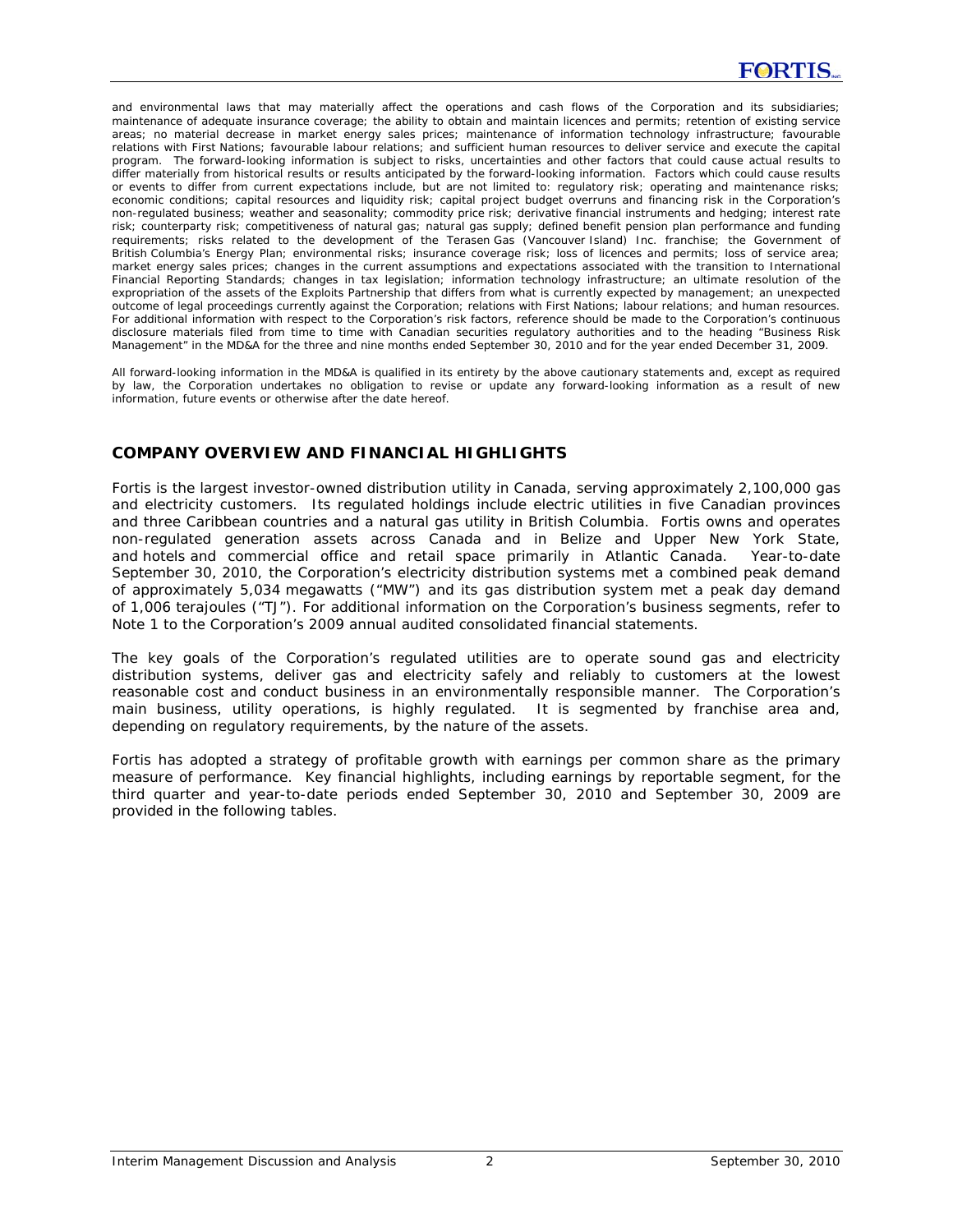and environmental laws that may materially affect the operations and cash flows of the Corporation and its subsidiaries; maintenance of adequate insurance coverage; the ability to obtain and maintain licences and permits; retention of existing service areas; no material decrease in market energy sales prices; maintenance of information technology infrastructure; favourable relations with First Nations; favourable labour relations; and sufficient human resources to deliver service and execute the capital program. The forward-looking information is subject to risks, uncertainties and other factors that could cause actual results to differ materially from historical results or results anticipated by the forward-looking information. Factors which could cause results or events to differ from current expectations include, but are not limited to: regulatory risk; operating and maintenance risks; economic conditions; capital resources and liquidity risk; capital project budget overruns and financing risk in the Corporation's non-regulated business; weather and seasonality; commodity price risk; derivative financial instruments and hedging; interest rate risk; counterparty risk; competitiveness of natural gas; natural gas supply; defined benefit pension plan performance and funding requirements; risks related to the development of the Terasen Gas (Vancouver Island) Inc. franchise; the Government of British Columbia's Energy Plan; environmental risks; insurance coverage risk; loss of licences and permits; loss of service area; market energy sales prices; changes in the current assumptions and expectations associated with the transition to International Financial Reporting Standards; changes in tax legislation; information technology infrastructure; an ultimate resolution of the expropriation of the assets of the Exploits Partnership that differs from what is currently expected by management; an unexpected outcome of legal proceedings currently against the Corporation; relations with First Nations; labour relations; and human resources. For additional information with respect to the Corporation's risk factors, reference should be made to the Corporation's continuous disclosure materials filed from time to time with Canadian securities regulatory authorities and to the heading "Business Risk Management" in the MD&A for the three and nine months ended September 30, 2010 and for the year ended December 31, 2009.

All forward-looking information in the MD&A is qualified in its entirety by the above cautionary statements and, except as required by law, the Corporation undertakes no obligation to revise or update any forward-looking information as a result of new information, future events or otherwise after the date hereof.

## COMPANY OVERVIEW AND FINANCIAL HIGHLIGHTS

Fortis is the largest investor-owned distribution utility in Canada, serving approximately 2,100,000 gas and electricity customers. Its regulated holdings include electric utilities in five Canadian provinces and three Caribbean countries and a natural gas utility in British Columbia. Fortis owns and operates non-regulated generation assets across Canada and in Belize and Upper New York State, and hotels and commercial office and retail space primarily in Atlantic Canada. Year-to-date September 30, 2010, the Corporation's electricity distribution systems met a combined peak demand of approximately 5,034 megawatts ("MW") and its gas distribution system met a peak day demand of 1,006 terajoules ("TJ"). For additional information on the Corporation's business segments, refer to Note 1 to the Corporation's 2009 annual audited consolidated financial statements.

The key goals of the Corporation's regulated utilities are to operate sound gas and electricity distribution systems, deliver gas and electricity safely and reliably to customers at the lowest reasonable cost and conduct business in an environmentally responsible manner. The Corporation's main business, utility operations, is highly regulated. It is segmented by franchise area and, depending on regulatory requirements, by the nature of the assets.

Fortis has adopted a strategy of profitable growth with earnings per common share as the primary measure of performance. Key financial highlights, including earnings by reportable segment, for the third quarter and year-to-date periods ended September 30, 2010 and September 30, 2009 are provided in the following tables.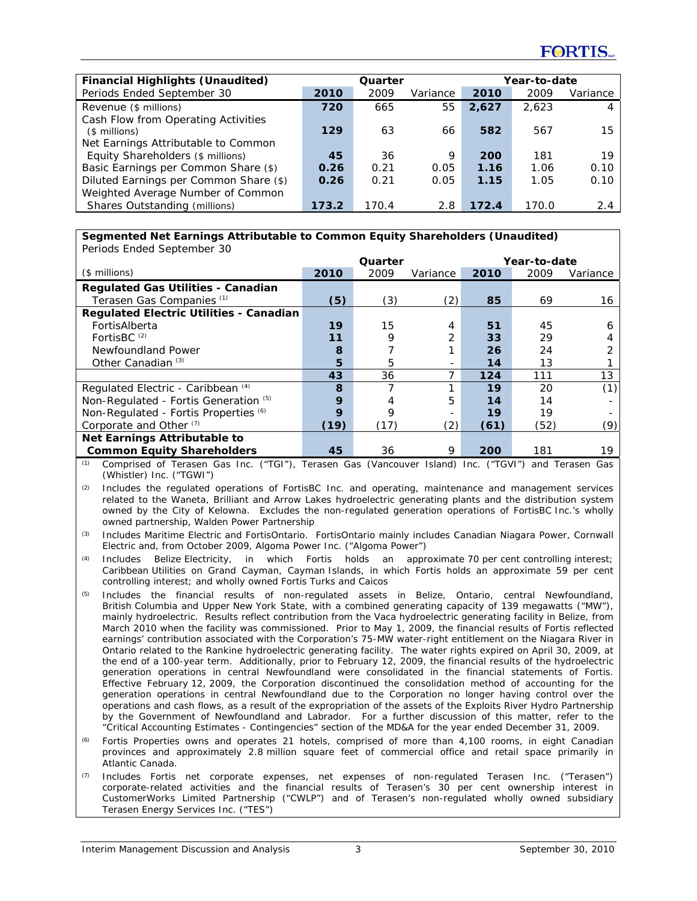| Financial Highlights (Unaudited) | Quarter | | | Year-to-date | | |
|---|---|---|---|---|---|---|
| Periods Ended September 30 | **2010** | 2009 | Variance | **2010** | 2009 | Variance |
| Revenue ($ millions) | **720** | 665 | 55 | **2,627** | 2,623 | 4 |
| Cash Flow from Operating Activities ($ millions) | **129** | 63 | 66 | **582** | 567 | 15 |
| Net Earnings Attributable to Common Equity Shareholders ($ millions) | **45** | 36 | 9 | **200** | 181 | 19 |
| Basic Earnings per Common Share ($) | **0.26** | 0.21 | 0.05 | **1.16** | 1.06 | 0.10 |
| Diluted Earnings per Common Share ($) | **0.26** | 0.21 | 0.05 | **1.15** | 1.05 | 0.10 |
| Weighted Average Number of Common Shares Outstanding (millions) | **173.2** | 170.4 | 2.8 | **172.4** | 170.0 | 2.4 |

**Segmented Net Earnings Attributable to Common Equity Shareholders (Unaudited)**
Periods Ended September 30

| | Quarter | | | Year-to-date | | |
|---|---|---|---|---|---|---|
| ($ millions) | **2010** | 2009 | Variance | **2010** | 2009 | Variance |
| **Regulated Gas Utilities - Canadian** | | | | | | |
| Terasen Gas Companies [(1)] | **(5)** | (3) | (2) | **85** | 69 | 16 |
| **Regulated Electric Utilities - Canadian** | | | | | | |
| FortisAlberta | **19** | 15 | 4 | **51** | 45 | 6 |
| FortisBC [(2)] | **11** | 9 | 2 | **33** | 29 | 4 |
| Newfoundland Power | **8** | 7 | 1 | **26** | 24 | 2 |
| Other Canadian [(3)] | **5** | 5 | - | **14** | 13 | 1 |
| | **43** | 36 | 7 | **124** | 111 | 13 |
| Regulated Electric - Caribbean [(4)] | **8** | 7 | 1 | **19** | 20 | (1) |
| Non-Regulated - Fortis Generation [(5)] | **9** | 4 | 5 | **14** | 14 | - |
| Non-Regulated - Fortis Properties [(6)] | **9** | 9 | - | **19** | 19 | - |
| Corporate and Other [(7)] | **(19)** | (17) | (2) | **(61)** | (52) | (9) |
| **Net Earnings Attributable to Common Equity Shareholders** | **45** | 36 | 9 | **200** | 181 | 19 |

(1) Comprised of Terasen Gas Inc. ("TGI"), Terasen Gas (Vancouver Island) Inc. ("TGVI") and Terasen Gas (Whistler) Inc. ("TGWI")

(2) Includes the regulated operations of FortisBC Inc. and operating, maintenance and management services related to the Waneta, Brilliant and Arrow Lakes hydroelectric generating plants and the distribution system owned by the City of Kelowna. Excludes the non-regulated generation operations of FortisBC Inc.'s wholly owned partnership, Walden Power Partnership

(3) Includes Maritime Electric and FortisOntario. FortisOntario mainly includes Canadian Niagara Power, Cornwall Electric and, from October 2009, Algoma Power Inc. ("Algoma Power")

(4) Includes Belize Electricity, in which Fortis holds an approximate 70 per cent controlling interest; Caribbean Utilities on Grand Cayman, Cayman Islands, in which Fortis holds an approximate 59 per cent controlling interest; and wholly owned Fortis Turks and Caicos

(5) Includes the financial results of non-regulated assets in Belize, Ontario, central Newfoundland, British Columbia and Upper New York State, with a combined generating capacity of 139 megawatts ("MW"), mainly hydroelectric. Results reflect contribution from the Vaca hydroelectric generating facility in Belize, from March 2010 when the facility was commissioned. Prior to May 1, 2009, the financial results of Fortis reflected earnings' contribution associated with the Corporation's 75-MW water-right entitlement on the Niagara River in Ontario related to the Rankine hydroelectric generating facility. The water rights expired on April 30, 2009, at the end of a 100-year term. Additionally, prior to February 12, 2009, the financial results of the hydroelectric generation operations in central Newfoundland were consolidated in the financial statements of Fortis. Effective February 12, 2009, the Corporation discontinued the consolidation method of accounting for the generation operations in central Newfoundland due to the Corporation no longer having control over the operations and cash flows, as a result of the expropriation of the assets of the Exploits River Hydro Partnership by the Government of Newfoundland and Labrador. For a further discussion of this matter, refer to the "Critical Accounting Estimates - Contingencies" section of the MD&A for the year ended December 31, 2009.

(6) Fortis Properties owns and operates 21 hotels, comprised of more than 4,100 rooms, in eight Canadian provinces and approximately 2.8 million square feet of commercial office and retail space primarily in Atlantic Canada.

(7) Includes Fortis net corporate expenses, net expenses of non-regulated Terasen Inc. ("Terasen") corporate-related activities and the financial results of Terasen's 30 per cent ownership interest in CustomerWorks Limited Partnership ("CWLP") and of Terasen's non-regulated wholly owned subsidiary Terasen Energy Services Inc. ("TES")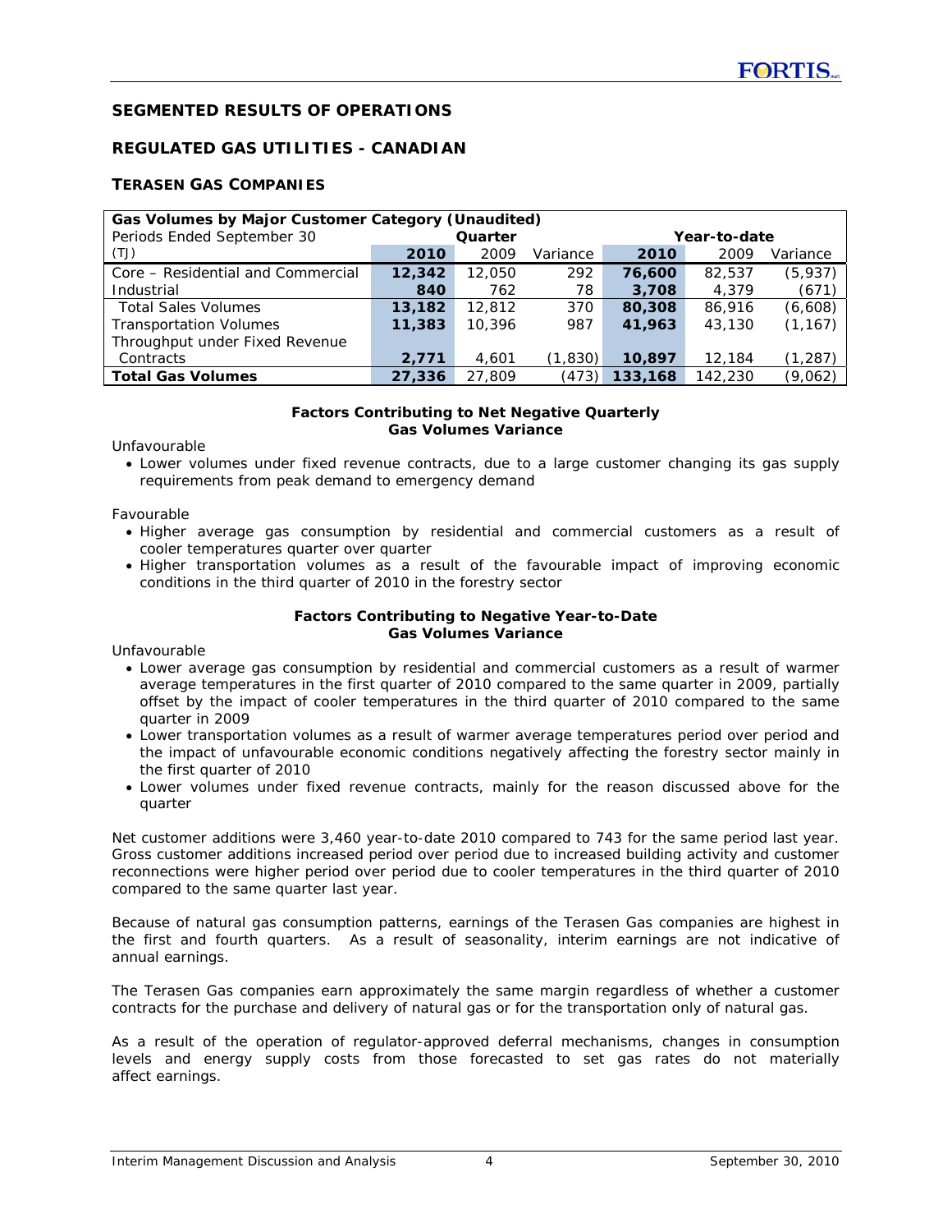## SEGMENTED RESULTS OF OPERATIONS

## REGULATED GAS UTILITIES - CANADIAN

### TERASEN GAS COMPANIES

| Gas Volumes by Major Customer Category (Unaudited) | | | | | | |
|---|---|---|---|---|---|---|
| Periods Ended September 30 | Quarter | | | Year-to-date | | |
| (TJ) | **2010** | 2009 | Variance | **2010** | 2009 | Variance |
| Core – Residential and Commercial | **12,342** | 12,050 | 292 | **76,600** | 82,537 | (5,937) |
| Industrial | **840** | 762 | 78 | **3,708** | 4,379 | (671) |
| Total Sales Volumes | **13,182** | 12,812 | 370 | **80,308** | 86,916 | (6,608) |
| Transportation Volumes | **11,383** | 10,396 | 987 | **41,963** | 43,130 | (1,167) |
| Throughput under Fixed Revenue Contracts | **2,771** | 4,601 | (1,830) | **10,897** | 12,184 | (1,287) |
| **Total Gas Volumes** | **27,336** | 27,809 | (473) | **133,168** | 142,230 | (9,062) |

**Factors Contributing to Net Negative Quarterly Gas Volumes Variance**

Unfavourable

- Lower volumes under fixed revenue contracts, due to a large customer changing its gas supply requirements from peak demand to emergency demand

Favourable

- Higher average gas consumption by residential and commercial customers as a result of cooler temperatures quarter over quarter
- Higher transportation volumes as a result of the favourable impact of improving economic conditions in the third quarter of 2010 in the forestry sector

**Factors Contributing to Negative Year-to-Date Gas Volumes Variance**

Unfavourable

- Lower average gas consumption by residential and commercial customers as a result of warmer average temperatures in the first quarter of 2010 compared to the same quarter in 2009, partially offset by the impact of cooler temperatures in the third quarter of 2010 compared to the same quarter in 2009
- Lower transportation volumes as a result of warmer average temperatures period over period and the impact of unfavourable economic conditions negatively affecting the forestry sector mainly in the first quarter of 2010
- Lower volumes under fixed revenue contracts, mainly for the reason discussed above for the quarter

Net customer additions were 3,460 year-to-date 2010 compared to 743 for the same period last year. Gross customer additions increased period over period due to increased building activity and customer reconnections were higher period over period due to cooler temperatures in the third quarter of 2010 compared to the same quarter last year.

Because of natural gas consumption patterns, earnings of the Terasen Gas companies are highest in the first and fourth quarters. As a result of seasonality, interim earnings are not indicative of annual earnings.

The Terasen Gas companies earn approximately the same margin regardless of whether a customer contracts for the purchase and delivery of natural gas or for the transportation only of natural gas.

As a result of the operation of regulator-approved deferral mechanisms, changes in consumption levels and energy supply costs from those forecasted to set gas rates do not materially affect earnings.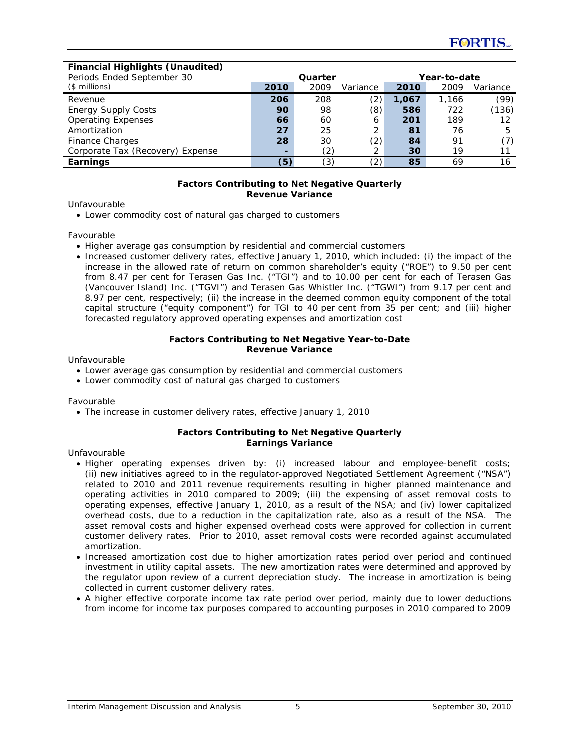| **Financial Highlights (Unaudited)** | | | | | | |
|---|---|---|---|---|---|---|
| Periods Ended September 30 | Quarter | | | Year-to-date | | |
| ($ millions) | **2010** | 2009 | Variance | **2010** | 2009 | Variance |
| Revenue | **206** | 208 | (2) | **1,067** | 1,166 | (99) |
| Energy Supply Costs | **90** | 98 | (8) | **586** | 722 | (136) |
| Operating Expenses | **66** | 60 | 6 | **201** | 189 | 12 |
| Amortization | **27** | 25 | 2 | **81** | 76 | 5 |
| Finance Charges | **28** | 30 | (2) | **84** | 91 | (7) |
| Corporate Tax (Recovery) Expense | **-** | (2) | 2 | **30** | 19 | 11 |
| **Earnings** | **(5)** | (3) | (2) | **85** | 69 | 16 |

**Factors Contributing to Net Negative Quarterly Revenue Variance**

Unfavourable

- Lower commodity cost of natural gas charged to customers

Favourable

- Higher average gas consumption by residential and commercial customers
- Increased customer delivery rates, effective January 1, 2010, which included: (i) the impact of the increase in the allowed rate of return on common shareholder's equity ("ROE") to 9.50 per cent from 8.47 per cent for Terasen Gas Inc. ("TGI") and to 10.00 per cent for each of Terasen Gas (Vancouver Island) Inc. ("TGVI") and Terasen Gas Whistler Inc. ("TGWI") from 9.17 per cent and 8.97 per cent, respectively; (ii) the increase in the deemed common equity component of the total capital structure ("equity component") for TGI to 40 per cent from 35 per cent; and (iii) higher forecasted regulatory approved operating expenses and amortization cost

**Factors Contributing to Net Negative Year-to-Date Revenue Variance**

Unfavourable

- Lower average gas consumption by residential and commercial customers
- Lower commodity cost of natural gas charged to customers

Favourable

- The increase in customer delivery rates, effective January 1, 2010

**Factors Contributing to Net Negative Quarterly Earnings Variance**

Unfavourable

- Higher operating expenses driven by: (i) increased labour and employee-benefit costs; (ii) new initiatives agreed to in the regulator-approved Negotiated Settlement Agreement ("NSA") related to 2010 and 2011 revenue requirements resulting in higher planned maintenance and operating activities in 2010 compared to 2009; (iii) the expensing of asset removal costs to operating expenses, effective January 1, 2010, as a result of the NSA; and (iv) lower capitalized overhead costs, due to a reduction in the capitalization rate, also as a result of the NSA. The asset removal costs and higher expensed overhead costs were approved for collection in current customer delivery rates. Prior to 2010, asset removal costs were recorded against accumulated amortization.
- Increased amortization cost due to higher amortization rates period over period and continued investment in utility capital assets. The new amortization rates were determined and approved by the regulator upon review of a current depreciation study. The increase in amortization is being collected in current customer delivery rates.
- A higher effective corporate income tax rate period over period, mainly due to lower deductions from income for income tax purposes compared to accounting purposes in 2010 compared to 2009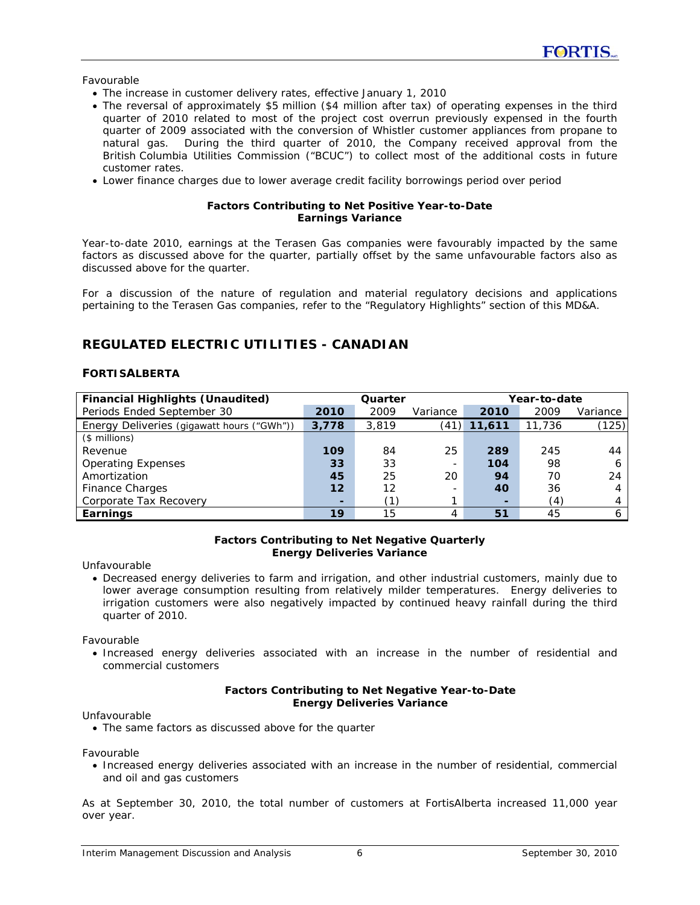Favourable

- The increase in customer delivery rates, effective January 1, 2010
- The reversal of approximately $5 million ($4 million after tax) of operating expenses in the third quarter of 2010 related to most of the project cost overrun previously expensed in the fourth quarter of 2009 associated with the conversion of Whistler customer appliances from propane to natural gas. During the third quarter of 2010, the Company received approval from the British Columbia Utilities Commission ("BCUC") to collect most of the additional costs in future customer rates.
- Lower finance charges due to lower average credit facility borrowings period over period

**Factors Contributing to Net Positive Year-to-Date Earnings Variance**

Year-to-date 2010, earnings at the Terasen Gas companies were favourably impacted by the same factors as discussed above for the quarter, partially offset by the same unfavourable factors also as discussed above for the quarter.

For a discussion of the nature of regulation and material regulatory decisions and applications pertaining to the Terasen Gas companies, refer to the "Regulatory Highlights" section of this MD&A.

## REGULATED ELECTRIC UTILITIES - CANADIAN

### FORTISALBERTA

| Financial Highlights (Unaudited) | Quarter | | | Year-to-date | | |
|---|---|---|---|---|---|---|
| Periods Ended September 30 | **2010** | 2009 | Variance | **2010** | 2009 | Variance |
| Energy Deliveries (gigawatt hours ("GWh")) | **3,778** | 3,819 | (41) | **11,611** | 11,736 | (125) |
| ($ millions) | | | | | | |
| Revenue | **109** | 84 | 25 | **289** | 245 | 44 |
| Operating Expenses | **33** | 33 | - | **104** | 98 | 6 |
| Amortization | **45** | 25 | 20 | **94** | 70 | 24 |
| Finance Charges | **12** | 12 | - | **40** | 36 | 4 |
| Corporate Tax Recovery | **-** | (1) | 1 | **-** | (4) | 4 |
| **Earnings** | **19** | 15 | 4 | **51** | 45 | 6 |

**Factors Contributing to Net Negative Quarterly Energy Deliveries Variance**

Unfavourable

- Decreased energy deliveries to farm and irrigation, and other industrial customers, mainly due to lower average consumption resulting from relatively milder temperatures. Energy deliveries to irrigation customers were also negatively impacted by continued heavy rainfall during the third quarter of 2010.

Favourable

- Increased energy deliveries associated with an increase in the number of residential and commercial customers

**Factors Contributing to Net Negative Year-to-Date Energy Deliveries Variance**

Unfavourable

- The same factors as discussed above for the quarter

Favourable

- Increased energy deliveries associated with an increase in the number of residential, commercial and oil and gas customers

As at September 30, 2010, the total number of customers at FortisAlberta increased 11,000 year over year.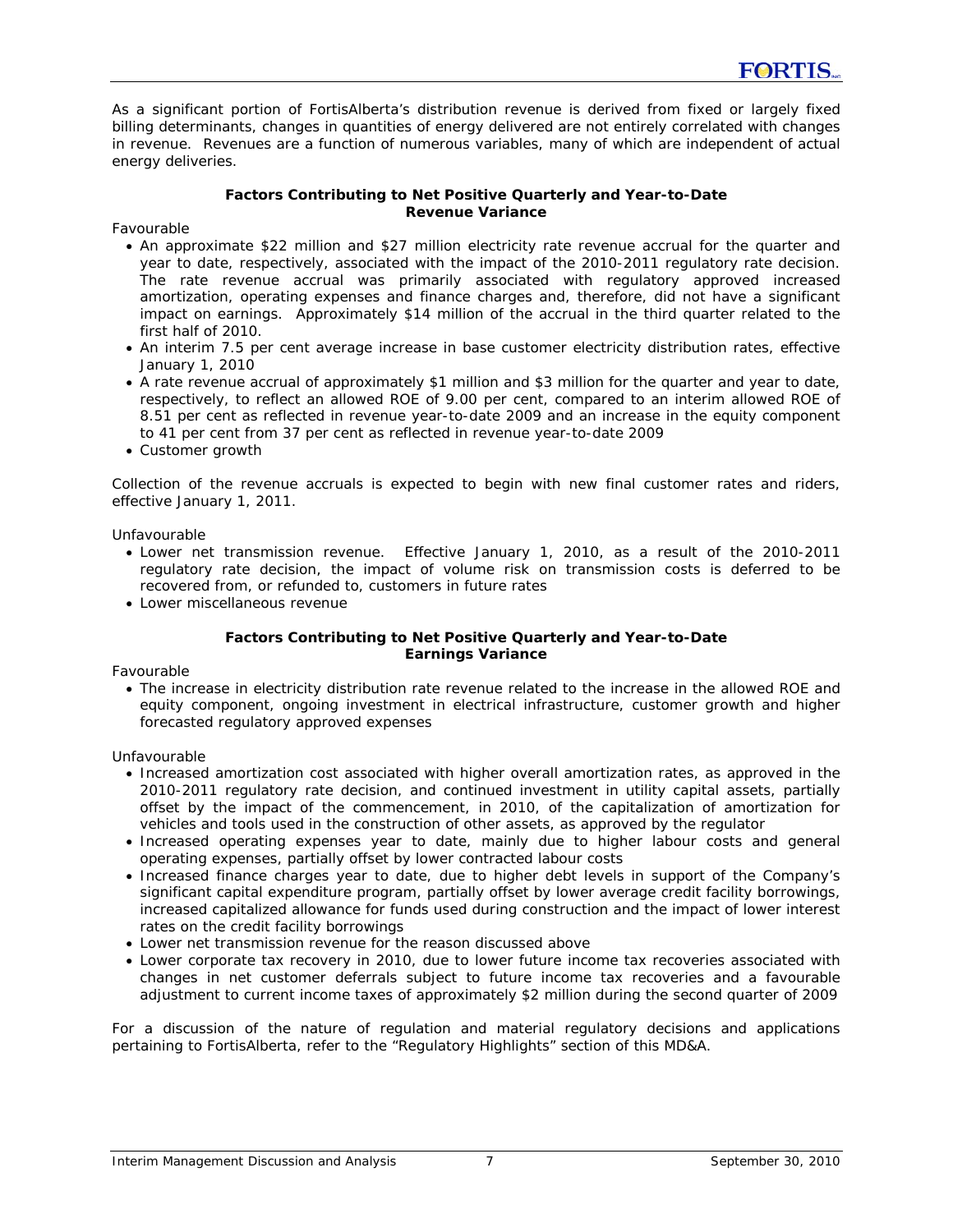As a significant portion of FortisAlberta's distribution revenue is derived from fixed or largely fixed billing determinants, changes in quantities of energy delivered are not entirely correlated with changes in revenue. Revenues are a function of numerous variables, many of which are independent of actual energy deliveries.

**Factors Contributing to Net Positive Quarterly and Year-to-Date Revenue Variance**

Favourable

- An approximate $22 million and $27 million electricity rate revenue accrual for the quarter and year to date, respectively, associated with the impact of the 2010-2011 regulatory rate decision. The rate revenue accrual was primarily associated with regulatory approved increased amortization, operating expenses and finance charges and, therefore, did not have a significant impact on earnings. Approximately $14 million of the accrual in the third quarter related to the first half of 2010.
- An interim 7.5 per cent average increase in base customer electricity distribution rates, effective January 1, 2010
- A rate revenue accrual of approximately $1 million and $3 million for the quarter and year to date, respectively, to reflect an allowed ROE of 9.00 per cent, compared to an interim allowed ROE of 8.51 per cent as reflected in revenue year-to-date 2009 and an increase in the equity component to 41 per cent from 37 per cent as reflected in revenue year-to-date 2009
- Customer growth

Collection of the revenue accruals is expected to begin with new final customer rates and riders, effective January 1, 2011.

Unfavourable

- Lower net transmission revenue. Effective January 1, 2010, as a result of the 2010-2011 regulatory rate decision, the impact of volume risk on transmission costs is deferred to be recovered from, or refunded to, customers in future rates
- Lower miscellaneous revenue

**Factors Contributing to Net Positive Quarterly and Year-to-Date Earnings Variance**

Favourable

- The increase in electricity distribution rate revenue related to the increase in the allowed ROE and equity component, ongoing investment in electrical infrastructure, customer growth and higher forecasted regulatory approved expenses

Unfavourable

- Increased amortization cost associated with higher overall amortization rates, as approved in the 2010-2011 regulatory rate decision, and continued investment in utility capital assets, partially offset by the impact of the commencement, in 2010, of the capitalization of amortization for vehicles and tools used in the construction of other assets, as approved by the regulator
- Increased operating expenses year to date, mainly due to higher labour costs and general operating expenses, partially offset by lower contracted labour costs
- Increased finance charges year to date, due to higher debt levels in support of the Company's significant capital expenditure program, partially offset by lower average credit facility borrowings, increased capitalized allowance for funds used during construction and the impact of lower interest rates on the credit facility borrowings
- Lower net transmission revenue for the reason discussed above
- Lower corporate tax recovery in 2010, due to lower future income tax recoveries associated with changes in net customer deferrals subject to future income tax recoveries and a favourable adjustment to current income taxes of approximately $2 million during the second quarter of 2009

For a discussion of the nature of regulation and material regulatory decisions and applications pertaining to FortisAlberta, refer to the "Regulatory Highlights" section of this MD&A.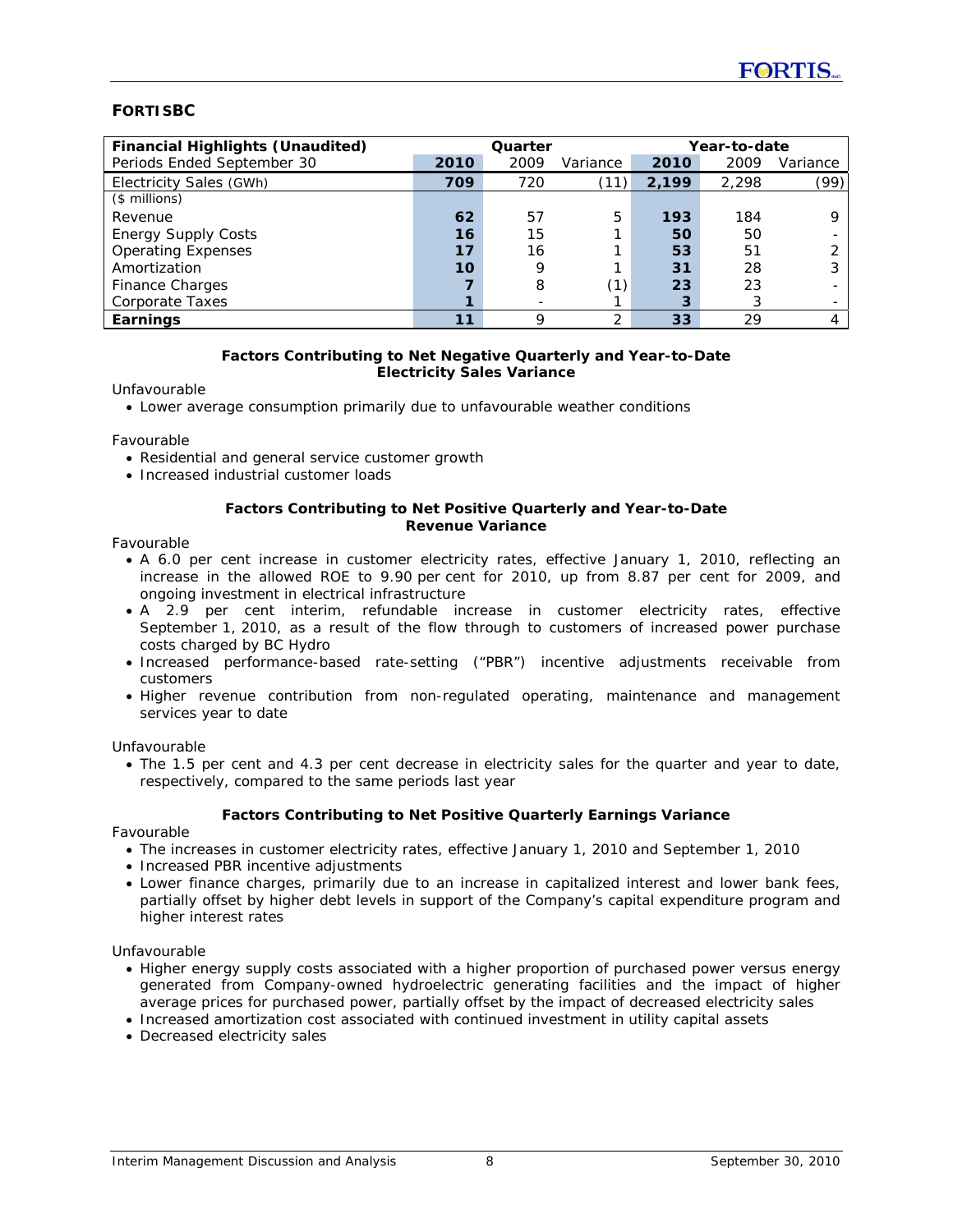## FORTISBC

| Financial Highlights (Unaudited) | Quarter | | | Year-to-date | | |
|---|---|---|---|---|---|---|
| Periods Ended September 30 | 2010 | 2009 | Variance | 2010 | 2009 | Variance |
| Electricity Sales (GWh) | 709 | 720 | (11) | 2,199 | 2,298 | (99) |
| ($ millions) | | | | | | |
| Revenue | 62 | 57 | 5 | 193 | 184 | 9 |
| Energy Supply Costs | 16 | 15 | 1 | 50 | 50 | - |
| Operating Expenses | 17 | 16 | 1 | 53 | 51 | 2 |
| Amortization | 10 | 9 | 1 | 31 | 28 | 3 |
| Finance Charges | 7 | 8 | (1) | 23 | 23 | - |
| Corporate Taxes | 1 | - | 1 | 3 | 3 | - |
| **Earnings** | **11** | 9 | 2 | **33** | 29 | 4 |

**Factors Contributing to Net Negative Quarterly and Year-to-Date Electricity Sales Variance**

Unfavourable

- Lower average consumption primarily due to unfavourable weather conditions

Favourable

- Residential and general service customer growth
- Increased industrial customer loads

**Factors Contributing to Net Positive Quarterly and Year-to-Date Revenue Variance**

Favourable

- A 6.0 per cent increase in customer electricity rates, effective January 1, 2010, reflecting an increase in the allowed ROE to 9.90 per cent for 2010, up from 8.87 per cent for 2009, and ongoing investment in electrical infrastructure
- A 2.9 per cent interim, refundable increase in customer electricity rates, effective September 1, 2010, as a result of the flow through to customers of increased power purchase costs charged by BC Hydro
- Increased performance-based rate-setting ("PBR") incentive adjustments receivable from customers
- Higher revenue contribution from non-regulated operating, maintenance and management services year to date

Unfavourable

- The 1.5 per cent and 4.3 per cent decrease in electricity sales for the quarter and year to date, respectively, compared to the same periods last year

**Factors Contributing to Net Positive Quarterly Earnings Variance**

Favourable

- The increases in customer electricity rates, effective January 1, 2010 and September 1, 2010
- Increased PBR incentive adjustments
- Lower finance charges, primarily due to an increase in capitalized interest and lower bank fees, partially offset by higher debt levels in support of the Company's capital expenditure program and higher interest rates

Unfavourable

- Higher energy supply costs associated with a higher proportion of purchased power versus energy generated from Company-owned hydroelectric generating facilities and the impact of higher average prices for purchased power, partially offset by the impact of decreased electricity sales
- Increased amortization cost associated with continued investment in utility capital assets
- Decreased electricity sales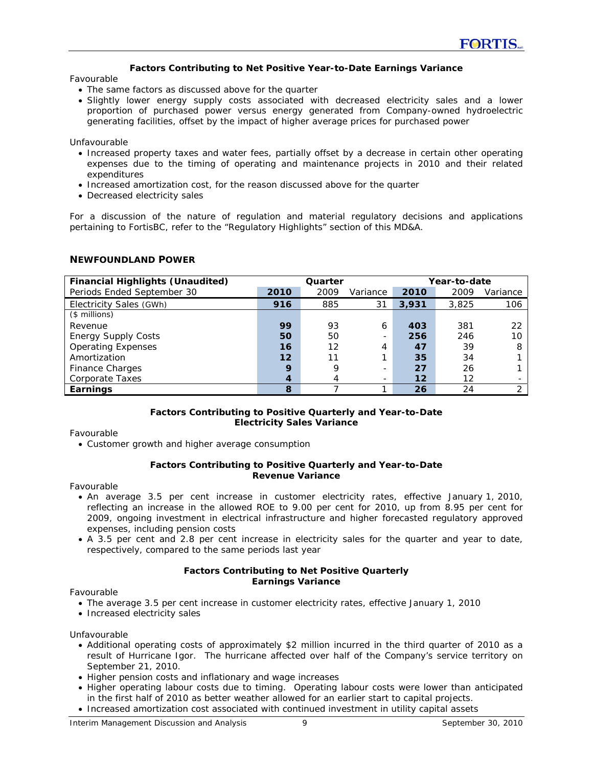**Factors Contributing to Net Positive Year-to-Date Earnings Variance**

Favourable

- The same factors as discussed above for the quarter
- Slightly lower energy supply costs associated with decreased electricity sales and a lower proportion of purchased power versus energy generated from Company-owned hydroelectric generating facilities, offset by the impact of higher average prices for purchased power

Unfavourable

- Increased property taxes and water fees, partially offset by a decrease in certain other operating expenses due to the timing of operating and maintenance projects in 2010 and their related expenditures
- Increased amortization cost, for the reason discussed above for the quarter
- Decreased electricity sales

For a discussion of the nature of regulation and material regulatory decisions and applications pertaining to FortisBC, refer to the "Regulatory Highlights" section of this MD&A.

## NEWFOUNDLAND POWER

| Financial Highlights (Unaudited) | Quarter | | | Year-to-date | | |
|---|---|---|---|---|---|---|
| Periods Ended September 30 | 2010 | 2009 | Variance | 2010 | 2009 | Variance |
| Electricity Sales (GWh) | 916 | 885 | 31 | 3,931 | 3,825 | 106 |
| ($ millions) | | | | | | |
| Revenue | 99 | 93 | 6 | 403 | 381 | 22 |
| Energy Supply Costs | 50 | 50 | - | 256 | 246 | 10 |
| Operating Expenses | 16 | 12 | 4 | 47 | 39 | 8 |
| Amortization | 12 | 11 | 1 | 35 | 34 | 1 |
| Finance Charges | 9 | 9 | - | 27 | 26 | 1 |
| Corporate Taxes | 4 | 4 | - | 12 | 12 | - |
| **Earnings** | 8 | 7 | 1 | 26 | 24 | 2 |

**Factors Contributing to Positive Quarterly and Year-to-Date Electricity Sales Variance**

Favourable

- Customer growth and higher average consumption

**Factors Contributing to Positive Quarterly and Year-to-Date Revenue Variance**

Favourable

- An average 3.5 per cent increase in customer electricity rates, effective January 1, 2010, reflecting an increase in the allowed ROE to 9.00 per cent for 2010, up from 8.95 per cent for 2009, ongoing investment in electrical infrastructure and higher forecasted regulatory approved expenses, including pension costs
- A 3.5 per cent and 2.8 per cent increase in electricity sales for the quarter and year to date, respectively, compared to the same periods last year

**Factors Contributing to Net Positive Quarterly Earnings Variance**

Favourable

- The average 3.5 per cent increase in customer electricity rates, effective January 1, 2010
- Increased electricity sales

Unfavourable

- Additional operating costs of approximately $2 million incurred in the third quarter of 2010 as a result of Hurricane Igor. The hurricane affected over half of the Company's service territory on September 21, 2010.
- Higher pension costs and inflationary and wage increases
- Higher operating labour costs due to timing. Operating labour costs were lower than anticipated in the first half of 2010 as better weather allowed for an earlier start to capital projects.
- Increased amortization cost associated with continued investment in utility capital assets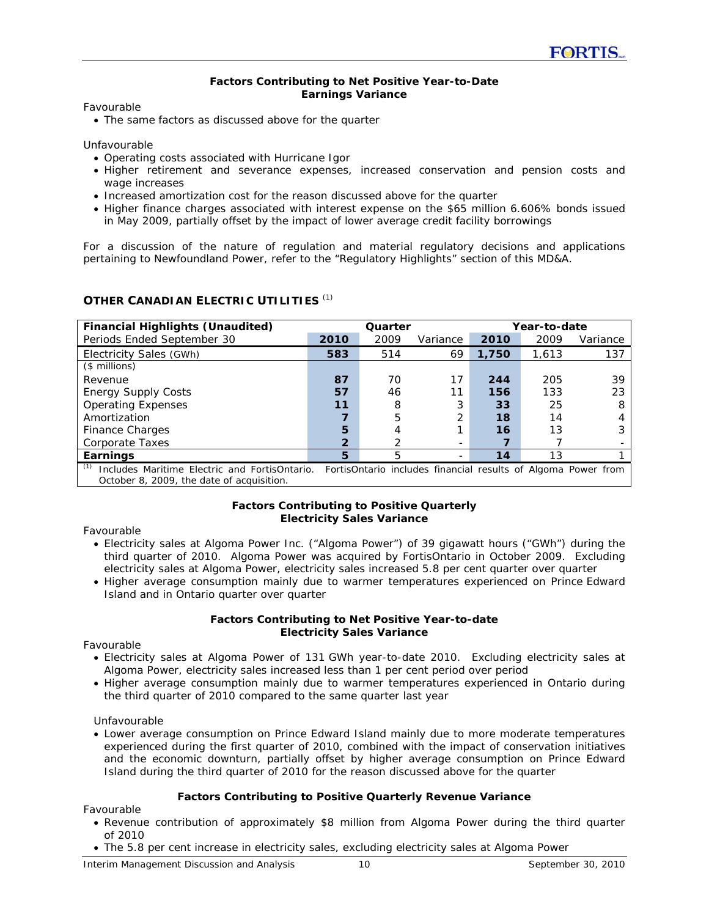**Factors Contributing to Net Positive Year-to-Date Earnings Variance**

Favourable

- The same factors as discussed above for the quarter

Unfavourable

- Operating costs associated with Hurricane Igor
- Higher retirement and severance expenses, increased conservation and pension costs and wage increases
- Increased amortization cost for the reason discussed above for the quarter
- Higher finance charges associated with interest expense on the $65 million 6.606% bonds issued in May 2009, partially offset by the impact of lower average credit facility borrowings

For a discussion of the nature of regulation and material regulatory decisions and applications pertaining to Newfoundland Power, refer to the "Regulatory Highlights" section of this MD&A.

## OTHER CANADIAN ELECTRIC UTILITIES [(1)]

| Financial Highlights (Unaudited) | Quarter | | | Year-to-date | | |
|---|---|---|---|---|---|---|
| Periods Ended September 30 | **2010** | 2009 | Variance | **2010** | 2009 | Variance |
| Electricity Sales (GWh) | **583** | 514 | 69 | **1,750** | 1,613 | 137 |
| ($ millions) | | | | | | |
| Revenue | **87** | 70 | 17 | **244** | 205 | 39 |
| Energy Supply Costs | **57** | 46 | 11 | **156** | 133 | 23 |
| Operating Expenses | **11** | 8 | 3 | **33** | 25 | 8 |
| Amortization | **7** | 5 | 2 | **18** | 14 | 4 |
| Finance Charges | **5** | 4 | 1 | **16** | 13 | 3 |
| Corporate Taxes | **2** | 2 | - | **7** | 7 | - |
| **Earnings** | **5** | 5 | - | **14** | 13 | 1 |

(1) Includes Maritime Electric and FortisOntario. FortisOntario includes financial results of Algoma Power from October 8, 2009, the date of acquisition.

**Factors Contributing to Positive Quarterly Electricity Sales Variance**

Favourable

- Electricity sales at Algoma Power Inc. ("Algoma Power") of 39 gigawatt hours ("GWh") during the third quarter of 2010. Algoma Power was acquired by FortisOntario in October 2009. Excluding electricity sales at Algoma Power, electricity sales increased 5.8 per cent quarter over quarter
- Higher average consumption mainly due to warmer temperatures experienced on Prince Edward Island and in Ontario quarter over quarter

**Factors Contributing to Net Positive Year-to-date Electricity Sales Variance**

Favourable

- Electricity sales at Algoma Power of 131 GWh year-to-date 2010. Excluding electricity sales at Algoma Power, electricity sales increased less than 1 per cent period over period
- Higher average consumption mainly due to warmer temperatures experienced in Ontario during the third quarter of 2010 compared to the same quarter last year

Unfavourable

- Lower average consumption on Prince Edward Island mainly due to more moderate temperatures experienced during the first quarter of 2010, combined with the impact of conservation initiatives and the economic downturn, partially offset by higher average consumption on Prince Edward Island during the third quarter of 2010 for the reason discussed above for the quarter

**Factors Contributing to Positive Quarterly Revenue Variance**

Favourable

- Revenue contribution of approximately $8 million from Algoma Power during the third quarter of 2010
- The 5.8 per cent increase in electricity sales, excluding electricity sales at Algoma Power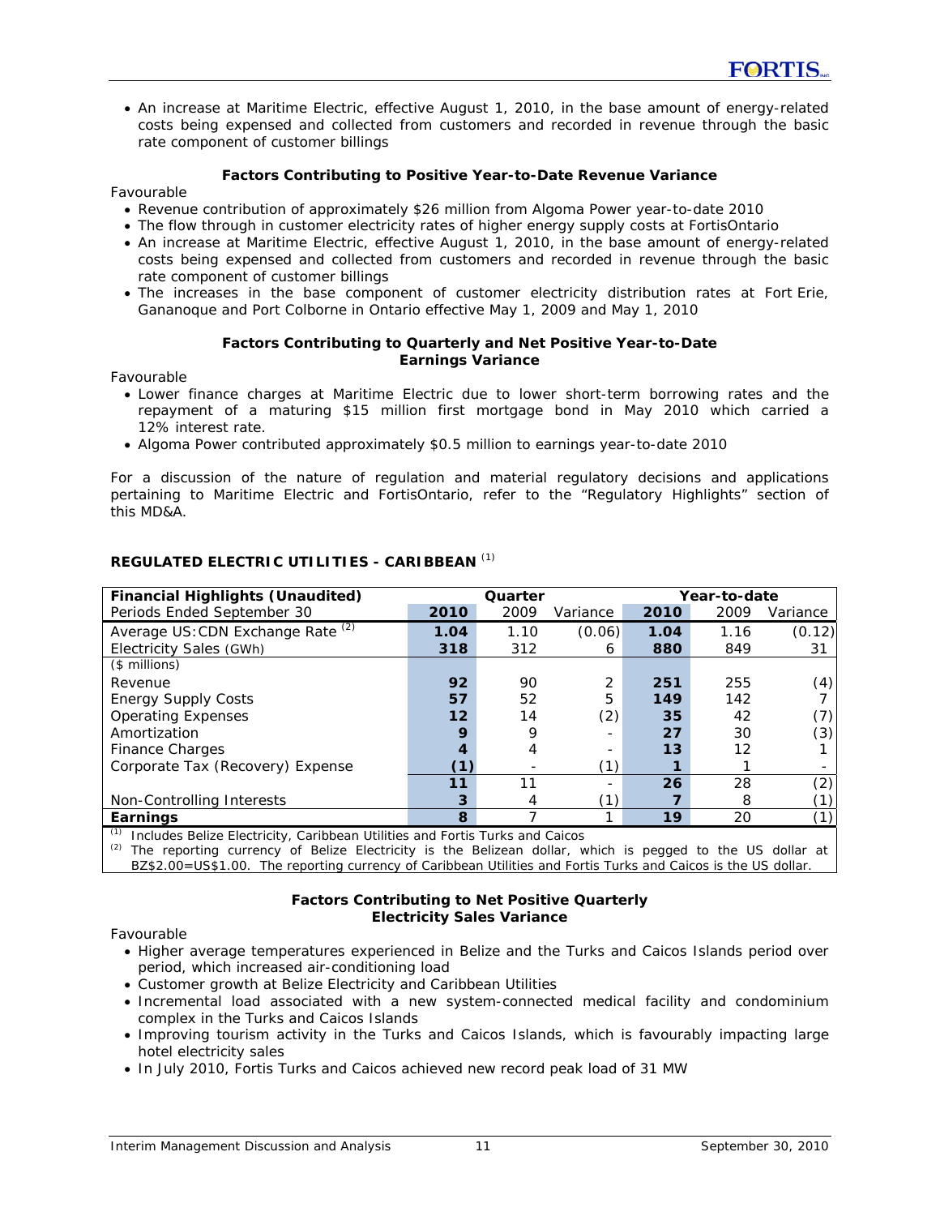- An increase at Maritime Electric, effective August 1, 2010, in the base amount of energy-related costs being expensed and collected from customers and recorded in revenue through the basic rate component of customer billings

**Factors Contributing to Positive Year-to-Date Revenue Variance**

Favourable

- Revenue contribution of approximately $26 million from Algoma Power year-to-date 2010
- The flow through in customer electricity rates of higher energy supply costs at FortisOntario
- An increase at Maritime Electric, effective August 1, 2010, in the base amount of energy-related costs being expensed and collected from customers and recorded in revenue through the basic rate component of customer billings
- The increases in the base component of customer electricity distribution rates at Fort Erie, Gananoque and Port Colborne in Ontario effective May 1, 2009 and May 1, 2010

**Factors Contributing to Quarterly and Net Positive Year-to-Date Earnings Variance**

Favourable

- Lower finance charges at Maritime Electric due to lower short-term borrowing rates and the repayment of a maturing $15 million first mortgage bond in May 2010 which carried a 12% interest rate.
- Algoma Power contributed approximately $0.5 million to earnings year-to-date 2010

For a discussion of the nature of regulation and material regulatory decisions and applications pertaining to Maritime Electric and FortisOntario, refer to the "Regulatory Highlights" section of this MD&A.

## REGULATED ELECTRIC UTILITIES - CARIBBEAN [1]

| Financial Highlights (Unaudited) | Quarter | | | Year-to-date | | |
|---|---|---|---|---|---|---|
| Periods Ended September 30 | **2010** | 2009 | Variance | **2010** | 2009 | Variance |
| Average US:CDN Exchange Rate [2] | **1.04** | 1.10 | (0.06) | **1.04** | 1.16 | (0.12) |
| Electricity Sales (GWh) | **318** | 312 | 6 | **880** | 849 | 31 |
| ($ millions) | | | | | | |
| Revenue | **92** | 90 | 2 | **251** | 255 | (4) |
| Energy Supply Costs | **57** | 52 | 5 | **149** | 142 | 7 |
| Operating Expenses | **12** | 14 | (2) | **35** | 42 | (7) |
| Amortization | **9** | 9 | - | **27** | 30 | (3) |
| Finance Charges | **4** | 4 | - | **13** | 12 | 1 |
| Corporate Tax (Recovery) Expense | **(1)** | - | (1) | **1** | 1 | - |
| | **11** | 11 | - | **26** | 28 | (2) |
| Non-Controlling Interests | **3** | 4 | (1) | **7** | 8 | (1) |
| **Earnings** | **8** | 7 | 1 | **19** | 20 | (1) |

[1] Includes Belize Electricity, Caribbean Utilities and Fortis Turks and Caicos

[2] The reporting currency of Belize Electricity is the Belizean dollar, which is pegged to the US dollar at BZ$2.00=US$1.00. The reporting currency of Caribbean Utilities and Fortis Turks and Caicos is the US dollar.

**Factors Contributing to Net Positive Quarterly Electricity Sales Variance**

Favourable

- Higher average temperatures experienced in Belize and the Turks and Caicos Islands period over period, which increased air-conditioning load
- Customer growth at Belize Electricity and Caribbean Utilities
- Incremental load associated with a new system-connected medical facility and condominium complex in the Turks and Caicos Islands
- Improving tourism activity in the Turks and Caicos Islands, which is favourably impacting large hotel electricity sales
- In July 2010, Fortis Turks and Caicos achieved new record peak load of 31 MW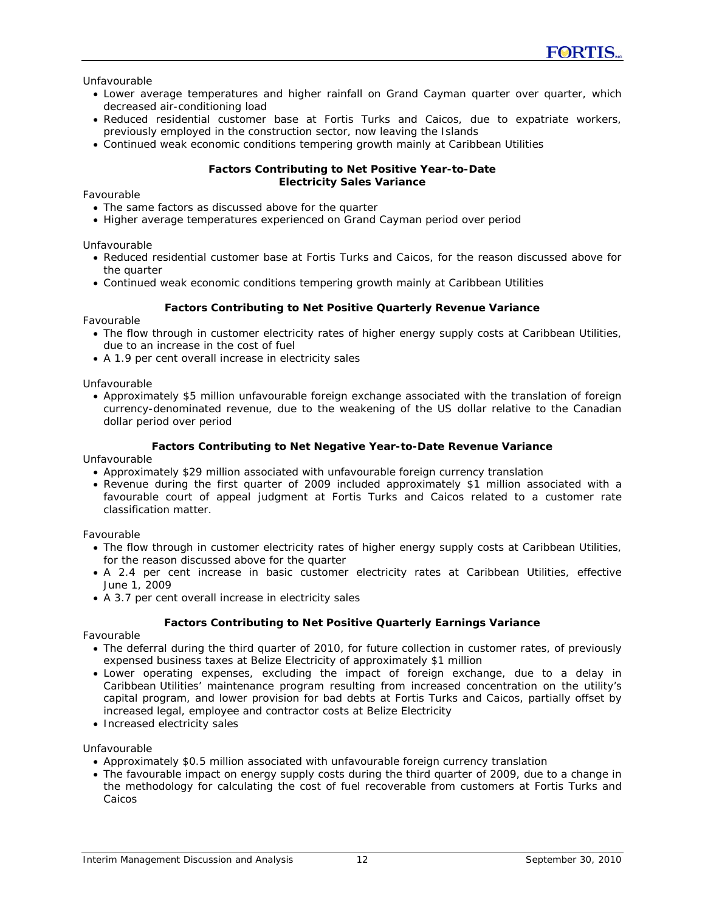Unfavourable

- Lower average temperatures and higher rainfall on Grand Cayman quarter over quarter, which decreased air-conditioning load
- Reduced residential customer base at Fortis Turks and Caicos, due to expatriate workers, previously employed in the construction sector, now leaving the Islands
- Continued weak economic conditions tempering growth mainly at Caribbean Utilities

**Factors Contributing to Net Positive Year-to-Date Electricity Sales Variance**

Favourable

- The same factors as discussed above for the quarter
- Higher average temperatures experienced on Grand Cayman period over period

Unfavourable

- Reduced residential customer base at Fortis Turks and Caicos, for the reason discussed above for the quarter
- Continued weak economic conditions tempering growth mainly at Caribbean Utilities

**Factors Contributing to Net Positive Quarterly Revenue Variance**

Favourable

- The flow through in customer electricity rates of higher energy supply costs at Caribbean Utilities, due to an increase in the cost of fuel
- A 1.9 per cent overall increase in electricity sales

Unfavourable

- Approximately $5 million unfavourable foreign exchange associated with the translation of foreign currency-denominated revenue, due to the weakening of the US dollar relative to the Canadian dollar period over period

**Factors Contributing to Net Negative Year-to-Date Revenue Variance**

Unfavourable

- Approximately $29 million associated with unfavourable foreign currency translation
- Revenue during the first quarter of 2009 included approximately $1 million associated with a favourable court of appeal judgment at Fortis Turks and Caicos related to a customer rate classification matter.

Favourable

- The flow through in customer electricity rates of higher energy supply costs at Caribbean Utilities, for the reason discussed above for the quarter
- A 2.4 per cent increase in basic customer electricity rates at Caribbean Utilities, effective June 1, 2009
- A 3.7 per cent overall increase in electricity sales

**Factors Contributing to Net Positive Quarterly Earnings Variance**

Favourable

- The deferral during the third quarter of 2010, for future collection in customer rates, of previously expensed business taxes at Belize Electricity of approximately $1 million
- Lower operating expenses, excluding the impact of foreign exchange, due to a delay in Caribbean Utilities' maintenance program resulting from increased concentration on the utility's capital program, and lower provision for bad debts at Fortis Turks and Caicos, partially offset by increased legal, employee and contractor costs at Belize Electricity
- Increased electricity sales

Unfavourable

- Approximately $0.5 million associated with unfavourable foreign currency translation
- The favourable impact on energy supply costs during the third quarter of 2009, due to a change in the methodology for calculating the cost of fuel recoverable from customers at Fortis Turks and Caicos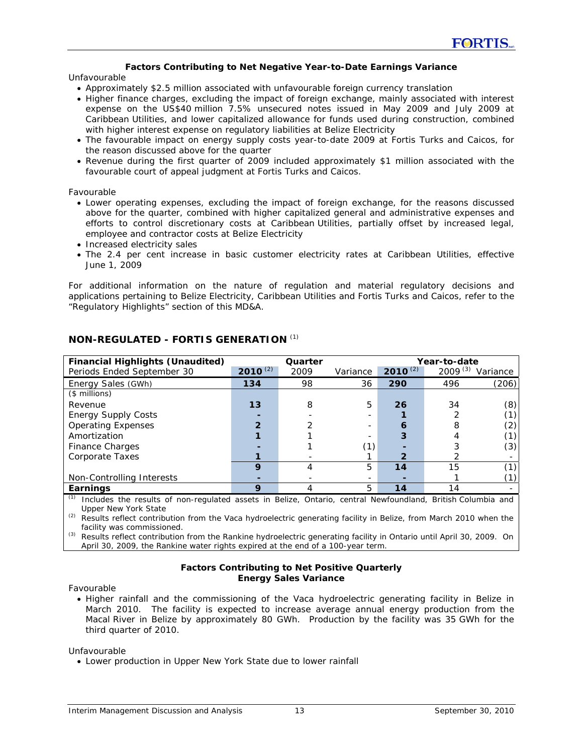### Factors Contributing to Net Negative Year-to-Date Earnings Variance

Unfavourable

- Approximately $2.5 million associated with unfavourable foreign currency translation
- Higher finance charges, excluding the impact of foreign exchange, mainly associated with interest expense on the US$40 million 7.5% unsecured notes issued in May 2009 and July 2009 at Caribbean Utilities, and lower capitalized allowance for funds used during construction, combined with higher interest expense on regulatory liabilities at Belize Electricity
- The favourable impact on energy supply costs year-to-date 2009 at Fortis Turks and Caicos, for the reason discussed above for the quarter
- Revenue during the first quarter of 2009 included approximately $1 million associated with the favourable court of appeal judgment at Fortis Turks and Caicos.

Favourable

- Lower operating expenses, excluding the impact of foreign exchange, for the reasons discussed above for the quarter, combined with higher capitalized general and administrative expenses and efforts to control discretionary costs at Caribbean Utilities, partially offset by increased legal, employee and contractor costs at Belize Electricity
- Increased electricity sales
- The 2.4 per cent increase in basic customer electricity rates at Caribbean Utilities, effective June 1, 2009

For additional information on the nature of regulation and material regulatory decisions and applications pertaining to Belize Electricity, Caribbean Utilities and Fortis Turks and Caicos, refer to the "Regulatory Highlights" section of this MD&A.

## NON-REGULATED - FORTIS GENERATION [1]

| Financial Highlights (Unaudited) | Quarter | | | Year-to-date | | |
|---|---|---|---|---|---|---|
| Periods Ended September 30 | **2010 [2]** | 2009 | Variance | **2010 [2]** | 2009 [3] | Variance |
| Energy Sales (GWh) | **134** | 98 | 36 | **290** | 496 | (206) |
| ($ millions) | | | | | | |
| Revenue | **13** | 8 | 5 | **26** | 34 | (8) |
| Energy Supply Costs | **-** | - | - | **1** | 2 | (1) |
| Operating Expenses | **2** | 2 | - | **6** | 8 | (2) |
| Amortization | **1** | 1 | - | **3** | 4 | (1) |
| Finance Charges | **-** | 1 | (1) | **-** | 3 | (3) |
| Corporate Taxes | **1** | - | 1 | **2** | 2 | - |
| | **9** | 4 | 5 | **14** | 15 | (1) |
| Non-Controlling Interests | **-** | - | - | **-** | 1 | (1) |
| **Earnings** | **9** | 4 | 5 | **14** | 14 | - |

[1] Includes the results of non-regulated assets in Belize, Ontario, central Newfoundland, British Columbia and Upper New York State

[2] Results reflect contribution from the Vaca hydroelectric generating facility in Belize, from March 2010 when the facility was commissioned.

[3] Results reflect contribution from the Rankine hydroelectric generating facility in Ontario until April 30, 2009. On April 30, 2009, the Rankine water rights expired at the end of a 100-year term.

### Factors Contributing to Net Positive Quarterly Energy Sales Variance

Favourable

- Higher rainfall and the commissioning of the Vaca hydroelectric generating facility in Belize in March 2010. The facility is expected to increase average annual energy production from the Macal River in Belize by approximately 80 GWh. Production by the facility was 35 GWh for the third quarter of 2010.

Unfavourable

- Lower production in Upper New York State due to lower rainfall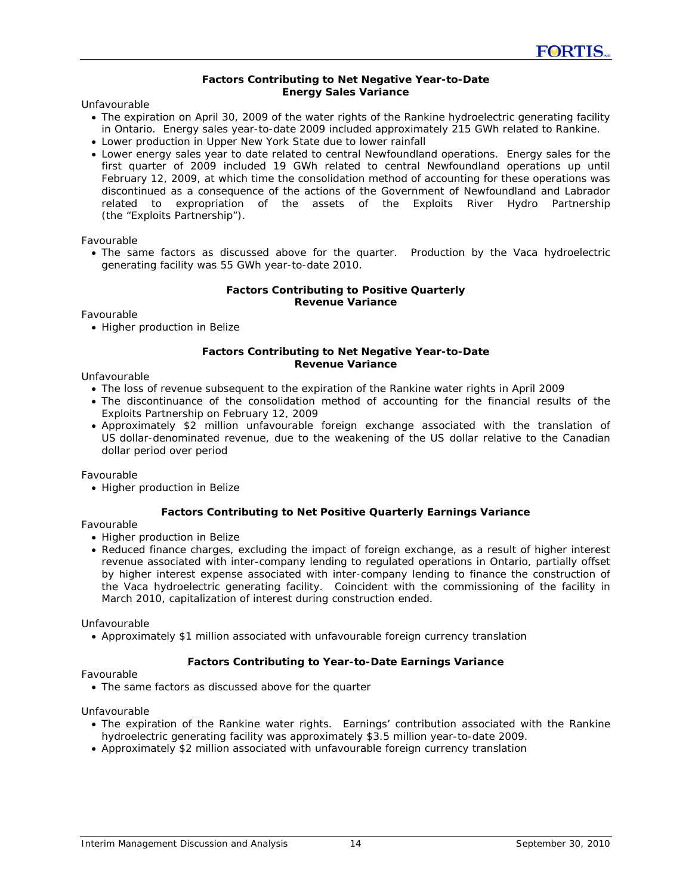**Factors Contributing to Net Negative Year-to-Date Energy Sales Variance**

Unfavourable

- The expiration on April 30, 2009 of the water rights of the Rankine hydroelectric generating facility in Ontario. Energy sales year-to-date 2009 included approximately 215 GWh related to Rankine.
- Lower production in Upper New York State due to lower rainfall
- Lower energy sales year to date related to central Newfoundland operations. Energy sales for the first quarter of 2009 included 19 GWh related to central Newfoundland operations up until February 12, 2009, at which time the consolidation method of accounting for these operations was discontinued as a consequence of the actions of the Government of Newfoundland and Labrador related to expropriation of the assets of the Exploits River Hydro Partnership (the "Exploits Partnership").

Favourable

- The same factors as discussed above for the quarter. Production by the Vaca hydroelectric generating facility was 55 GWh year-to-date 2010.

**Factors Contributing to Positive Quarterly Revenue Variance**

Favourable

- Higher production in Belize

**Factors Contributing to Net Negative Year-to-Date Revenue Variance**

Unfavourable

- The loss of revenue subsequent to the expiration of the Rankine water rights in April 2009
- The discontinuance of the consolidation method of accounting for the financial results of the Exploits Partnership on February 12, 2009
- Approximately $2 million unfavourable foreign exchange associated with the translation of US dollar-denominated revenue, due to the weakening of the US dollar relative to the Canadian dollar period over period

Favourable

- Higher production in Belize

**Factors Contributing to Net Positive Quarterly Earnings Variance**

Favourable

- Higher production in Belize
- Reduced finance charges, excluding the impact of foreign exchange, as a result of higher interest revenue associated with inter-company lending to regulated operations in Ontario, partially offset by higher interest expense associated with inter-company lending to finance the construction of the Vaca hydroelectric generating facility. Coincident with the commissioning of the facility in March 2010, capitalization of interest during construction ended.

Unfavourable

- Approximately $1 million associated with unfavourable foreign currency translation

**Factors Contributing to Year-to-Date Earnings Variance**

Favourable

- The same factors as discussed above for the quarter

Unfavourable

- The expiration of the Rankine water rights. Earnings' contribution associated with the Rankine hydroelectric generating facility was approximately $3.5 million year-to-date 2009.
- Approximately $2 million associated with unfavourable foreign currency translation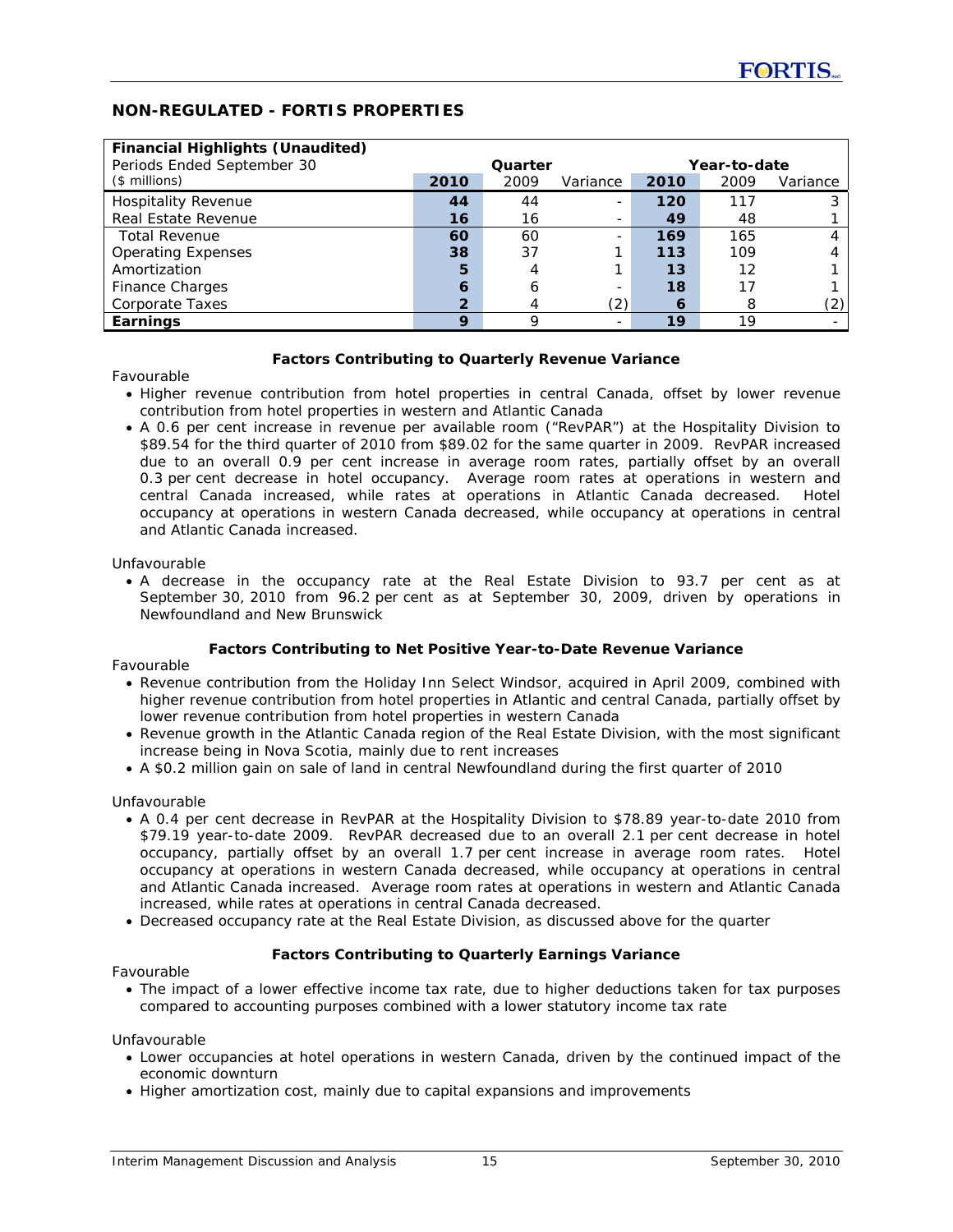## NON-REGULATED - FORTIS PROPERTIES

| Financial Highlights (Unaudited) | | | | | | |
|---|---|---|---|---|---|---|
| Periods Ended September 30 | Quarter | | | Year-to-date | | |
| ($ millions) | **2010** | 2009 | Variance | **2010** | 2009 | Variance |
| Hospitality Revenue | **44** | 44 | - | **120** | 117 | 3 |
| Real Estate Revenue | **16** | 16 | - | **49** | 48 | 1 |
| Total Revenue | **60** | 60 | - | **169** | 165 | 4 |
| Operating Expenses | **38** | 37 | 1 | **113** | 109 | 4 |
| Amortization | **5** | 4 | 1 | **13** | 12 | 1 |
| Finance Charges | **6** | 6 | - | **18** | 17 | 1 |
| Corporate Taxes | **2** | 4 | (2) | **6** | 8 | (2) |
| **Earnings** | **9** | 9 | - | **19** | 19 | - |

**Factors Contributing to Quarterly Revenue Variance**

Favourable

- Higher revenue contribution from hotel properties in central Canada, offset by lower revenue contribution from hotel properties in western and Atlantic Canada
- A 0.6 per cent increase in revenue per available room ("RevPAR") at the Hospitality Division to $89.54 for the third quarter of 2010 from $89.02 for the same quarter in 2009. RevPAR increased due to an overall 0.9 per cent increase in average room rates, partially offset by an overall 0.3 per cent decrease in hotel occupancy. Average room rates at operations in western and central Canada increased, while rates at operations in Atlantic Canada decreased. Hotel occupancy at operations in western Canada decreased, while occupancy at operations in central and Atlantic Canada increased.

Unfavourable

- A decrease in the occupancy rate at the Real Estate Division to 93.7 per cent as at September 30, 2010 from 96.2 per cent as at September 30, 2009, driven by operations in Newfoundland and New Brunswick

**Factors Contributing to Net Positive Year-to-Date Revenue Variance**

Favourable

- Revenue contribution from the Holiday Inn Select Windsor, acquired in April 2009, combined with higher revenue contribution from hotel properties in Atlantic and central Canada, partially offset by lower revenue contribution from hotel properties in western Canada
- Revenue growth in the Atlantic Canada region of the Real Estate Division, with the most significant increase being in Nova Scotia, mainly due to rent increases
- A $0.2 million gain on sale of land in central Newfoundland during the first quarter of 2010

Unfavourable

- A 0.4 per cent decrease in RevPAR at the Hospitality Division to $78.89 year-to-date 2010 from $79.19 year-to-date 2009. RevPAR decreased due to an overall 2.1 per cent decrease in hotel occupancy, partially offset by an overall 1.7 per cent increase in average room rates. Hotel occupancy at operations in western Canada decreased, while occupancy at operations in central and Atlantic Canada increased. Average room rates at operations in western and Atlantic Canada increased, while rates at operations in central Canada decreased.
- Decreased occupancy rate at the Real Estate Division, as discussed above for the quarter

**Factors Contributing to Quarterly Earnings Variance**

Favourable

- The impact of a lower effective income tax rate, due to higher deductions taken for tax purposes compared to accounting purposes combined with a lower statutory income tax rate

Unfavourable

- Lower occupancies at hotel operations in western Canada, driven by the continued impact of the economic downturn
- Higher amortization cost, mainly due to capital expansions and improvements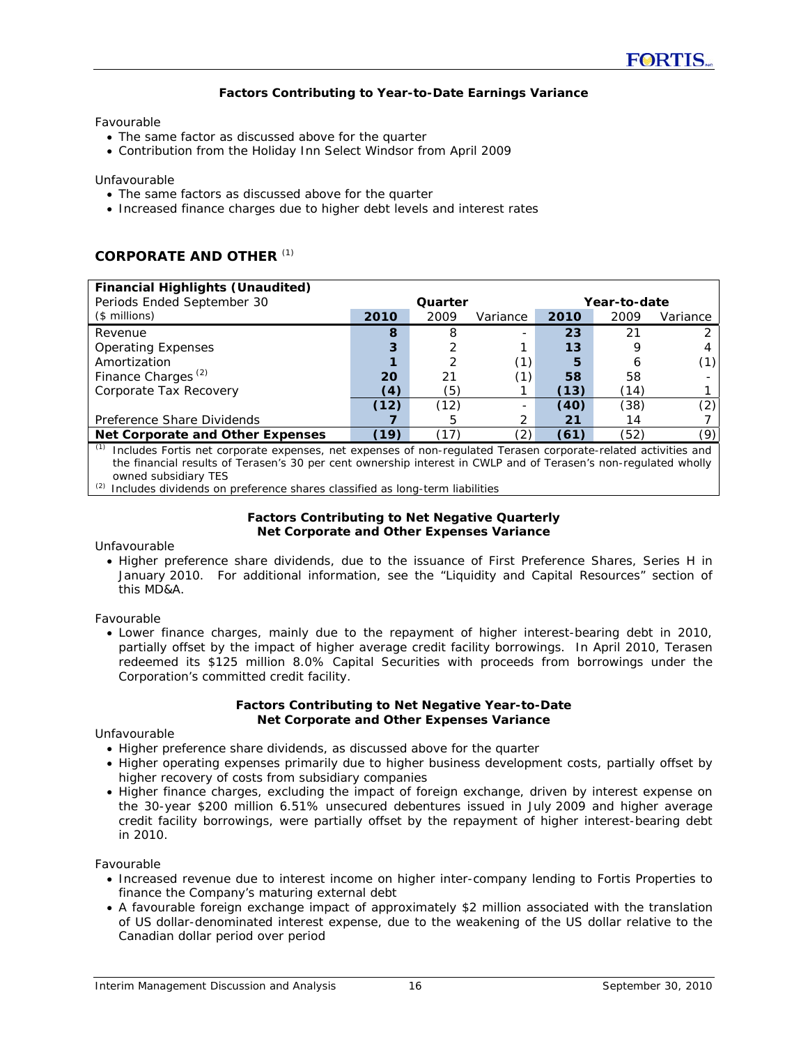**Factors Contributing to Year-to-Date Earnings Variance**

Favourable

- The same factor as discussed above for the quarter
- Contribution from the Holiday Inn Select Windsor from April 2009

Unfavourable

- The same factors as discussed above for the quarter
- Increased finance charges due to higher debt levels and interest rates

## CORPORATE AND OTHER [(1)]

| Financial Highlights (Unaudited) | | | | | | |
|---|---|---|---|---|---|---|
| Periods Ended September 30 | Quarter | | | Year-to-date | | |
| ($ millions) | **2010** | 2009 | Variance | **2010** | 2009 | Variance |
| Revenue | **8** | 8 | - | **23** | 21 | 2 |
| Operating Expenses | **3** | 2 | 1 | **13** | 9 | 4 |
| Amortization | **1** | 2 | (1) | **5** | 6 | (1) |
| Finance Charges [(2)] | **20** | 21 | (1) | **58** | 58 | - |
| Corporate Tax Recovery | **(4)** | (5) | 1 | **(13)** | (14) | 1 |
| | **(12)** | (12) | - | **(40)** | (38) | (2) |
| Preference Share Dividends | **7** | 5 | 2 | **21** | 14 | 7 |
| **Net Corporate and Other Expenses** | **(19)** | (17) | (2) | **(61)** | (52) | (9) |

(1) Includes Fortis net corporate expenses, net expenses of non-regulated Terasen corporate-related activities and the financial results of Terasen's 30 per cent ownership interest in CWLP and of Terasen's non-regulated wholly owned subsidiary TES

(2) Includes dividends on preference shares classified as long-term liabilities

**Factors Contributing to Net Negative Quarterly Net Corporate and Other Expenses Variance**

Unfavourable

- Higher preference share dividends, due to the issuance of First Preference Shares, Series H in January 2010. For additional information, see the "Liquidity and Capital Resources" section of this MD&A.

Favourable

- Lower finance charges, mainly due to the repayment of higher interest-bearing debt in 2010, partially offset by the impact of higher average credit facility borrowings. In April 2010, Terasen redeemed its $125 million 8.0% Capital Securities with proceeds from borrowings under the Corporation's committed credit facility.

**Factors Contributing to Net Negative Year-to-Date Net Corporate and Other Expenses Variance**

Unfavourable

- Higher preference share dividends, as discussed above for the quarter
- Higher operating expenses primarily due to higher business development costs, partially offset by higher recovery of costs from subsidiary companies
- Higher finance charges, excluding the impact of foreign exchange, driven by interest expense on the 30-year $200 million 6.51% unsecured debentures issued in July 2009 and higher average credit facility borrowings, were partially offset by the repayment of higher interest-bearing debt in 2010.

Favourable

- Increased revenue due to interest income on higher inter-company lending to Fortis Properties to finance the Company's maturing external debt
- A favourable foreign exchange impact of approximately $2 million associated with the translation of US dollar-denominated interest expense, due to the weakening of the US dollar relative to the Canadian dollar period over period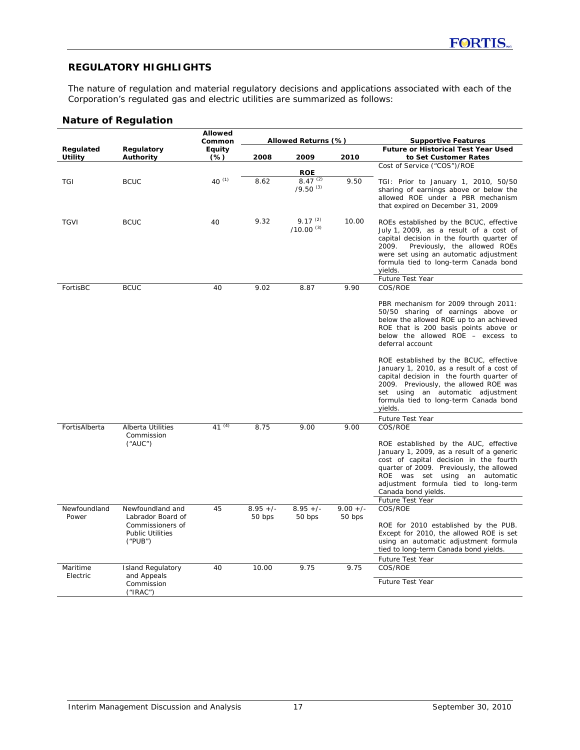## REGULATORY HIGHLIGHTS

The nature of regulation and material regulatory decisions and applications associated with each of the Corporation's regulated gas and electric utilities are summarized as follows:

### Nature of Regulation

| Regulated Utility | Regulatory Authority | Allowed Common Equity (%) | Allowed Returns (%) | | | Supportive Features |
|---|---|---|---|---|---|---|
| | | | 2008 | 2009 | 2010 | Future or Historical Test Year Used to Set Customer Rates |
| | | | ROE | | | Cost of Service ("COS")/ROE |
| TGI | BCUC | 40 [1] | 8.62 | 8.47 [2] /9.50 [3] | 9.50 | TGI: Prior to January 1, 2010, 50/50 sharing of earnings above or below the allowed ROE under a PBR mechanism that expired on December 31, 2009 |
| TGVI | BCUC | 40 | 9.32 | 9.17 [2] /10.00 [3] | 10.00 | ROEs established by the BCUC, effective July 1, 2009, as a result of a cost of capital decision in the fourth quarter of 2009. Previously, the allowed ROEs were set using an automatic adjustment formula tied to long-term Canada bond yields. Future Test Year |
| FortisBC | BCUC | 40 | 9.02 | 8.87 | 9.90 | COS/ROE<br><br>PBR mechanism for 2009 through 2011: 50/50 sharing of earnings above or below the allowed ROE up to an achieved ROE that is 200 basis points above or below the allowed ROE – excess to deferral account<br><br>ROE established by the BCUC, effective January 1, 2010, as a result of a cost of capital decision in the fourth quarter of 2009. Previously, the allowed ROE was set using an automatic adjustment formula tied to long-term Canada bond yields.<br><br>Future Test Year |
| FortisAlberta | Alberta Utilities Commission ("AUC") | 41 [4] | 8.75 | 9.00 | 9.00 | COS/ROE<br><br>ROE established by the AUC, effective January 1, 2009, as a result of a generic cost of capital decision in the fourth quarter of 2009. Previously, the allowed ROE was set using an automatic adjustment formula tied to long-term Canada bond yields.<br><br>Future Test Year |
| Newfoundland Power | Newfoundland and Labrador Board of Commissioners of Public Utilities ("PUB") | 45 | 8.95 +/- 50 bps | 8.95 +/- 50 bps | 9.00 +/- 50 bps | COS/ROE<br><br>ROE for 2010 established by the PUB. Except for 2010, the allowed ROE is set using an automatic adjustment formula tied to long-term Canada bond yields.<br><br>Future Test Year |
| Maritime Electric | Island Regulatory and Appeals Commission ("IRAC") | 40 | 10.00 | 9.75 | 9.75 | COS/ROE<br><br>Future Test Year |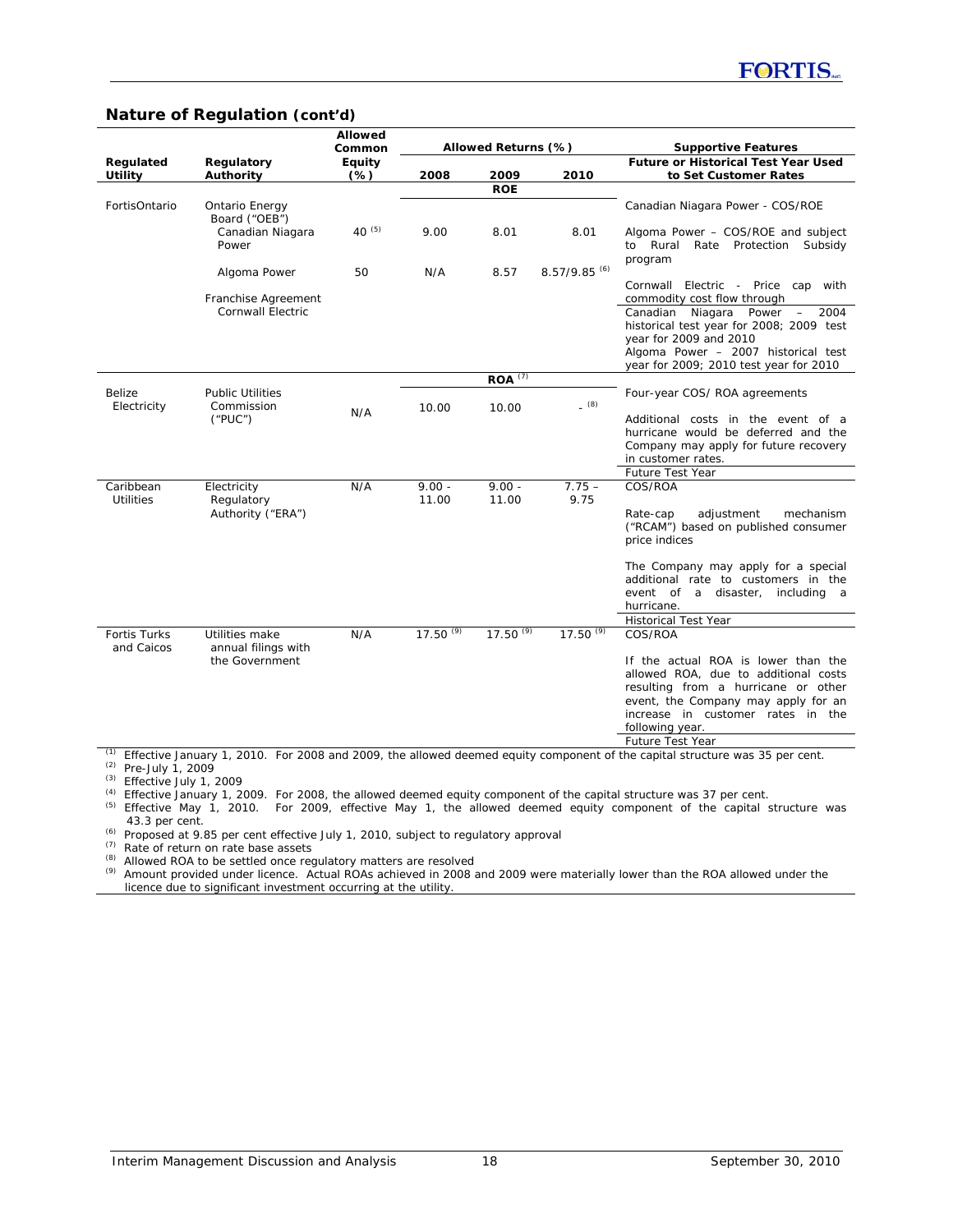## Nature of Regulation (cont'd)

| Regulated Utility | Regulatory Authority | Allowed Common Equity (%) | Allowed Returns (%) | | | Supportive Features |
|---|---|---|---|---|---|---|
| | | | 2008 | 2009 | 2010 | Future or Historical Test Year Used to Set Customer Rates |
| | | | | ROE | | |
| FortisOntario | Ontario Energy Board ("OEB") | | | | | Canadian Niagara Power - COS/ROE |
| | Canadian Niagara Power | 40 [5] | 9.00 | 8.01 | 8.01 | Algoma Power – COS/ROE and subject to Rural Rate Protection Subsidy program |
| | Algoma Power | 50 | N/A | 8.57 | 8.57/9.85 [6] | Cornwall Electric - Price cap with commodity cost flow through |
| | Franchise Agreement Cornwall Electric | | | | | Canadian Niagara Power – 2004 historical test year for 2008; 2009 test year for 2009 and 2010<br>Algoma Power – 2007 historical test year for 2009; 2010 test year for 2010 |
| | | | | ROA [7] | | |
| Belize Electricity | Public Utilities Commission ("PUC") | N/A | 10.00 | 10.00 | - [8] | Four-year COS/ ROA agreements<br>Additional costs in the event of a hurricane would be deferred and the Company may apply for future recovery in customer rates.<br>Future Test Year |
| Caribbean Utilities | Electricity Regulatory Authority ("ERA") | N/A | 9.00 - 11.00 | 9.00 - 11.00 | 7.75 – 9.75 | COS/ROA<br>Rate-cap adjustment mechanism ("RCAM") based on published consumer price indices<br>The Company may apply for a special additional rate to customers in the event of a disaster, including a hurricane.<br>Historical Test Year |
| Fortis Turks and Caicos | Utilities make annual filings with the Government | N/A | 17.50 [9] | 17.50 [9] | 17.50 [9] | COS/ROA<br>If the actual ROA is lower than the allowed ROA, due to additional costs resulting from a hurricane or other event, the Company may apply for an increase in customer rates in the following year.<br>Future Test Year |

(1) Effective January 1, 2010. For 2008 and 2009, the allowed deemed equity component of the capital structure was 35 per cent.
(2) Pre-July 1, 2009
(3) Effective July 1, 2009
(4) Effective January 1, 2009. For 2008, the allowed deemed equity component of the capital structure was 37 per cent.
(5) Effective May 1, 2010. For 2009, effective May 1, the allowed deemed equity component of the capital structure was 43.3 per cent.
(6) Proposed at 9.85 per cent effective July 1, 2010, subject to regulatory approval
(7) Rate of return on rate base assets
(8) Allowed ROA to be settled once regulatory matters are resolved
(9) Amount provided under licence. Actual ROAs achieved in 2008 and 2009 were materially lower than the ROA allowed under the licence due to significant investment occurring at the utility.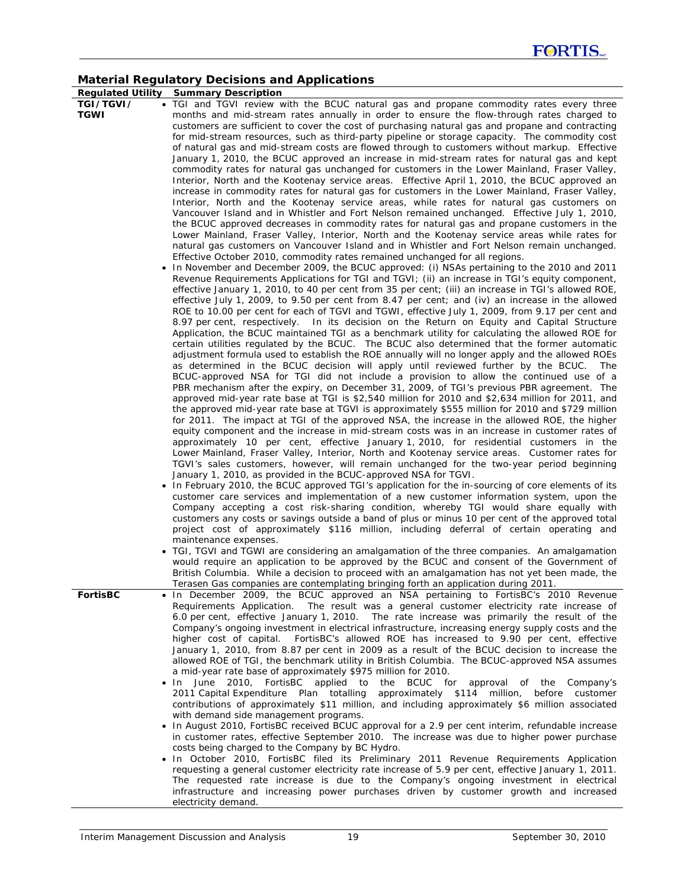## Material Regulatory Decisions and Applications

| Regulated Utility | Summary Description |
|---|---|
| **TGI/TGVI/ TGWI** | • TGI and TGVI review with the BCUC natural gas and propane commodity rates every three months and mid-stream rates annually in order to ensure the flow-through rates charged to customers are sufficient to cover the cost of purchasing natural gas and propane and contracting for mid-stream resources, such as third-party pipeline or storage capacity. The commodity cost of natural gas and mid-stream costs are flowed through to customers without markup. Effective January 1, 2010, the BCUC approved an increase in mid-stream rates for natural gas and kept commodity rates for natural gas unchanged for customers in the Lower Mainland, Fraser Valley, Interior, North and the Kootenay service areas. Effective April 1, 2010, the BCUC approved an increase in commodity rates for natural gas for customers in the Lower Mainland, Fraser Valley, Interior, North and the Kootenay service areas, while rates for natural gas customers on Vancouver Island and in Whistler and Fort Nelson remained unchanged. Effective July 1, 2010, the BCUC approved decreases in commodity rates for natural gas and propane customers in the Lower Mainland, Fraser Valley, Interior, North and the Kootenay service areas while rates for natural gas customers on Vancouver Island and in Whistler and Fort Nelson remain unchanged. Effective October 2010, commodity rates remained unchanged for all regions.<br>• In November and December 2009, the BCUC approved: (i) NSAs pertaining to the 2010 and 2011 Revenue Requirements Applications for TGI and TGVI; (ii) an increase in TGI's equity component, effective January 1, 2010, to 40 per cent from 35 per cent; (iii) an increase in TGI's allowed ROE, effective July 1, 2009, to 9.50 per cent from 8.47 per cent; and (iv) an increase in the allowed ROE to 10.00 per cent for each of TGVI and TGWI, effective July 1, 2009, from 9.17 per cent and 8.97 per cent, respectively. In its decision on the Return on Equity and Capital Structure Application, the BCUC maintained TGI as a benchmark utility for calculating the allowed ROE for certain utilities regulated by the BCUC. The BCUC also determined that the former automatic adjustment formula used to establish the ROE annually will no longer apply and the allowed ROEs as determined in the BCUC decision will apply until reviewed further by the BCUC. The BCUC-approved NSA for TGI did not include a provision to allow the continued use of a PBR mechanism after the expiry, on December 31, 2009, of TGI's previous PBR agreement. The approved mid-year rate base at TGI is $2,540 million for 2010 and $2,634 million for 2011, and the approved mid-year rate base at TGVI is approximately $555 million for 2010 and $729 million for 2011. The impact at TGI of the approved NSA, the increase in the allowed ROE, the higher equity component and the increase in mid-stream costs was in an increase in customer rates of approximately 10 per cent, effective January 1, 2010, for residential customers in the Lower Mainland, Fraser Valley, Interior, North and Kootenay service areas. Customer rates for TGVI's sales customers, however, will remain unchanged for the two-year period beginning January 1, 2010, as provided in the BCUC-approved NSA for TGVI.<br>• In February 2010, the BCUC approved TGI's application for the in-sourcing of core elements of its customer care services and implementation of a new customer information system, upon the Company accepting a cost risk-sharing condition, whereby TGI would share equally with customers any costs or savings outside a band of plus or minus 10 per cent of the approved total project cost of approximately $116 million, including deferral of certain operating and maintenance expenses.<br>• TGI, TGVI and TGWI are considering an amalgamation of the three companies. An amalgamation would require an application to be approved by the BCUC and consent of the Government of British Columbia. While a decision to proceed with an amalgamation has not yet been made, the Terasen Gas companies are contemplating bringing forth an application during 2011. |
| **FortisBC** | • In December 2009, the BCUC approved an NSA pertaining to FortisBC's 2010 Revenue Requirements Application. The result was a general customer electricity rate increase of 6.0 per cent, effective January 1, 2010. The rate increase was primarily the result of the Company's ongoing investment in electrical infrastructure, increasing energy supply costs and the higher cost of capital. FortisBC's allowed ROE has increased to 9.90 per cent, effective January 1, 2010, from 8.87 per cent in 2009 as a result of the BCUC decision to increase the allowed ROE of TGI, the benchmark utility in British Columbia. The BCUC-approved NSA assumes a mid-year rate base of approximately $975 million for 2010.<br>• In June 2010, FortisBC applied to the BCUC for approval of the Company's 2011 Capital Expenditure Plan totalling approximately $114 million, before customer contributions of approximately $11 million, and including approximately $6 million associated with demand side management programs.<br>• In August 2010, FortisBC received BCUC approval for a 2.9 per cent interim, refundable increase in customer rates, effective September 2010. The increase was due to higher power purchase costs being charged to the Company by BC Hydro.<br>• In October 2010, FortisBC filed its Preliminary 2011 Revenue Requirements Application requesting a general customer electricity rate increase of 5.9 per cent, effective January 1, 2011. The requested rate increase is due to the Company's ongoing investment in electrical infrastructure and increasing power purchases driven by customer growth and increased electricity demand. |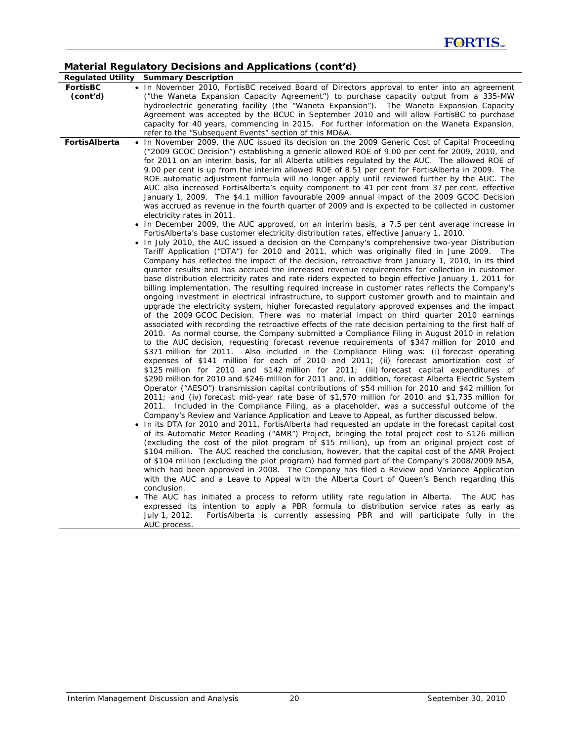## Material Regulatory Decisions and Applications (cont'd)

| Regulated Utility | Summary Description |
|---|---|
| **FortisBC (cont'd)** | • In November 2010, FortisBC received Board of Directors approval to enter into an agreement ("the Waneta Expansion Capacity Agreement") to purchase capacity output from a 335-MW hydroelectric generating facility (the "Waneta Expansion"). The Waneta Expansion Capacity Agreement was accepted by the BCUC in September 2010 and will allow FortisBC to purchase capacity for 40 years, commencing in 2015. For further information on the Waneta Expansion, refer to the "Subsequent Events" section of this MD&A. |
| **FortisAlberta** | • In November 2009, the AUC issued its decision on the 2009 Generic Cost of Capital Proceeding ("2009 GCOC Decision") establishing a generic allowed ROE of 9.00 per cent for 2009, 2010, and for 2011 on an interim basis, for all Alberta utilities regulated by the AUC. The allowed ROE of 9.00 per cent is up from the interim allowed ROE of 8.51 per cent for FortisAlberta in 2009. The ROE automatic adjustment formula will no longer apply until reviewed further by the AUC. The AUC also increased FortisAlberta's equity component to 41 per cent from 37 per cent, effective January 1, 2009. The $4.1 million favourable 2009 annual impact of the 2009 GCOC Decision was accrued as revenue in the fourth quarter of 2009 and is expected to be collected in customer electricity rates in 2011.<br>• In December 2009, the AUC approved, on an interim basis, a 7.5 per cent average increase in FortisAlberta's base customer electricity distribution rates, effective January 1, 2010.<br>• In July 2010, the AUC issued a decision on the Company's comprehensive two-year Distribution Tariff Application ("DTA") for 2010 and 2011, which was originally filed in June 2009. The Company has reflected the impact of the decision, retroactive from January 1, 2010, in its third quarter results and has accrued the increased revenue requirements for collection in customer base distribution electricity rates and rate riders expected to begin effective January 1, 2011 for billing implementation. The resulting required increase in customer rates reflects the Company's ongoing investment in electrical infrastructure, to support customer growth and to maintain and upgrade the electricity system, higher forecasted regulatory approved expenses and the impact of the 2009 GCOC Decision. There was no material impact on third quarter 2010 earnings associated with recording the retroactive effects of the rate decision pertaining to the first half of 2010. As normal course, the Company submitted a Compliance Filing in August 2010 in relation to the AUC decision, requesting forecast revenue requirements of $347 million for 2010 and $371 million for 2011. Also included in the Compliance Filing was: (i) forecast operating expenses of $141 million for each of 2010 and 2011; (ii) forecast amortization cost of $125 million for 2010 and $142 million for 2011; (iii) forecast capital expenditures of $290 million for 2010 and $246 million for 2011 and, in addition, forecast Alberta Electric System Operator ("AESO") transmission capital contributions of $54 million for 2010 and $42 million for 2011; and (iv) forecast mid-year rate base of $1,570 million for 2010 and $1,735 million for 2011. Included in the Compliance Filing, as a placeholder, was a successful outcome of the Company's Review and Variance Application and Leave to Appeal, as further discussed below.<br>• In its DTA for 2010 and 2011, FortisAlberta had requested an update in the forecast capital cost of its Automatic Meter Reading ("AMR") Project, bringing the total project cost to $126 million (excluding the cost of the pilot program of $15 million), up from an original project cost of $104 million. The AUC reached the conclusion, however, that the capital cost of the AMR Project of $104 million (excluding the pilot program) had formed part of the Company's 2008/2009 NSA, which had been approved in 2008. The Company has filed a Review and Variance Application with the AUC and a Leave to Appeal with the Alberta Court of Queen's Bench regarding this conclusion.<br>• The AUC has initiated a process to reform utility rate regulation in Alberta. The AUC has expressed its intention to apply a PBR formula to distribution service rates as early as July 1, 2012. FortisAlberta is currently assessing PBR and will participate fully in the AUC process. |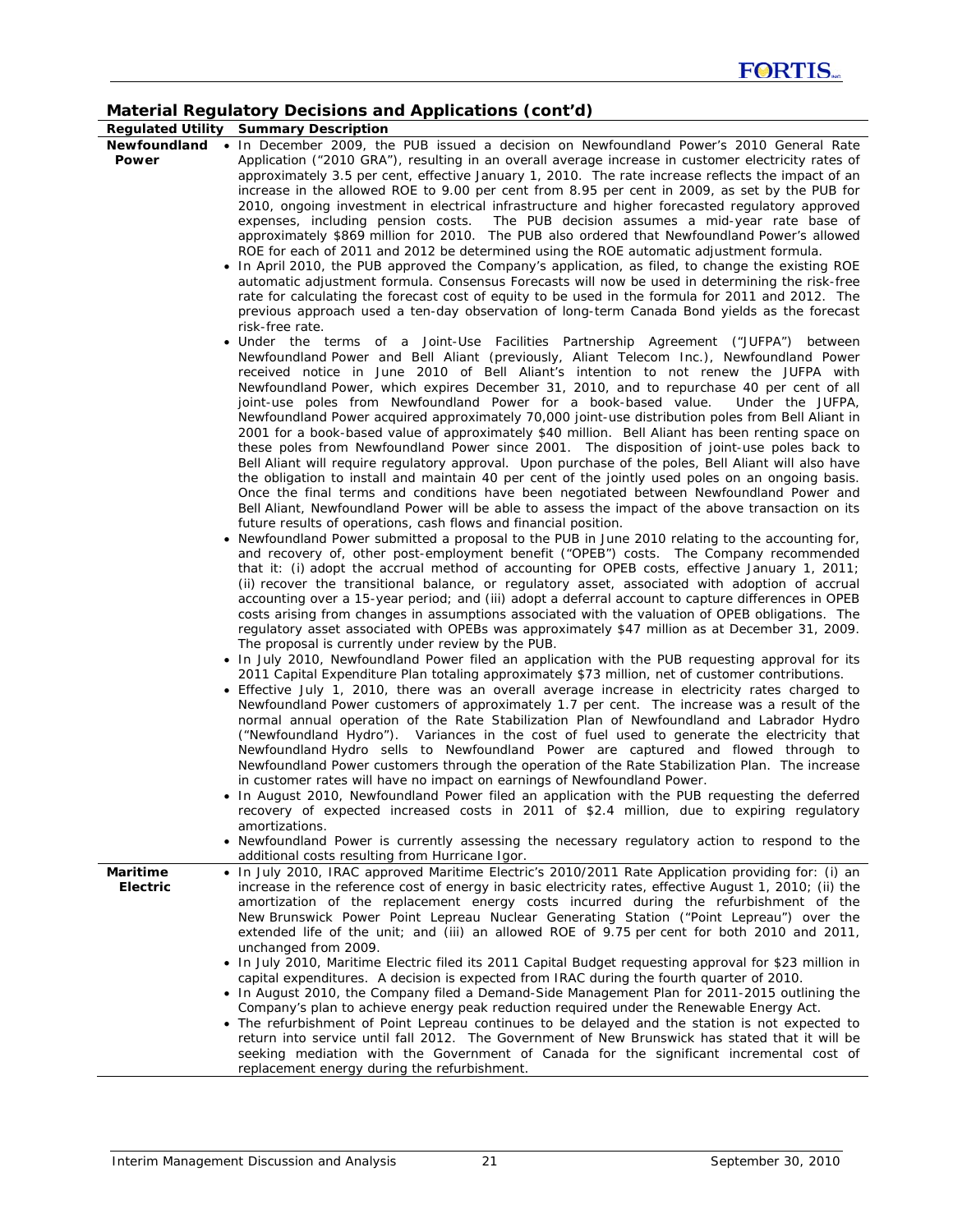## Material Regulatory Decisions and Applications (cont'd)

| Regulated Utility | Summary Description |
|---|---|
| **Newfoundland Power** | • In December 2009, the PUB issued a decision on Newfoundland Power's 2010 General Rate Application ("2010 GRA"), resulting in an overall average increase in customer electricity rates of approximately 3.5 per cent, effective January 1, 2010. The rate increase reflects the impact of an increase in the allowed ROE to 9.00 per cent from 8.95 per cent in 2009, as set by the PUB for 2010, ongoing investment in electrical infrastructure and higher forecasted regulatory approved expenses, including pension costs. The PUB decision assumes a mid-year rate base of approximately $869 million for 2010. The PUB also ordered that Newfoundland Power's allowed ROE for each of 2011 and 2012 be determined using the ROE automatic adjustment formula.<br>• In April 2010, the PUB approved the Company's application, as filed, to change the existing ROE automatic adjustment formula. Consensus Forecasts will now be used in determining the risk-free rate for calculating the forecast cost of equity to be used in the formula for 2011 and 2012. The previous approach used a ten-day observation of long-term Canada Bond yields as the forecast risk-free rate.<br>• Under the terms of a Joint-Use Facilities Partnership Agreement ("JUFPA") between Newfoundland Power and Bell Aliant (previously, Aliant Telecom Inc.), Newfoundland Power received notice in June 2010 of Bell Aliant's intention to not renew the JUFPA with Newfoundland Power, which expires December 31, 2010, and to repurchase 40 per cent of all joint-use poles from Newfoundland Power for a book-based value. Under the JUFPA, Newfoundland Power acquired approximately 70,000 joint-use distribution poles from Bell Aliant in 2001 for a book-based value of approximately $40 million. Bell Aliant has been renting space on these poles from Newfoundland Power since 2001. The disposition of joint-use poles back to Bell Aliant will require regulatory approval. Upon purchase of the poles, Bell Aliant will also have the obligation to install and maintain 40 per cent of the jointly used poles on an ongoing basis. Once the final terms and conditions have been negotiated between Newfoundland Power and Bell Aliant, Newfoundland Power will be able to assess the impact of the above transaction on its future results of operations, cash flows and financial position.<br>• Newfoundland Power submitted a proposal to the PUB in June 2010 relating to the accounting for, and recovery of, other post-employment benefit ("OPEB") costs. The Company recommended that it: (i) adopt the accrual method of accounting for OPEB costs, effective January 1, 2011; (ii) recover the transitional balance, or regulatory asset, associated with adoption of accrual accounting over a 15-year period; and (iii) adopt a deferral account to capture differences in OPEB costs arising from changes in assumptions associated with the valuation of OPEB obligations. The regulatory asset associated with OPEBs was approximately $47 million as at December 31, 2009. The proposal is currently under review by the PUB.<br>• In July 2010, Newfoundland Power filed an application with the PUB requesting approval for its 2011 Capital Expenditure Plan totaling approximately $73 million, net of customer contributions.<br>• Effective July 1, 2010, there was an overall average increase in electricity rates charged to Newfoundland Power customers of approximately 1.7 per cent. The increase was a result of the normal annual operation of the Rate Stabilization Plan of Newfoundland and Labrador Hydro ("Newfoundland Hydro"). Variances in the cost of fuel used to generate the electricity that Newfoundland Hydro sells to Newfoundland Power are captured and flowed through to Newfoundland Power customers through the operation of the Rate Stabilization Plan. The increase in customer rates will have no impact on earnings of Newfoundland Power.<br>• In August 2010, Newfoundland Power filed an application with the PUB requesting the deferred recovery of expected increased costs in 2011 of $2.4 million, due to expiring regulatory amortizations.<br>• Newfoundland Power is currently assessing the necessary regulatory action to respond to the additional costs resulting from Hurricane Igor. |
| **Maritime Electric** | • In July 2010, IRAC approved Maritime Electric's 2010/2011 Rate Application providing for: (i) an increase in the reference cost of energy in basic electricity rates, effective August 1, 2010; (ii) the amortization of the replacement energy costs incurred during the refurbishment of the New Brunswick Power Point Lepreau Nuclear Generating Station ("Point Lepreau") over the extended life of the unit; and (iii) an allowed ROE of 9.75 per cent for both 2010 and 2011, unchanged from 2009.<br>• In July 2010, Maritime Electric filed its 2011 Capital Budget requesting approval for $23 million in capital expenditures. A decision is expected from IRAC during the fourth quarter of 2010.<br>• In August 2010, the Company filed a Demand-Side Management Plan for 2011-2015 outlining the Company's plan to achieve energy peak reduction required under the Renewable Energy Act.<br>• The refurbishment of Point Lepreau continues to be delayed and the station is not expected to return into service until fall 2012. The Government of New Brunswick has stated that it will be seeking mediation with the Government of Canada for the significant incremental cost of replacement energy during the refurbishment. |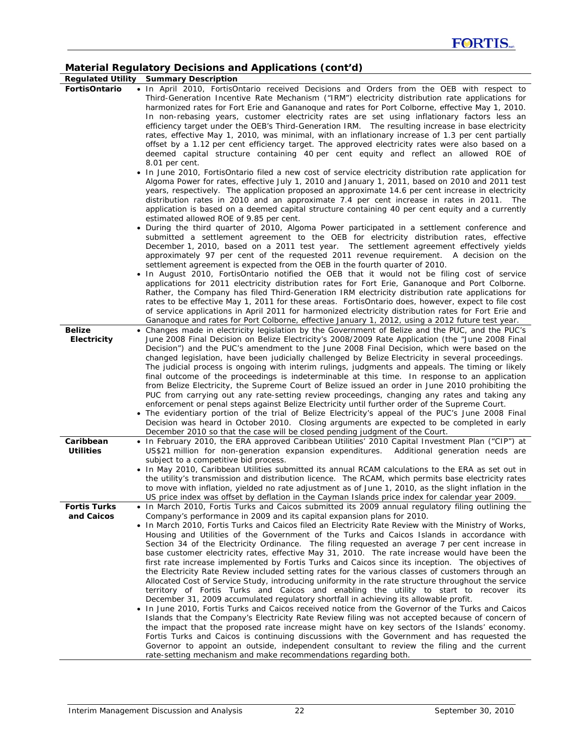## Material Regulatory Decisions and Applications (cont'd)

| Regulated Utility | Summary Description |
|---|---|
| **FortisOntario** | • In April 2010, FortisOntario received Decisions and Orders from the OEB with respect to Third-Generation Incentive Rate Mechanism ("IRM") electricity distribution rate applications for harmonized rates for Fort Erie and Gananoque and rates for Port Colborne, effective May 1, 2010. In non-rebasing years, customer electricity rates are set using inflationary factors less an efficiency target under the OEB's Third-Generation IRM. The resulting increase in base electricity rates, effective May 1, 2010, was minimal, with an inflationary increase of 1.3 per cent partially offset by a 1.12 per cent efficiency target. The approved electricity rates were also based on a deemed capital structure containing 40 per cent equity and reflect an allowed ROE of 8.01 per cent.<br>• In June 2010, FortisOntario filed a new cost of service electricity distribution rate application for Algoma Power for rates, effective July 1, 2010 and January 1, 2011, based on 2010 and 2011 test years, respectively. The application proposed an approximate 14.6 per cent increase in electricity distribution rates in 2010 and an approximate 7.4 per cent increase in rates in 2011. The application is based on a deemed capital structure containing 40 per cent equity and a currently estimated allowed ROE of 9.85 per cent.<br>• During the third quarter of 2010, Algoma Power participated in a settlement conference and submitted a settlement agreement to the OEB for electricity distribution rates, effective December 1, 2010, based on a 2011 test year. The settlement agreement effectively yields approximately 97 per cent of the requested 2011 revenue requirement. A decision on the settlement agreement is expected from the OEB in the fourth quarter of 2010.<br>• In August 2010, FortisOntario notified the OEB that it would not be filing cost of service applications for 2011 electricity distribution rates for Fort Erie, Gananoque and Port Colborne. Rather, the Company has filed Third-Generation IRM electricity distribution rate applications for rates to be effective May 1, 2011 for these areas. FortisOntario does, however, expect to file cost of service applications in April 2011 for harmonized electricity distribution rates for Fort Erie and Gananoque and rates for Port Colborne, effective January 1, 2012, using a 2012 future test year. |
| **Belize Electricity** | • Changes made in electricity legislation by the Government of Belize and the PUC, and the PUC's June 2008 Final Decision on Belize Electricity's 2008/2009 Rate Application (the "June 2008 Final Decision") and the PUC's amendment to the June 2008 Final Decision, which were based on the changed legislation, have been judicially challenged by Belize Electricity in several proceedings. The judicial process is ongoing with interim rulings, judgments and appeals. The timing or likely final outcome of the proceedings is indeterminable at this time. In response to an application from Belize Electricity, the Supreme Court of Belize issued an order in June 2010 prohibiting the PUC from carrying out any rate-setting review proceedings, changing any rates and taking any enforcement or penal steps against Belize Electricity until further order of the Supreme Court.<br>• The evidentiary portion of the trial of Belize Electricity's appeal of the PUC's June 2008 Final Decision was heard in October 2010. Closing arguments are expected to be completed in early December 2010 so that the case will be closed pending judgment of the Court. |
| **Caribbean Utilities** | • In February 2010, the ERA approved Caribbean Utilities' 2010 Capital Investment Plan ("CIP") at US$21 million for non-generation expansion expenditures. Additional generation needs are subject to a competitive bid process.<br>• In May 2010, Caribbean Utilities submitted its annual RCAM calculations to the ERA as set out in the utility's transmission and distribution licence. The RCAM, which permits base electricity rates to move with inflation, yielded no rate adjustment as of June 1, 2010, as the slight inflation in the US price index was offset by deflation in the Cayman Islands price index for calendar year 2009. |
| **Fortis Turks and Caicos** | • In March 2010, Fortis Turks and Caicos submitted its 2009 annual regulatory filing outlining the Company's performance in 2009 and its capital expansion plans for 2010.<br>• In March 2010, Fortis Turks and Caicos filed an Electricity Rate Review with the Ministry of Works, Housing and Utilities of the Government of the Turks and Caicos Islands in accordance with Section 34 of the Electricity Ordinance. The filing requested an average 7 per cent increase in base customer electricity rates, effective May 31, 2010. The rate increase would have been the first rate increase implemented by Fortis Turks and Caicos since its inception. The objectives of the Electricity Rate Review included setting rates for the various classes of customers through an Allocated Cost of Service Study, introducing uniformity in the rate structure throughout the service territory of Fortis Turks and Caicos and enabling the utility to start to recover its December 31, 2009 accumulated regulatory shortfall in achieving its allowable profit.<br>• In June 2010, Fortis Turks and Caicos received notice from the Governor of the Turks and Caicos Islands that the Company's Electricity Rate Review filing was not accepted because of concern of the impact that the proposed rate increase might have on key sectors of the Islands' economy. Fortis Turks and Caicos is continuing discussions with the Government and has requested the Governor to appoint an outside, independent consultant to review the filing and the current rate-setting mechanism and make recommendations regarding both. |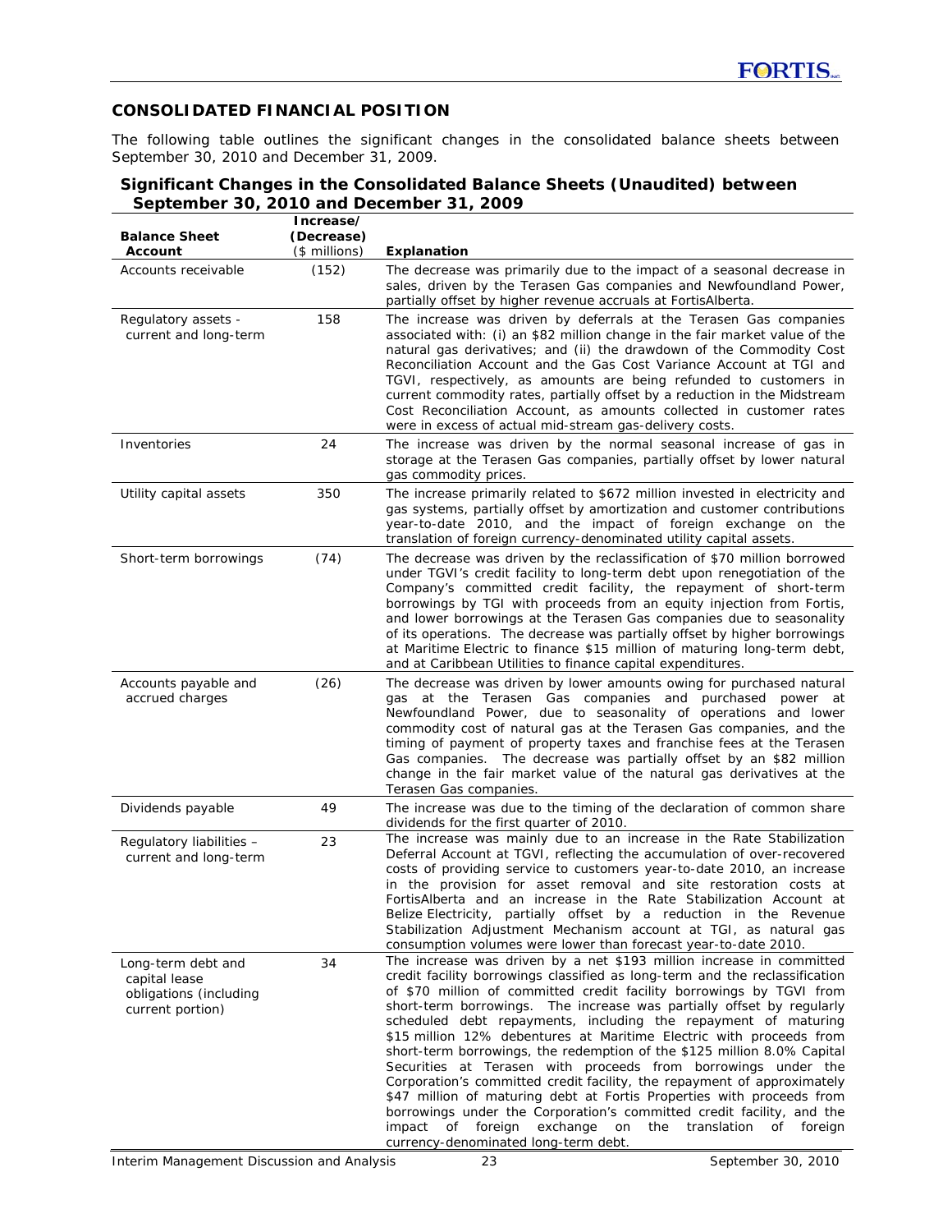## CONSOLIDATED FINANCIAL POSITION

The following table outlines the significant changes in the consolidated balance sheets between September 30, 2010 and December 31, 2009.

### Significant Changes in the Consolidated Balance Sheets (Unaudited) between September 30, 2010 and December 31, 2009

| Balance Sheet Account | Increase/ (Decrease) ($ millions) | Explanation |
|---|---|---|
| Accounts receivable | (152) | The decrease was primarily due to the impact of a seasonal decrease in sales, driven by the Terasen Gas companies and Newfoundland Power, partially offset by higher revenue accruals at FortisAlberta. |
| Regulatory assets - current and long-term | 158 | The increase was driven by deferrals at the Terasen Gas companies associated with: (i) an $82 million change in the fair market value of the natural gas derivatives; and (ii) the drawdown of the Commodity Cost Reconciliation Account and the Gas Cost Variance Account at TGI and TGVI, respectively, as amounts are being refunded to customers in current commodity rates, partially offset by a reduction in the Midstream Cost Reconciliation Account, as amounts collected in customer rates were in excess of actual mid-stream gas-delivery costs. |
| Inventories | 24 | The increase was driven by the normal seasonal increase of gas in storage at the Terasen Gas companies, partially offset by lower natural gas commodity prices. |
| Utility capital assets | 350 | The increase primarily related to $672 million invested in electricity and gas systems, partially offset by amortization and customer contributions year-to-date 2010, and the impact of foreign exchange on the translation of foreign currency-denominated utility capital assets. |
| Short-term borrowings | (74) | The decrease was driven by the reclassification of $70 million borrowed under TGVI's credit facility to long-term debt upon renegotiation of the Company's committed credit facility, the repayment of short-term borrowings by TGI with proceeds from an equity injection from Fortis, and lower borrowings at the Terasen Gas companies due to seasonality of its operations. The decrease was partially offset by higher borrowings at Maritime Electric to finance $15 million of maturing long-term debt, and at Caribbean Utilities to finance capital expenditures. |
| Accounts payable and accrued charges | (26) | The decrease was driven by lower amounts owing for purchased natural gas at the Terasen Gas companies and purchased power at Newfoundland Power, due to seasonality of operations and lower commodity cost of natural gas at the Terasen Gas companies, and the timing of payment of property taxes and franchise fees at the Terasen Gas companies. The decrease was partially offset by an $82 million change in the fair market value of the natural gas derivatives at the Terasen Gas companies. |
| Dividends payable | 49 | The increase was due to the timing of the declaration of common share dividends for the first quarter of 2010. |
| Regulatory liabilities – current and long-term | 23 | The increase was mainly due to an increase in the Rate Stabilization Deferral Account at TGVI, reflecting the accumulation of over-recovered costs of providing service to customers year-to-date 2010, an increase in the provision for asset removal and site restoration costs at FortisAlberta and an increase in the Rate Stabilization Account at Belize Electricity, partially offset by a reduction in the Revenue Stabilization Adjustment Mechanism account at TGI, as natural gas consumption volumes were lower than forecast year-to-date 2010. |
| Long-term debt and capital lease obligations (including current portion) | 34 | The increase was driven by a net $193 million increase in committed credit facility borrowings classified as long-term and the reclassification of $70 million of committed credit facility borrowings by TGVI from short-term borrowings. The increase was partially offset by regularly scheduled debt repayments, including the repayment of maturing $15 million 12% debentures at Maritime Electric with proceeds from short-term borrowings, the redemption of the $125 million 8.0% Capital Securities at Terasen with proceeds from borrowings under the Corporation's committed credit facility, the repayment of approximately $47 million of maturing debt at Fortis Properties with proceeds from borrowings under the Corporation's committed credit facility, and the impact of foreign exchange on the translation of foreign currency-denominated long-term debt. |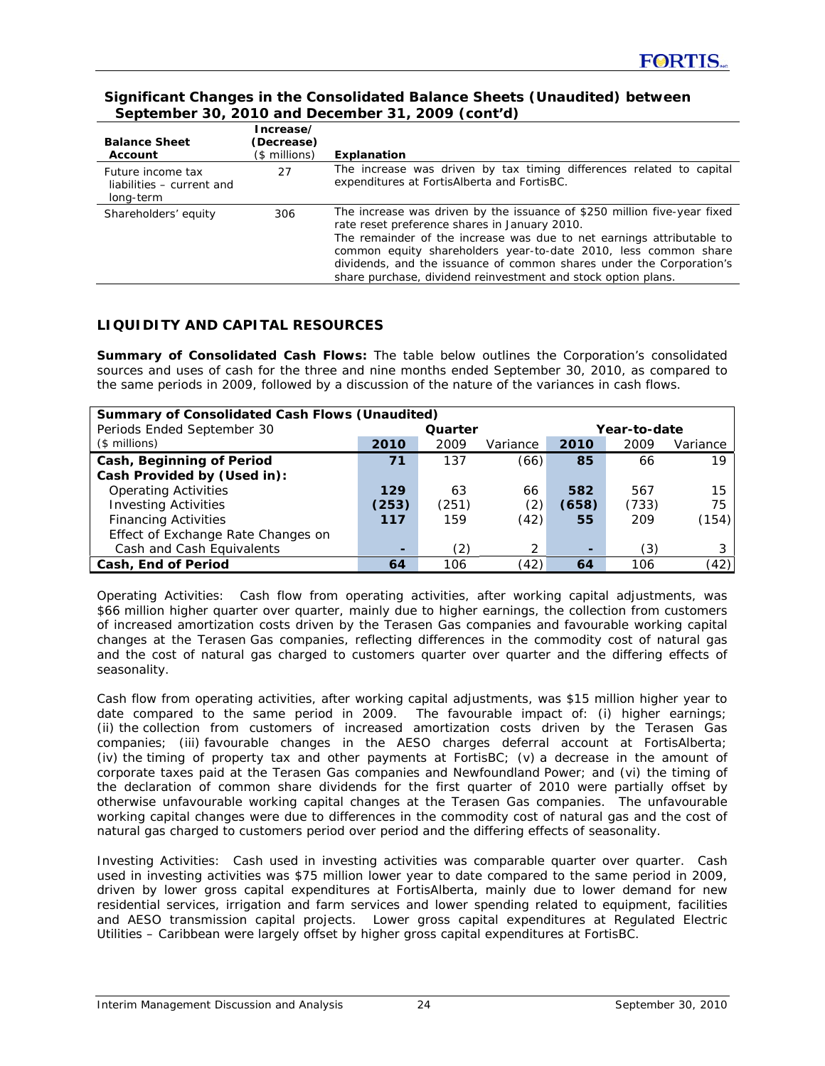### Significant Changes in the Consolidated Balance Sheets (Unaudited) between September 30, 2010 and December 31, 2009 (cont'd)

| Balance Sheet Account | Increase/ (Decrease) ($ millions) | Explanation |
|---|---|---|
| Future income tax liabilities – current and long-term | 27 | The increase was driven by tax timing differences related to capital expenditures at FortisAlberta and FortisBC. |
| Shareholders' equity | 306 | The increase was driven by the issuance of $250 million five-year fixed rate reset preference shares in January 2010.<br>The remainder of the increase was due to net earnings attributable to common equity shareholders year-to-date 2010, less common share dividends, and the issuance of common shares under the Corporation's share purchase, dividend reinvestment and stock option plans. |

## LIQUIDITY AND CAPITAL RESOURCES

**Summary of Consolidated Cash Flows:** The table below outlines the Corporation's consolidated sources and uses of cash for the three and nine months ended September 30, 2010, as compared to the same periods in 2009, followed by a discussion of the nature of the variances in cash flows.

| Summary of Consolidated Cash Flows (Unaudited) | | | | | | |
|---|---|---|---|---|---|---|
| Periods Ended September 30 | Quarter | | | Year-to-date | | |
| ($ millions) | **2010** | 2009 | Variance | **2010** | 2009 | Variance |
| **Cash, Beginning of Period** | **71** | 137 | (66) | **85** | 66 | 19 |
| **Cash Provided by (Used in):** | | | | | | |
| Operating Activities | **129** | 63 | 66 | **582** | 567 | 15 |
| Investing Activities | **(253)** | (251) | (2) | **(658)** | (733) | 75 |
| Financing Activities | **117** | 159 | (42) | **55** | 209 | (154) |
| Effect of Exchange Rate Changes on Cash and Cash Equivalents | **-** | (2) | 2 | **-** | (3) | 3 |
| **Cash, End of Period** | **64** | 106 | (42) | **64** | 106 | (42) |

Operating Activities: Cash flow from operating activities, after working capital adjustments, was $66 million higher quarter over quarter, mainly due to higher earnings, the collection from customers of increased amortization costs driven by the Terasen Gas companies and favourable working capital changes at the Terasen Gas companies, reflecting differences in the commodity cost of natural gas and the cost of natural gas charged to customers quarter over quarter and the differing effects of seasonality.

Cash flow from operating activities, after working capital adjustments, was $15 million higher year to date compared to the same period in 2009. The favourable impact of: (i) higher earnings; (ii) the collection from customers of increased amortization costs driven by the Terasen Gas companies; (iii) favourable changes in the AESO charges deferral account at FortisAlberta; (iv) the timing of property tax and other payments at FortisBC; (v) a decrease in the amount of corporate taxes paid at the Terasen Gas companies and Newfoundland Power; and (vi) the timing of the declaration of common share dividends for the first quarter of 2010 were partially offset by otherwise unfavourable working capital changes at the Terasen Gas companies. The unfavourable working capital changes were due to differences in the commodity cost of natural gas and the cost of natural gas charged to customers period over period and the differing effects of seasonality.

Investing Activities: Cash used in investing activities was comparable quarter over quarter. Cash used in investing activities was $75 million lower year to date compared to the same period in 2009, driven by lower gross capital expenditures at FortisAlberta, mainly due to lower demand for new residential services, irrigation and farm services and lower spending related to equipment, facilities and AESO transmission capital projects. Lower gross capital expenditures at Regulated Electric Utilities – Caribbean were largely offset by higher gross capital expenditures at FortisBC.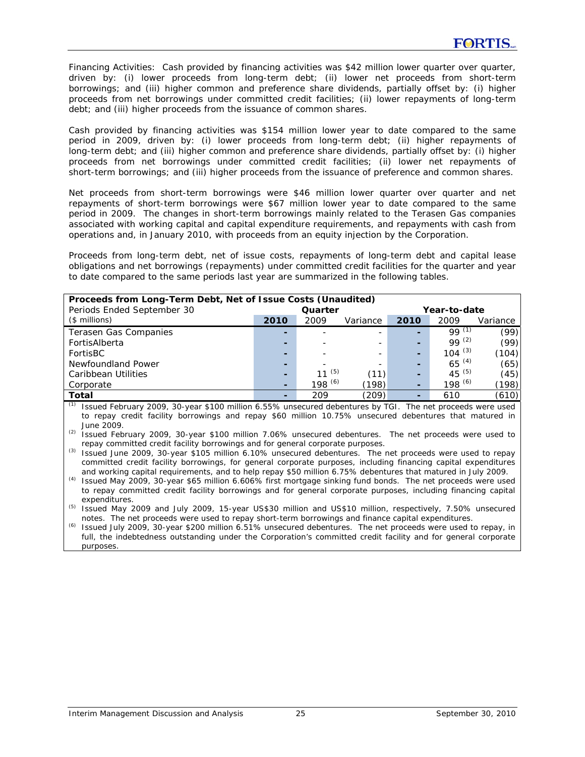Financing Activities: Cash provided by financing activities was $42 million lower quarter over quarter, driven by: (i) lower proceeds from long-term debt; (ii) lower net proceeds from short-term borrowings; and (iii) higher common and preference share dividends, partially offset by: (i) higher proceeds from net borrowings under committed credit facilities; (ii) lower repayments of long-term debt; and (iii) higher proceeds from the issuance of common shares.

Cash provided by financing activities was $154 million lower year to date compared to the same period in 2009, driven by: (i) lower proceeds from long-term debt; (ii) higher repayments of long-term debt; and (iii) higher common and preference share dividends, partially offset by: (i) higher proceeds from net borrowings under committed credit facilities; (ii) lower net repayments of short-term borrowings; and (iii) higher proceeds from the issuance of preference and common shares.

Net proceeds from short-term borrowings were $46 million lower quarter over quarter and net repayments of short-term borrowings were $67 million lower year to date compared to the same period in 2009. The changes in short-term borrowings mainly related to the Terasen Gas companies associated with working capital and capital expenditure requirements, and repayments with cash from operations and, in January 2010, with proceeds from an equity injection by the Corporation.

Proceeds from long-term debt, net of issue costs, repayments of long-term debt and capital lease obligations and net borrowings (repayments) under committed credit facilities for the quarter and year to date compared to the same periods last year are summarized in the following tables.

| **Proceeds from Long-Term Debt, Net of Issue Costs (Unaudited)** | | | | | | |
|---|---|---|---|---|---|---|
| Periods Ended September 30 | **Quarter** | | | **Year-to-date** | | |
| ($ millions) | **2010** | 2009 | Variance | **2010** | 2009 | Variance |
| Terasen Gas Companies | **-** | - | - | **-** | 99 [(1)] | (99) |
| FortisAlberta | **-** | - | - | **-** | 99 [(2)] | (99) |
| FortisBC | **-** | - | - | **-** | 104 [(3)] | (104) |
| Newfoundland Power | **-** | - | - | **-** | 65 [(4)] | (65) |
| Caribbean Utilities | **-** | 11 [(5)] | (11) | **-** | 45 [(5)] | (45) |
| Corporate | **-** | 198 [(6)] | (198) | **-** | 198 [(6)] | (198) |
| **Total** | **-** | 209 | (209) | **-** | 610 | (610) |

(1) Issued February 2009, 30-year $100 million 6.55% unsecured debentures by TGI. The net proceeds were used to repay credit facility borrowings and repay $60 million 10.75% unsecured debentures that matured in June 2009.

(2) Issued February 2009, 30-year $100 million 7.06% unsecured debentures. The net proceeds were used to repay committed credit facility borrowings and for general corporate purposes.

(3) Issued June 2009, 30-year $105 million 6.10% unsecured debentures. The net proceeds were used to repay committed credit facility borrowings, for general corporate purposes, including financing capital expenditures and working capital requirements, and to help repay $50 million 6.75% debentures that matured in July 2009.

(4) Issued May 2009, 30-year $65 million 6.606% first mortgage sinking fund bonds. The net proceeds were used to repay committed credit facility borrowings and for general corporate purposes, including financing capital expenditures.

(5) Issued May 2009 and July 2009, 15-year US$30 million and US$10 million, respectively, 7.50% unsecured notes. The net proceeds were used to repay short-term borrowings and finance capital expenditures.

(6) Issued July 2009, 30-year $200 million 6.51% unsecured debentures. The net proceeds were used to repay, in full, the indebtedness outstanding under the Corporation's committed credit facility and for general corporate purposes.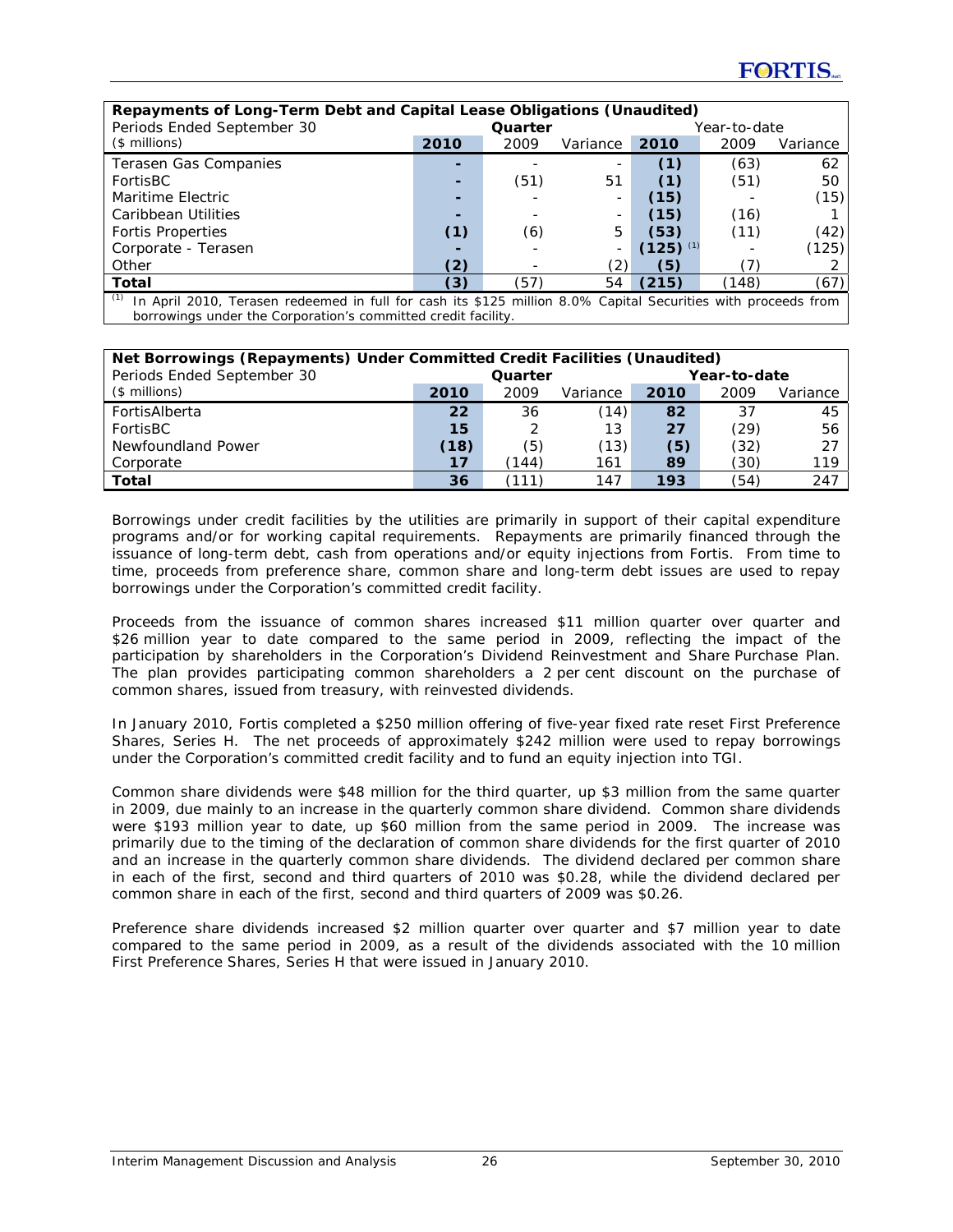| Repayments of Long-Term Debt and Capital Lease Obligations (Unaudited) | | | | | | |
|---|---|---|---|---|---|---|
| Periods Ended September 30 | Quarter | | | Year-to-date | | |
| ($ millions) | **2010** | 2009 | Variance | **2010** | 2009 | Variance |
| Terasen Gas Companies | **-** | - | - | **(1)** | (63) | 62 |
| FortisBC | **-** | (51) | 51 | **(1)** | (51) | 50 |
| Maritime Electric | **-** | - | - | **(15)** | - | (15) |
| Caribbean Utilities | **-** | - | - | **(15)** | (16) | 1 |
| Fortis Properties | **(1)** | (6) | 5 | **(53)** | (11) | (42) |
| Corporate - Terasen | **-** | - | - | **(125)** [1] | - | (125) |
| Other | **(2)** | - | (2) | **(5)** | (7) | 2 |
| **Total** | **(3)** | (57) | 54 | **(215)** | (148) | (67) |

[1] In April 2010, Terasen redeemed in full for cash its $125 million 8.0% Capital Securities with proceeds from borrowings under the Corporation's committed credit facility.

| Net Borrowings (Repayments) Under Committed Credit Facilities (Unaudited) | | | | | | |
|---|---|---|---|---|---|---|
| Periods Ended September 30 | Quarter | | | Year-to-date | | |
| ($ millions) | **2010** | 2009 | Variance | **2010** | 2009 | Variance |
| FortisAlberta | **22** | 36 | (14) | **82** | 37 | 45 |
| FortisBC | **15** | 2 | 13 | **27** | (29) | 56 |
| Newfoundland Power | **(18)** | (5) | (13) | **(5)** | (32) | 27 |
| Corporate | **17** | (144) | 161 | **89** | (30) | 119 |
| **Total** | **36** | (111) | 147 | **193** | (54) | 247 |

Borrowings under credit facilities by the utilities are primarily in support of their capital expenditure programs and/or for working capital requirements. Repayments are primarily financed through the issuance of long-term debt, cash from operations and/or equity injections from Fortis. From time to time, proceeds from preference share, common share and long-term debt issues are used to repay borrowings under the Corporation's committed credit facility.

Proceeds from the issuance of common shares increased $11 million quarter over quarter and $26 million year to date compared to the same period in 2009, reflecting the impact of the participation by shareholders in the Corporation's Dividend Reinvestment and Share Purchase Plan. The plan provides participating common shareholders a 2 per cent discount on the purchase of common shares, issued from treasury, with reinvested dividends.

In January 2010, Fortis completed a $250 million offering of five-year fixed rate reset First Preference Shares, Series H. The net proceeds of approximately $242 million were used to repay borrowings under the Corporation's committed credit facility and to fund an equity injection into TGI.

Common share dividends were $48 million for the third quarter, up $3 million from the same quarter in 2009, due mainly to an increase in the quarterly common share dividend. Common share dividends were $193 million year to date, up $60 million from the same period in 2009. The increase was primarily due to the timing of the declaration of common share dividends for the first quarter of 2010 and an increase in the quarterly common share dividends. The dividend declared per common share in each of the first, second and third quarters of 2010 was $0.28, while the dividend declared per common share in each of the first, second and third quarters of 2009 was $0.26.

Preference share dividends increased $2 million quarter over quarter and $7 million year to date compared to the same period in 2009, as a result of the dividends associated with the 10 million First Preference Shares, Series H that were issued in January 2010.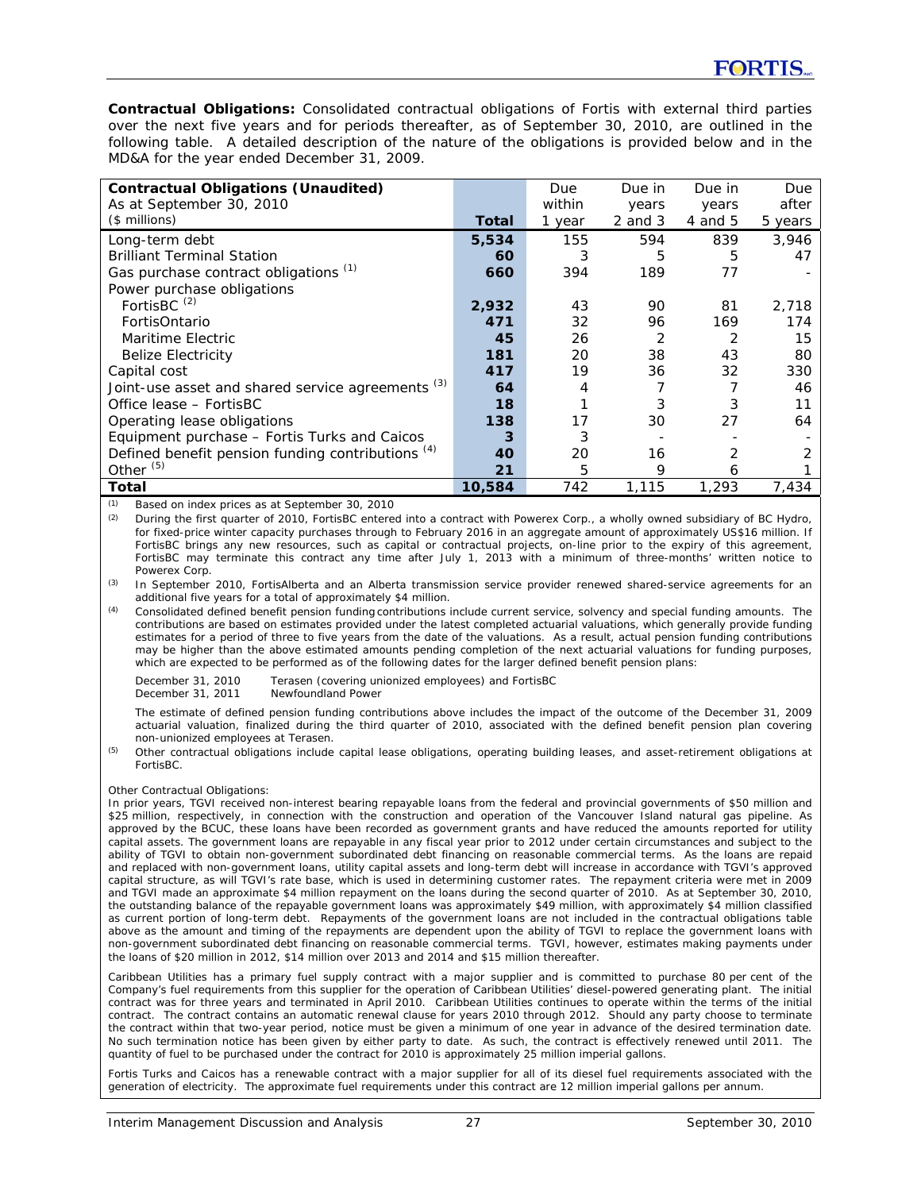**Contractual Obligations:** Consolidated contractual obligations of Fortis with external third parties over the next five years and for periods thereafter, as of September 30, 2010, are outlined in the following table. A detailed description of the nature of the obligations is provided below and in the MD&A for the year ended December 31, 2009.

| Contractual Obligations (Unaudited)<br>As at September 30, 2010<br>($ millions) | Total | Due within 1 year | Due in years 2 and 3 | Due in years 4 and 5 | Due after 5 years |
|---|---|---|---|---|---|
| Long-term debt | **5,534** | 155 | 594 | 839 | 3,946 |
| Brilliant Terminal Station | **60** | 3 | 5 | 5 | 47 |
| Gas purchase contract obligations [(1)] | **660** | 394 | 189 | 77 | - |
| Power purchase obligations | | | | | |
| FortisBC [(2)] | **2,932** | 43 | 90 | 81 | 2,718 |
| FortisOntario | **471** | 32 | 96 | 169 | 174 |
| Maritime Electric | **45** | 26 | 2 | 2 | 15 |
| Belize Electricity | **181** | 20 | 38 | 43 | 80 |
| Capital cost | **417** | 19 | 36 | 32 | 330 |
| Joint-use asset and shared service agreements [(3)] | **64** | 4 | 7 | 7 | 46 |
| Office lease – FortisBC | **18** | 1 | 3 | 3 | 11 |
| Operating lease obligations | **138** | 17 | 30 | 27 | 64 |
| Equipment purchase – Fortis Turks and Caicos | **3** | 3 | - | - | - |
| Defined benefit pension funding contributions [(4)] | **40** | 20 | 16 | 2 | 2 |
| Other [(5)] | **21** | 5 | 9 | 6 | 1 |
| **Total** | **10,584** | 742 | 1,115 | 1,293 | 7,434 |

(1) Based on index prices as at September 30, 2010

(2) During the first quarter of 2010, FortisBC entered into a contract with Powerex Corp., a wholly owned subsidiary of BC Hydro, for fixed-price winter capacity purchases through to February 2016 in an aggregate amount of approximately US$16 million. If FortisBC brings any new resources, such as capital or contractual projects, on-line prior to the expiry of this agreement, FortisBC may terminate this contract any time after July 1, 2013 with a minimum of three-months' written notice to Powerex Corp.

(3) In September 2010, FortisAlberta and an Alberta transmission service provider renewed shared-service agreements for an additional five years for a total of approximately $4 million.

(4) Consolidated defined benefit pension funding contributions include current service, solvency and special funding amounts. The contributions are based on estimates provided under the latest completed actuarial valuations, which generally provide funding estimates for a period of three to five years from the date of the valuations. As a result, actual pension funding contributions may be higher than the above estimated amounts pending completion of the next actuarial valuations for funding purposes, which are expected to be performed as of the following dates for the larger defined benefit pension plans:

December 31, 2010 Terasen (covering unionized employees) and FortisBC
December 31, 2011 Newfoundland Power

The estimate of defined pension funding contributions above includes the impact of the outcome of the December 31, 2009 actuarial valuation, finalized during the third quarter of 2010, associated with the defined benefit pension plan covering non-unionized employees at Terasen.

(5) Other contractual obligations include capital lease obligations, operating building leases, and asset-retirement obligations at FortisBC.

Other Contractual Obligations:

In prior years, TGVI received non-interest bearing repayable loans from the federal and provincial governments of $50 million and $25 million, respectively, in connection with the construction and operation of the Vancouver Island natural gas pipeline. As approved by the BCUC, these loans have been recorded as government grants and have reduced the amounts reported for utility capital assets. The government loans are repayable in any fiscal year prior to 2012 under certain circumstances and subject to the ability of TGVI to obtain non-government subordinated debt financing on reasonable commercial terms. As the loans are repaid and replaced with non-government loans, utility capital assets and long-term debt will increase in accordance with TGVI's approved capital structure, as will TGVI's rate base, which is used in determining customer rates. The repayment criteria were met in 2009 and TGVI made an approximate $4 million repayment on the loans during the second quarter of 2010. As at September 30, 2010, the outstanding balance of the repayable government loans was approximately $49 million, with approximately $4 million classified as current portion of long-term debt. Repayments of the government loans are not included in the contractual obligations table above as the amount and timing of the repayments are dependent upon the ability of TGVI to replace the government loans with non-government subordinated debt financing on reasonable commercial terms. TGVI, however, estimates making payments under the loans of $20 million in 2012, $14 million over 2013 and 2014 and $15 million thereafter.

Caribbean Utilities has a primary fuel supply contract with a major supplier and is committed to purchase 80 per cent of the Company's fuel requirements from this supplier for the operation of Caribbean Utilities' diesel-powered generating plant. The initial contract was for three years and terminated in April 2010. Caribbean Utilities continues to operate within the terms of the initial contract. The contract contains an automatic renewal clause for years 2010 through 2012. Should any party choose to terminate the contract within that two-year period, notice must be given a minimum of one year in advance of the desired termination date. No such termination notice has been given by either party to date. As such, the contract is effectively renewed until 2011. The quantity of fuel to be purchased under the contract for 2010 is approximately 25 million imperial gallons.

Fortis Turks and Caicos has a renewable contract with a major supplier for all of its diesel fuel requirements associated with the generation of electricity. The approximate fuel requirements under this contract are 12 million imperial gallons per annum.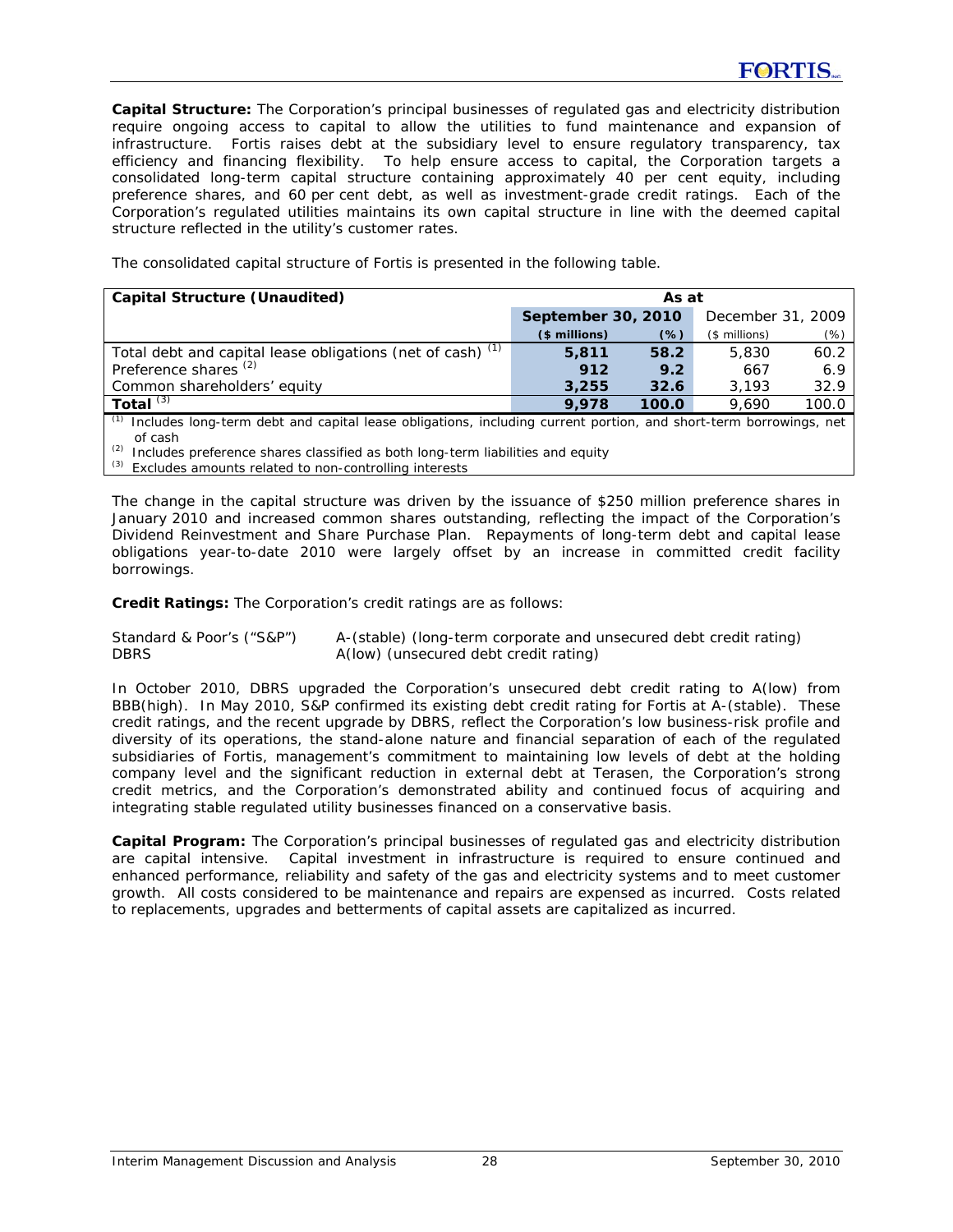**Capital Structure:** The Corporation's principal businesses of regulated gas and electricity distribution require ongoing access to capital to allow the utilities to fund maintenance and expansion of infrastructure. Fortis raises debt at the subsidiary level to ensure regulatory transparency, tax efficiency and financing flexibility. To help ensure access to capital, the Corporation targets a consolidated long-term capital structure containing approximately 40 per cent equity, including preference shares, and 60 per cent debt, as well as investment-grade credit ratings. Each of the Corporation's regulated utilities maintains its own capital structure in line with the deemed capital structure reflected in the utility's customer rates.

The consolidated capital structure of Fortis is presented in the following table.

| Capital Structure (Unaudited) | As at | | | |
|---|---|---|---|---|
| | **September 30, 2010** | | December 31, 2009 | |
| | **($ millions)** | **(%)** | ($ millions) | (%) |
| Total debt and capital lease obligations (net of cash) [(1)] | **5,811** | **58.2** | 5,830 | 60.2 |
| Preference shares [(2)] | **912** | **9.2** | 667 | 6.9 |
| Common shareholders' equity | **3,255** | **32.6** | 3,193 | 32.9 |
| **Total** [(3)] | **9,978** | **100.0** | 9,690 | 100.0 |

(1) Includes long-term debt and capital lease obligations, including current portion, and short-term borrowings, net of cash
(2) Includes preference shares classified as both long-term liabilities and equity
(3) Excludes amounts related to non-controlling interests

The change in the capital structure was driven by the issuance of $250 million preference shares in January 2010 and increased common shares outstanding, reflecting the impact of the Corporation's Dividend Reinvestment and Share Purchase Plan. Repayments of long-term debt and capital lease obligations year-to-date 2010 were largely offset by an increase in committed credit facility borrowings.

**Credit Ratings:** The Corporation's credit ratings are as follows:

Standard & Poor's ("S&P") A-(stable) (long-term corporate and unsecured debt credit rating)
DBRS A(low) (unsecured debt credit rating)

In October 2010, DBRS upgraded the Corporation's unsecured debt credit rating to A(low) from BBB(high). In May 2010, S&P confirmed its existing debt credit rating for Fortis at A-(stable). These credit ratings, and the recent upgrade by DBRS, reflect the Corporation's low business-risk profile and diversity of its operations, the stand-alone nature and financial separation of each of the regulated subsidiaries of Fortis, management's commitment to maintaining low levels of debt at the holding company level and the significant reduction in external debt at Terasen, the Corporation's strong credit metrics, and the Corporation's demonstrated ability and continued focus of acquiring and integrating stable regulated utility businesses financed on a conservative basis.

**Capital Program:** The Corporation's principal businesses of regulated gas and electricity distribution are capital intensive. Capital investment in infrastructure is required to ensure continued and enhanced performance, reliability and safety of the gas and electricity systems and to meet customer growth. All costs considered to be maintenance and repairs are expensed as incurred. Costs related to replacements, upgrades and betterments of capital assets are capitalized as incurred.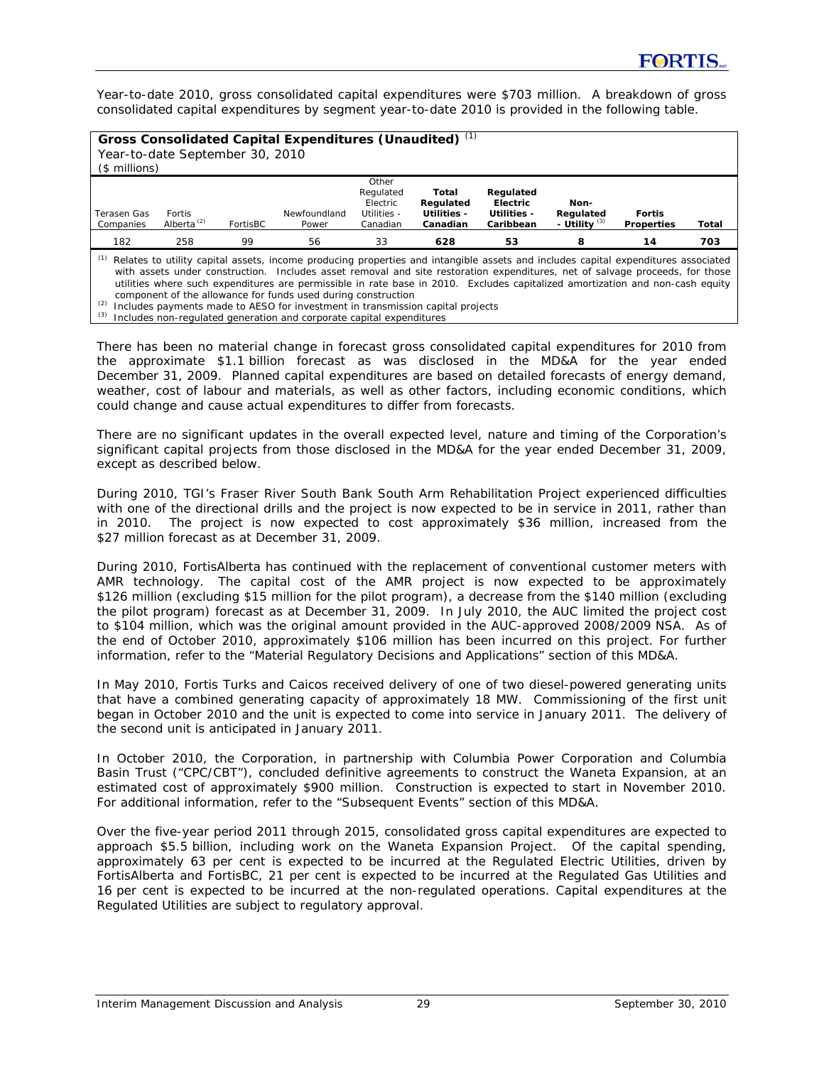Year-to-date 2010, gross consolidated capital expenditures were $703 million. A breakdown of gross consolidated capital expenditures by segment year-to-date 2010 is provided in the following table.

**Gross Consolidated Capital Expenditures (Unaudited)** [(1)]
Year-to-date September 30, 2010
($ millions)

| Terasen Gas Companies | Fortis Alberta [(2)] | FortisBC | Newfoundland Power | Other Regulated Electric Utilities - Canadian | **Total Regulated Utilities - Canadian** | **Regulated Electric Utilities - Caribbean** | **Non-Regulated - Utility** [(3)] | **Fortis Properties** | **Total** |
|---|---|---|---|---|---|---|---|---|---|
| 182 | 258 | 99 | 56 | 33 | **628** | **53** | **8** | **14** | **703** |

(1) Relates to utility capital assets, income producing properties and intangible assets and includes capital expenditures associated with assets under construction. Includes asset removal and site restoration expenditures, net of salvage proceeds, for those utilities where such expenditures are permissible in rate base in 2010. Excludes capitalized amortization and non-cash equity component of the allowance for funds used during construction
(2) Includes payments made to AESO for investment in transmission capital projects
(3) Includes non-regulated generation and corporate capital expenditures

There has been no material change in forecast gross consolidated capital expenditures for 2010 from the approximate $1.1 billion forecast as was disclosed in the MD&A for the year ended December 31, 2009. Planned capital expenditures are based on detailed forecasts of energy demand, weather, cost of labour and materials, as well as other factors, including economic conditions, which could change and cause actual expenditures to differ from forecasts.

There are no significant updates in the overall expected level, nature and timing of the Corporation's significant capital projects from those disclosed in the MD&A for the year ended December 31, 2009, except as described below.

During 2010, TGI's Fraser River South Bank South Arm Rehabilitation Project experienced difficulties with one of the directional drills and the project is now expected to be in service in 2011, rather than in 2010. The project is now expected to cost approximately $36 million, increased from the $27 million forecast as at December 31, 2009.

During 2010, FortisAlberta has continued with the replacement of conventional customer meters with AMR technology. The capital cost of the AMR project is now expected to be approximately $126 million (excluding $15 million for the pilot program), a decrease from the $140 million (excluding the pilot program) forecast as at December 31, 2009. In July 2010, the AUC limited the project cost to $104 million, which was the original amount provided in the AUC-approved 2008/2009 NSA. As of the end of October 2010, approximately $106 million has been incurred on this project. For further information, refer to the "Material Regulatory Decisions and Applications" section of this MD&A.

In May 2010, Fortis Turks and Caicos received delivery of one of two diesel-powered generating units that have a combined generating capacity of approximately 18 MW. Commissioning of the first unit began in October 2010 and the unit is expected to come into service in January 2011. The delivery of the second unit is anticipated in January 2011.

In October 2010, the Corporation, in partnership with Columbia Power Corporation and Columbia Basin Trust ("CPC/CBT"), concluded definitive agreements to construct the Waneta Expansion, at an estimated cost of approximately $900 million. Construction is expected to start in November 2010. For additional information, refer to the "Subsequent Events" section of this MD&A.

Over the five-year period 2011 through 2015, consolidated gross capital expenditures are expected to approach $5.5 billion, including work on the Waneta Expansion Project. Of the capital spending, approximately 63 per cent is expected to be incurred at the Regulated Electric Utilities, driven by FortisAlberta and FortisBC, 21 per cent is expected to be incurred at the Regulated Gas Utilities and 16 per cent is expected to be incurred at the non-regulated operations. Capital expenditures at the Regulated Utilities are subject to regulatory approval.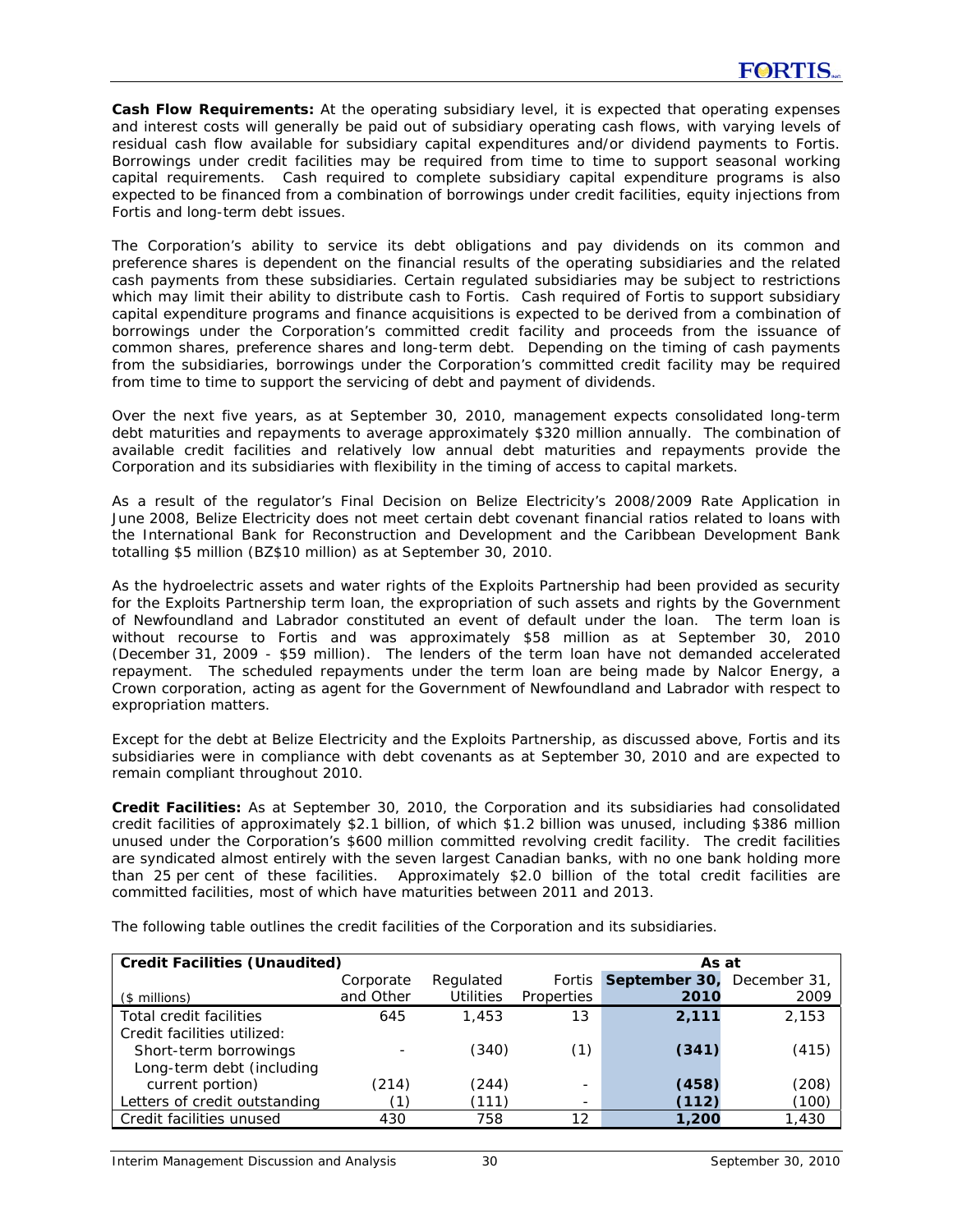**Cash Flow Requirements:** At the operating subsidiary level, it is expected that operating expenses and interest costs will generally be paid out of subsidiary operating cash flows, with varying levels of residual cash flow available for subsidiary capital expenditures and/or dividend payments to Fortis. Borrowings under credit facilities may be required from time to time to support seasonal working capital requirements. Cash required to complete subsidiary capital expenditure programs is also expected to be financed from a combination of borrowings under credit facilities, equity injections from Fortis and long-term debt issues.

The Corporation's ability to service its debt obligations and pay dividends on its common and preference shares is dependent on the financial results of the operating subsidiaries and the related cash payments from these subsidiaries. Certain regulated subsidiaries may be subject to restrictions which may limit their ability to distribute cash to Fortis. Cash required of Fortis to support subsidiary capital expenditure programs and finance acquisitions is expected to be derived from a combination of borrowings under the Corporation's committed credit facility and proceeds from the issuance of common shares, preference shares and long-term debt. Depending on the timing of cash payments from the subsidiaries, borrowings under the Corporation's committed credit facility may be required from time to time to support the servicing of debt and payment of dividends.

Over the next five years, as at September 30, 2010, management expects consolidated long-term debt maturities and repayments to average approximately $320 million annually. The combination of available credit facilities and relatively low annual debt maturities and repayments provide the Corporation and its subsidiaries with flexibility in the timing of access to capital markets.

As a result of the regulator's Final Decision on Belize Electricity's 2008/2009 Rate Application in June 2008, Belize Electricity does not meet certain debt covenant financial ratios related to loans with the International Bank for Reconstruction and Development and the Caribbean Development Bank totalling $5 million (BZ$10 million) as at September 30, 2010.

As the hydroelectric assets and water rights of the Exploits Partnership had been provided as security for the Exploits Partnership term loan, the expropriation of such assets and rights by the Government of Newfoundland and Labrador constituted an event of default under the loan. The term loan is without recourse to Fortis and was approximately $58 million as at September 30, 2010 (December 31, 2009 - $59 million). The lenders of the term loan have not demanded accelerated repayment. The scheduled repayments under the term loan are being made by Nalcor Energy, a Crown corporation, acting as agent for the Government of Newfoundland and Labrador with respect to expropriation matters.

Except for the debt at Belize Electricity and the Exploits Partnership, as discussed above, Fortis and its subsidiaries were in compliance with debt covenants as at September 30, 2010 and are expected to remain compliant throughout 2010.

**Credit Facilities:** As at September 30, 2010, the Corporation and its subsidiaries had consolidated credit facilities of approximately $2.1 billion, of which $1.2 billion was unused, including $386 million unused under the Corporation's $600 million committed revolving credit facility. The credit facilities are syndicated almost entirely with the seven largest Canadian banks, with no one bank holding more than 25 per cent of these facilities. Approximately $2.0 billion of the total credit facilities are committed facilities, most of which have maturities between 2011 and 2013.

The following table outlines the credit facilities of the Corporation and its subsidiaries.

| **Credit Facilities (Unaudited)** | | | | **As at** | |
|---|---|---|---|---|---|
| ($ millions) | Corporate and Other | Regulated Utilities | Fortis Properties | **September 30, 2010** | December 31, 2009 |
| Total credit facilities | 645 | 1,453 | 13 | **2,111** | 2,153 |
| Credit facilities utilized: | | | | | |
| Short-term borrowings | - | (340) | (1) | **(341)** | (415) |
| Long-term debt (including current portion) | (214) | (244) | - | **(458)** | (208) |
| Letters of credit outstanding | (1) | (111) | - | **(112)** | (100) |
| Credit facilities unused | 430 | 758 | 12 | **1,200** | 1,430 |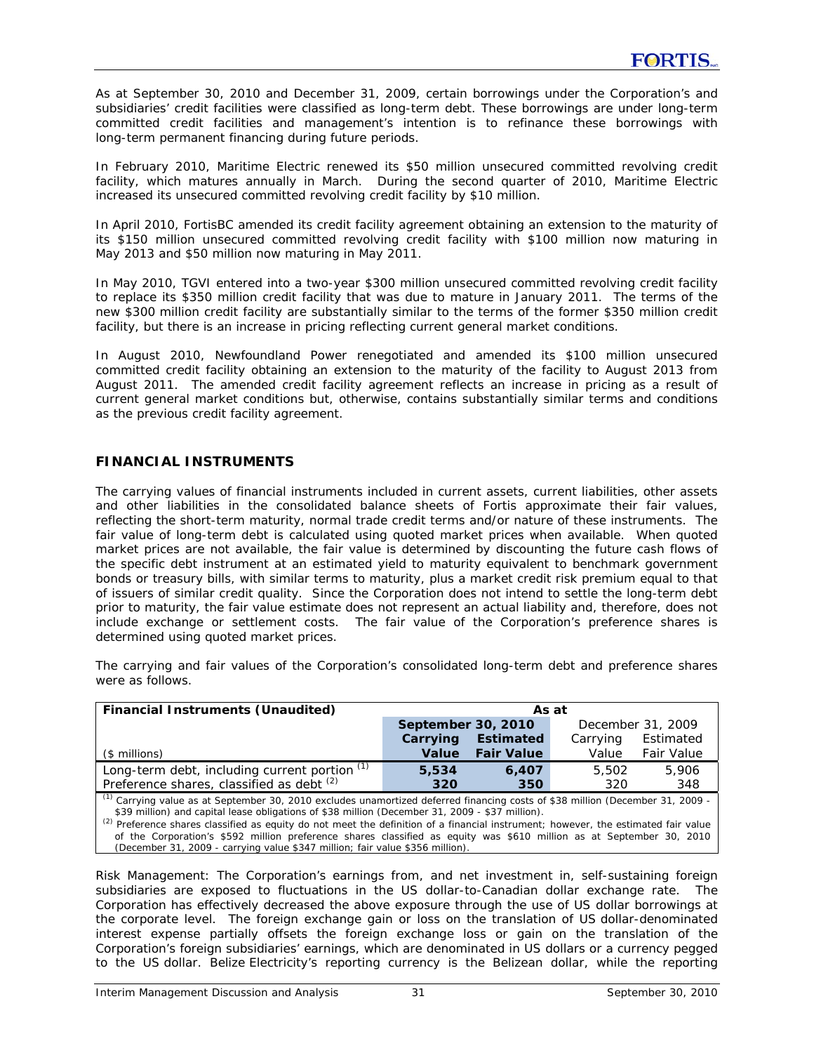As at September 30, 2010 and December 31, 2009, certain borrowings under the Corporation's and subsidiaries' credit facilities were classified as long-term debt. These borrowings are under long-term committed credit facilities and management's intention is to refinance these borrowings with long-term permanent financing during future periods.

In February 2010, Maritime Electric renewed its $50 million unsecured committed revolving credit facility, which matures annually in March. During the second quarter of 2010, Maritime Electric increased its unsecured committed revolving credit facility by $10 million.

In April 2010, FortisBC amended its credit facility agreement obtaining an extension to the maturity of its $150 million unsecured committed revolving credit facility with $100 million now maturing in May 2013 and $50 million now maturing in May 2011.

In May 2010, TGVI entered into a two-year $300 million unsecured committed revolving credit facility to replace its $350 million credit facility that was due to mature in January 2011. The terms of the new $300 million credit facility are substantially similar to the terms of the former $350 million credit facility, but there is an increase in pricing reflecting current general market conditions.

In August 2010, Newfoundland Power renegotiated and amended its $100 million unsecured committed credit facility obtaining an extension to the maturity of the facility to August 2013 from August 2011. The amended credit facility agreement reflects an increase in pricing as a result of current general market conditions but, otherwise, contains substantially similar terms and conditions as the previous credit facility agreement.

## FINANCIAL INSTRUMENTS

The carrying values of financial instruments included in current assets, current liabilities, other assets and other liabilities in the consolidated balance sheets of Fortis approximate their fair values, reflecting the short-term maturity, normal trade credit terms and/or nature of these instruments. The fair value of long-term debt is calculated using quoted market prices when available. When quoted market prices are not available, the fair value is determined by discounting the future cash flows of the specific debt instrument at an estimated yield to maturity equivalent to benchmark government bonds or treasury bills, with similar terms to maturity, plus a market credit risk premium equal to that of issuers of similar credit quality. Since the Corporation does not intend to settle the long-term debt prior to maturity, the fair value estimate does not represent an actual liability and, therefore, does not include exchange or settlement costs. The fair value of the Corporation's preference shares is determined using quoted market prices.

The carrying and fair values of the Corporation's consolidated long-term debt and preference shares were as follows.

| **Financial Instruments (Unaudited)** | **As at** | | | |
|---|---|---|---|---|
| | **September 30, 2010** | | December 31, 2009 | |
| | **Carrying** | **Estimated** | Carrying | Estimated |
| ($ millions) | **Value** | **Fair Value** | Value | Fair Value |
| Long-term debt, including current portion [(1)] | **5,534** | **6,407** | 5,502 | 5,906 |
| Preference shares, classified as debt [(2)] | **320** | **350** | 320 | 348 |

(1) Carrying value as at September 30, 2010 excludes unamortized deferred financing costs of $38 million (December 31, 2009 - $39 million) and capital lease obligations of $38 million (December 31, 2009 - $37 million).

(2) Preference shares classified as equity do not meet the definition of a financial instrument; however, the estimated fair value of the Corporation's $592 million preference shares classified as equity was $610 million as at September 30, 2010 (December 31, 2009 - carrying value $347 million; fair value $356 million).

Risk Management: The Corporation's earnings from, and net investment in, self-sustaining foreign subsidiaries are exposed to fluctuations in the US dollar-to-Canadian dollar exchange rate. The Corporation has effectively decreased the above exposure through the use of US dollar borrowings at the corporate level. The foreign exchange gain or loss on the translation of US dollar-denominated interest expense partially offsets the foreign exchange loss or gain on the translation of the Corporation's foreign subsidiaries' earnings, which are denominated in US dollars or a currency pegged to the US dollar. Belize Electricity's reporting currency is the Belizean dollar, while the reporting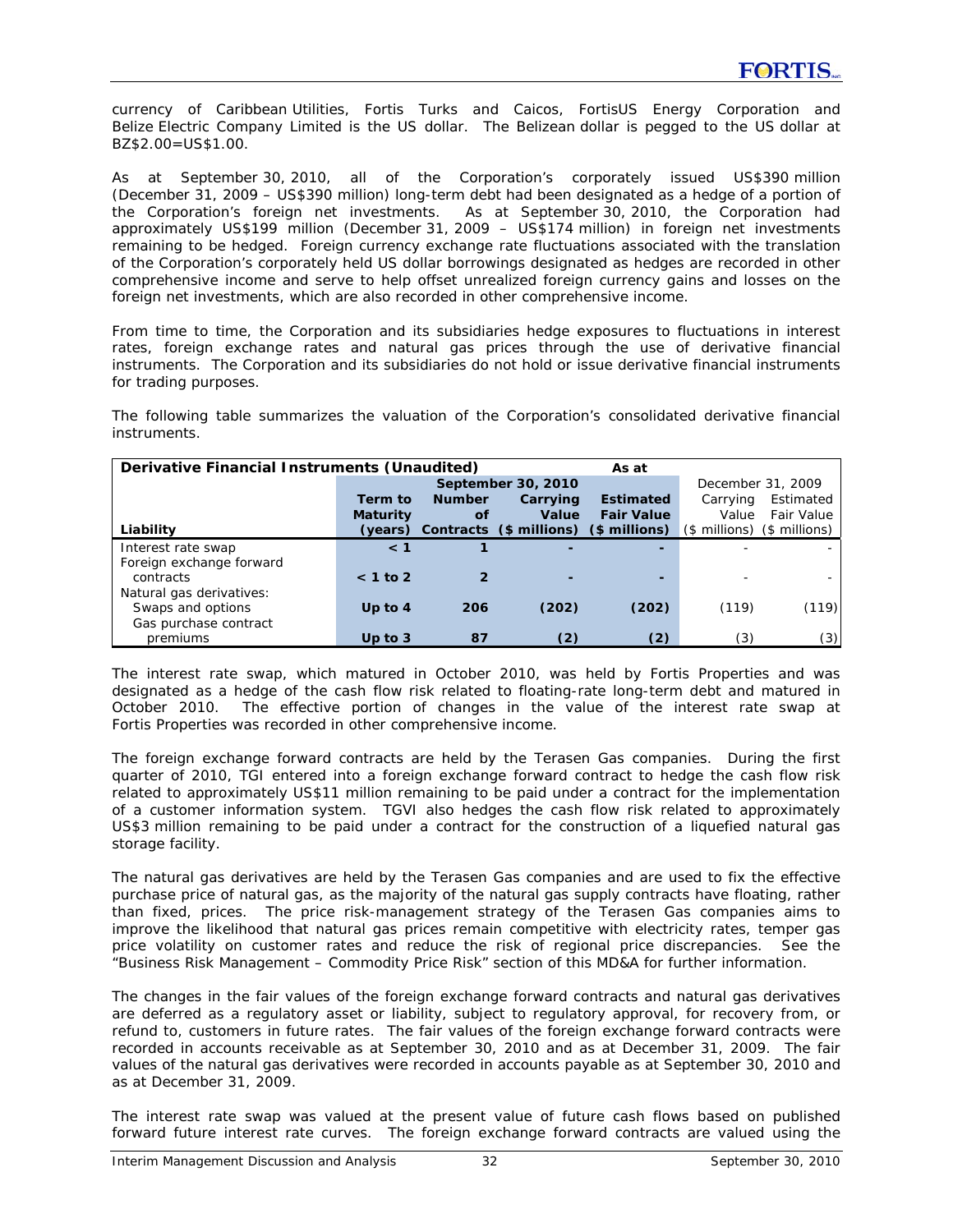currency of Caribbean Utilities, Fortis Turks and Caicos, FortisUS Energy Corporation and Belize Electric Company Limited is the US dollar. The Belizean dollar is pegged to the US dollar at BZ$2.00=US$1.00.

As at September 30, 2010, all of the Corporation's corporately issued US$390 million (December 31, 2009 – US$390 million) long-term debt had been designated as a hedge of a portion of the Corporation's foreign net investments. As at September 30, 2010, the Corporation had approximately US$199 million (December 31, 2009 – US$174 million) in foreign net investments remaining to be hedged. Foreign currency exchange rate fluctuations associated with the translation of the Corporation's corporately held US dollar borrowings designated as hedges are recorded in other comprehensive income and serve to help offset unrealized foreign currency gains and losses on the foreign net investments, which are also recorded in other comprehensive income.

From time to time, the Corporation and its subsidiaries hedge exposures to fluctuations in interest rates, foreign exchange rates and natural gas prices through the use of derivative financial instruments. The Corporation and its subsidiaries do not hold or issue derivative financial instruments for trading purposes.

The following table summarizes the valuation of the Corporation's consolidated derivative financial instruments.

| **Derivative Financial Instruments (Unaudited)** | As at | | | | | |
|---|---|---|---|---|---|---|
| | **September 30, 2010** | | | | December 31, 2009 | |
| **Liability** | **Term to Maturity (years)** | **Number of Contracts** | **Carrying Value ($ millions)** | **Estimated Fair Value ($ millions)** | Carrying Value ($ millions) | Estimated Fair Value ($ millions) |
| Interest rate swap | **< 1** | **1** | **-** | **-** | - | - |
| Foreign exchange forward contracts | **< 1 to 2** | **2** | **-** | **-** | - | - |
| Natural gas derivatives: | | | | | | |
| Swaps and options | **Up to 4** | **206** | **(202)** | **(202)** | (119) | (119) |
| Gas purchase contract premiums | **Up to 3** | **87** | **(2)** | **(2)** | (3) | (3) |

The interest rate swap, which matured in October 2010, was held by Fortis Properties and was designated as a hedge of the cash flow risk related to floating-rate long-term debt and matured in October 2010. The effective portion of changes in the value of the interest rate swap at Fortis Properties was recorded in other comprehensive income.

The foreign exchange forward contracts are held by the Terasen Gas companies. During the first quarter of 2010, TGI entered into a foreign exchange forward contract to hedge the cash flow risk related to approximately US$11 million remaining to be paid under a contract for the implementation of a customer information system. TGVI also hedges the cash flow risk related to approximately US$3 million remaining to be paid under a contract for the construction of a liquefied natural gas storage facility.

The natural gas derivatives are held by the Terasen Gas companies and are used to fix the effective purchase price of natural gas, as the majority of the natural gas supply contracts have floating, rather than fixed, prices. The price risk-management strategy of the Terasen Gas companies aims to improve the likelihood that natural gas prices remain competitive with electricity rates, temper gas price volatility on customer rates and reduce the risk of regional price discrepancies. See the "Business Risk Management – Commodity Price Risk" section of this MD&A for further information.

The changes in the fair values of the foreign exchange forward contracts and natural gas derivatives are deferred as a regulatory asset or liability, subject to regulatory approval, for recovery from, or refund to, customers in future rates. The fair values of the foreign exchange forward contracts were recorded in accounts receivable as at September 30, 2010 and as at December 31, 2009. The fair values of the natural gas derivatives were recorded in accounts payable as at September 30, 2010 and as at December 31, 2009.

The interest rate swap was valued at the present value of future cash flows based on published forward future interest rate curves. The foreign exchange forward contracts are valued using the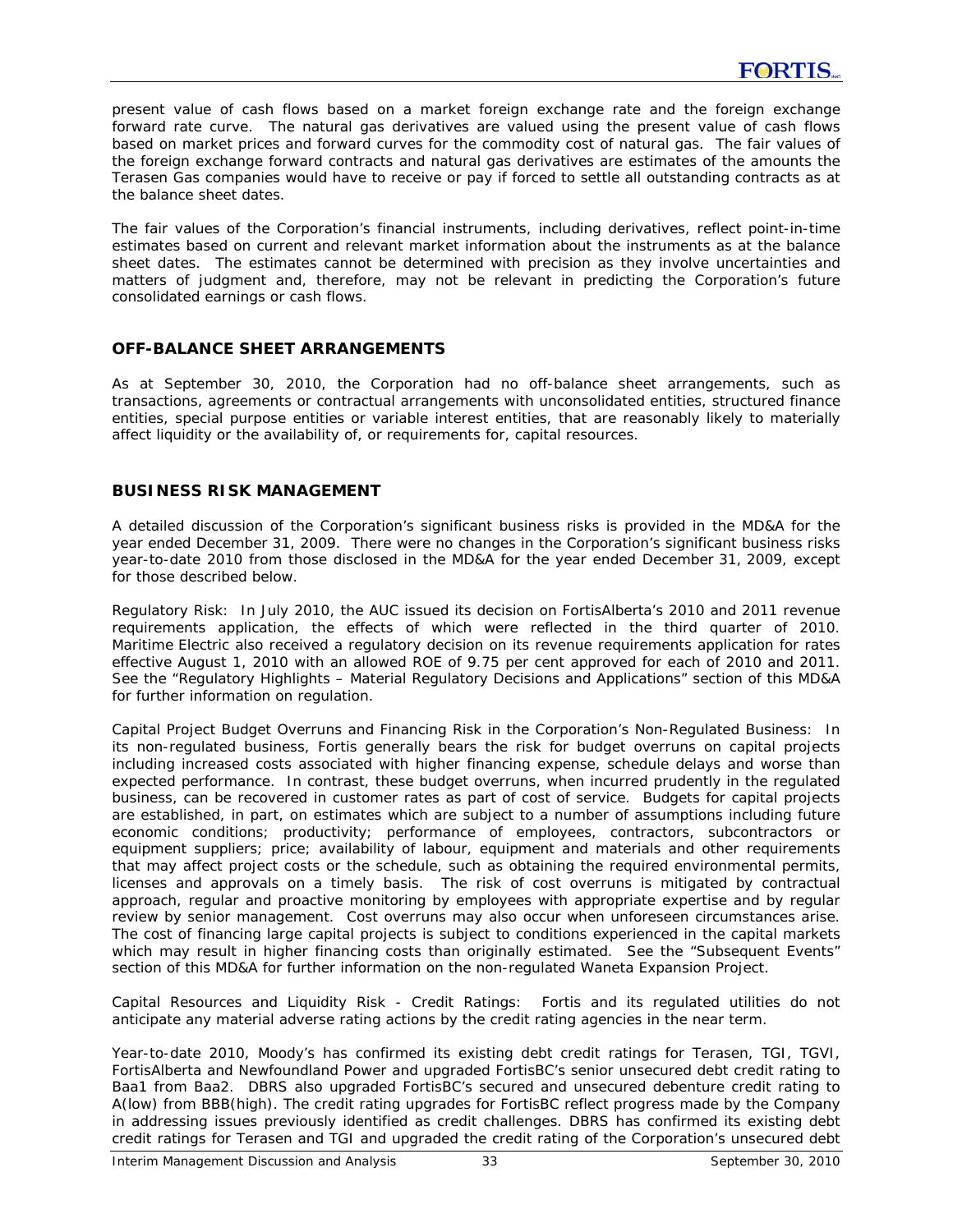present value of cash flows based on a market foreign exchange rate and the foreign exchange forward rate curve. The natural gas derivatives are valued using the present value of cash flows based on market prices and forward curves for the commodity cost of natural gas. The fair values of the foreign exchange forward contracts and natural gas derivatives are estimates of the amounts the Terasen Gas companies would have to receive or pay if forced to settle all outstanding contracts as at the balance sheet dates.

The fair values of the Corporation's financial instruments, including derivatives, reflect point-in-time estimates based on current and relevant market information about the instruments as at the balance sheet dates. The estimates cannot be determined with precision as they involve uncertainties and matters of judgment and, therefore, may not be relevant in predicting the Corporation's future consolidated earnings or cash flows.

## OFF-BALANCE SHEET ARRANGEMENTS

As at September 30, 2010, the Corporation had no off-balance sheet arrangements, such as transactions, agreements or contractual arrangements with unconsolidated entities, structured finance entities, special purpose entities or variable interest entities, that are reasonably likely to materially affect liquidity or the availability of, or requirements for, capital resources.

## BUSINESS RISK MANAGEMENT

A detailed discussion of the Corporation's significant business risks is provided in the MD&A for the year ended December 31, 2009. There were no changes in the Corporation's significant business risks year-to-date 2010 from those disclosed in the MD&A for the year ended December 31, 2009, except for those described below.

*Regulatory Risk:* In July 2010, the AUC issued its decision on FortisAlberta's 2010 and 2011 revenue requirements application, the effects of which were reflected in the third quarter of 2010. Maritime Electric also received a regulatory decision on its revenue requirements application for rates effective August 1, 2010 with an allowed ROE of 9.75 per cent approved for each of 2010 and 2011. See the "Regulatory Highlights – Material Regulatory Decisions and Applications" section of this MD&A for further information on regulation.

*Capital Project Budget Overruns and Financing Risk in the Corporation's Non-Regulated Business:* In its non-regulated business, Fortis generally bears the risk for budget overruns on capital projects including increased costs associated with higher financing expense, schedule delays and worse than expected performance. In contrast, these budget overruns, when incurred prudently in the regulated business, can be recovered in customer rates as part of cost of service. Budgets for capital projects are established, in part, on estimates which are subject to a number of assumptions including future economic conditions; productivity; performance of employees, contractors, subcontractors or equipment suppliers; price; availability of labour, equipment and materials and other requirements that may affect project costs or the schedule, such as obtaining the required environmental permits, licenses and approvals on a timely basis. The risk of cost overruns is mitigated by contractual approach, regular and proactive monitoring by employees with appropriate expertise and by regular review by senior management. Cost overruns may also occur when unforeseen circumstances arise. The cost of financing large capital projects is subject to conditions experienced in the capital markets which may result in higher financing costs than originally estimated. See the "Subsequent Events" section of this MD&A for further information on the non-regulated Waneta Expansion Project.

*Capital Resources and Liquidity Risk - Credit Ratings:* Fortis and its regulated utilities do not anticipate any material adverse rating actions by the credit rating agencies in the near term.

Year-to-date 2010, Moody's has confirmed its existing debt credit ratings for Terasen, TGI, TGVI, FortisAlberta and Newfoundland Power and upgraded FortisBC's senior unsecured debt credit rating to Baa1 from Baa2. DBRS also upgraded FortisBC's secured and unsecured debenture credit rating to A(low) from BBB(high). The credit rating upgrades for FortisBC reflect progress made by the Company in addressing issues previously identified as credit challenges. DBRS has confirmed its existing debt credit ratings for Terasen and TGI and upgraded the credit rating of the Corporation's unsecured debt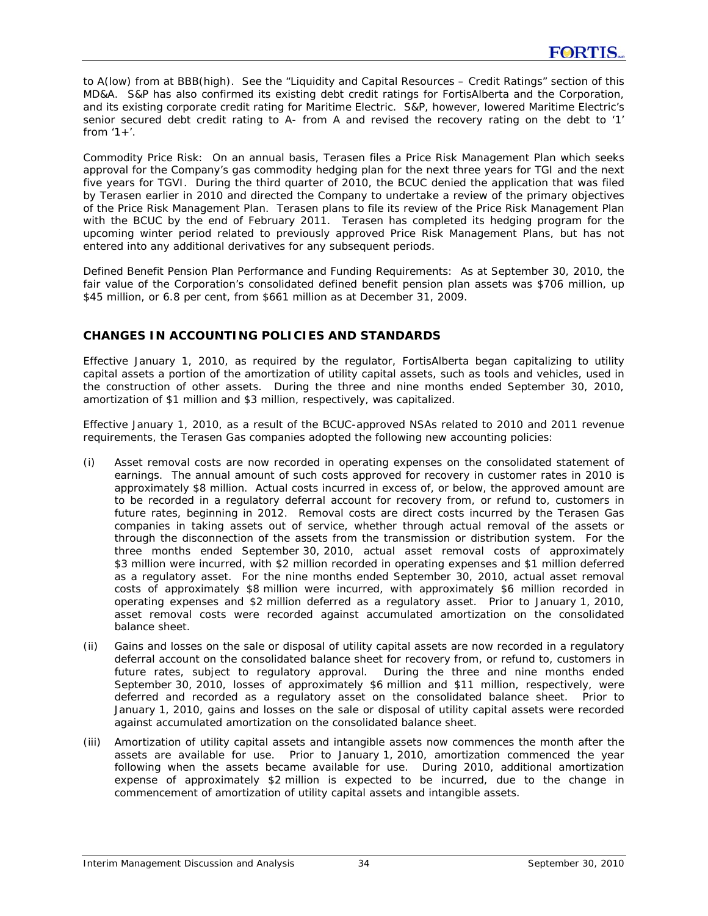to A(low) from at BBB(high). See the "Liquidity and Capital Resources – Credit Ratings" section of this MD&A. S&P has also confirmed its existing debt credit ratings for FortisAlberta and the Corporation, and its existing corporate credit rating for Maritime Electric. S&P, however, lowered Maritime Electric's senior secured debt credit rating to A- from A and revised the recovery rating on the debt to '1' from '1+'.

*Commodity Price Risk:* On an annual basis, Terasen files a Price Risk Management Plan which seeks approval for the Company's gas commodity hedging plan for the next three years for TGI and the next five years for TGVI. During the third quarter of 2010, the BCUC denied the application that was filed by Terasen earlier in 2010 and directed the Company to undertake a review of the primary objectives of the Price Risk Management Plan. Terasen plans to file its review of the Price Risk Management Plan with the BCUC by the end of February 2011. Terasen has completed its hedging program for the upcoming winter period related to previously approved Price Risk Management Plans, but has not entered into any additional derivatives for any subsequent periods.

*Defined Benefit Pension Plan Performance and Funding Requirements:* As at September 30, 2010, the fair value of the Corporation's consolidated defined benefit pension plan assets was $706 million, up $45 million, or 6.8 per cent, from $661 million as at December 31, 2009.

## CHANGES IN ACCOUNTING POLICIES AND STANDARDS

Effective January 1, 2010, as required by the regulator, FortisAlberta began capitalizing to utility capital assets a portion of the amortization of utility capital assets, such as tools and vehicles, used in the construction of other assets. During the three and nine months ended September 30, 2010, amortization of $1 million and $3 million, respectively, was capitalized.

Effective January 1, 2010, as a result of the BCUC-approved NSAs related to 2010 and 2011 revenue requirements, the Terasen Gas companies adopted the following new accounting policies:

(i) Asset removal costs are now recorded in operating expenses on the consolidated statement of earnings. The annual amount of such costs approved for recovery in customer rates in 2010 is approximately $8 million. Actual costs incurred in excess of, or below, the approved amount are to be recorded in a regulatory deferral account for recovery from, or refund to, customers in future rates, beginning in 2012. Removal costs are direct costs incurred by the Terasen Gas companies in taking assets out of service, whether through actual removal of the assets or through the disconnection of the assets from the transmission or distribution system. For the three months ended September 30, 2010, actual asset removal costs of approximately $3 million were incurred, with $2 million recorded in operating expenses and $1 million deferred as a regulatory asset. For the nine months ended September 30, 2010, actual asset removal costs of approximately $8 million were incurred, with approximately $6 million recorded in operating expenses and $2 million deferred as a regulatory asset. Prior to January 1, 2010, asset removal costs were recorded against accumulated amortization on the consolidated balance sheet.

(ii) Gains and losses on the sale or disposal of utility capital assets are now recorded in a regulatory deferral account on the consolidated balance sheet for recovery from, or refund to, customers in future rates, subject to regulatory approval. During the three and nine months ended September 30, 2010, losses of approximately $6 million and $11 million, respectively, were deferred and recorded as a regulatory asset on the consolidated balance sheet. Prior to January 1, 2010, gains and losses on the sale or disposal of utility capital assets were recorded against accumulated amortization on the consolidated balance sheet.

(iii) Amortization of utility capital assets and intangible assets now commences the month after the assets are available for use. Prior to January 1, 2010, amortization commenced the year following when the assets became available for use. During 2010, additional amortization expense of approximately $2 million is expected to be incurred, due to the change in commencement of amortization of utility capital assets and intangible assets.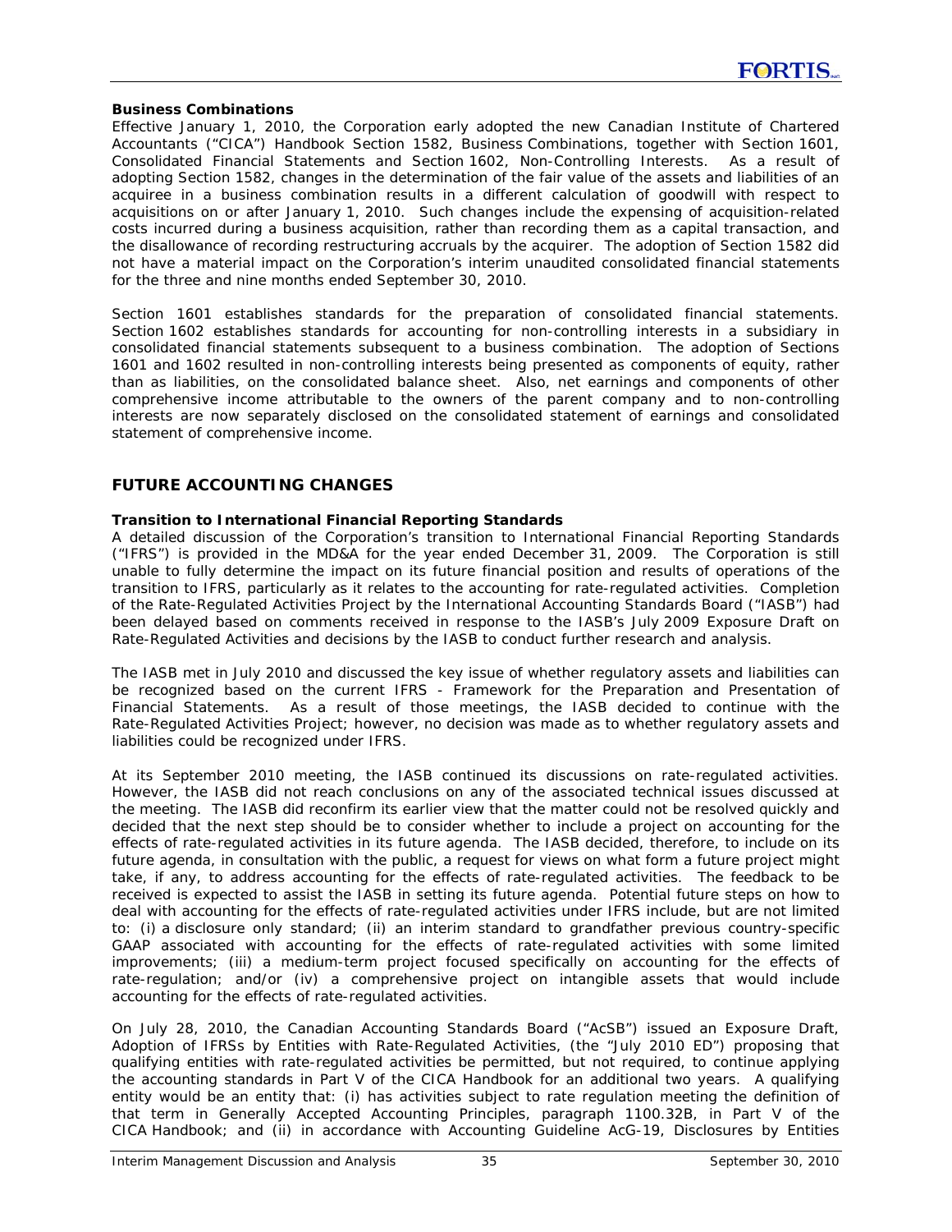**Business Combinations**

Effective January 1, 2010, the Corporation early adopted the new Canadian Institute of Chartered Accountants ("CICA") Handbook Section 1582, *Business Combinations*, together with Section 1601, *Consolidated Financial Statements* and Section 1602, *Non-Controlling Interests*. As a result of adopting Section 1582, changes in the determination of the fair value of the assets and liabilities of an acquiree in a business combination results in a different calculation of goodwill with respect to acquisitions on or after January 1, 2010. Such changes include the expensing of acquisition-related costs incurred during a business acquisition, rather than recording them as a capital transaction, and the disallowance of recording restructuring accruals by the acquirer. The adoption of Section 1582 did not have a material impact on the Corporation's interim unaudited consolidated financial statements for the three and nine months ended September 30, 2010.

Section 1601 establishes standards for the preparation of consolidated financial statements. Section 1602 establishes standards for accounting for non-controlling interests in a subsidiary in consolidated financial statements subsequent to a business combination. The adoption of Sections 1601 and 1602 resulted in non-controlling interests being presented as components of equity, rather than as liabilities, on the consolidated balance sheet. Also, net earnings and components of other comprehensive income attributable to the owners of the parent company and to non-controlling interests are now separately disclosed on the consolidated statement of earnings and consolidated statement of comprehensive income.

## FUTURE ACCOUNTING CHANGES

**Transition to International Financial Reporting Standards**

A detailed discussion of the Corporation's transition to International Financial Reporting Standards ("IFRS") is provided in the MD&A for the year ended December 31, 2009. The Corporation is still unable to fully determine the impact on its future financial position and results of operations of the transition to IFRS, particularly as it relates to the accounting for rate-regulated activities. Completion of the Rate-Regulated Activities Project by the International Accounting Standards Board ("IASB") had been delayed based on comments received in response to the IASB's July 2009 Exposure Draft on Rate-Regulated Activities and decisions by the IASB to conduct further research and analysis.

The IASB met in July 2010 and discussed the key issue of whether regulatory assets and liabilities can be recognized based on the current IFRS - Framework for the Preparation and Presentation of Financial Statements. As a result of those meetings, the IASB decided to continue with the Rate-Regulated Activities Project; however, no decision was made as to whether regulatory assets and liabilities could be recognized under IFRS.

At its September 2010 meeting, the IASB continued its discussions on rate-regulated activities. However, the IASB did not reach conclusions on any of the associated technical issues discussed at the meeting. The IASB did reconfirm its earlier view that the matter could not be resolved quickly and decided that the next step should be to consider whether to include a project on accounting for the effects of rate-regulated activities in its future agenda. The IASB decided, therefore, to include on its future agenda, in consultation with the public, a request for views on what form a future project might take, if any, to address accounting for the effects of rate-regulated activities. The feedback to be received is expected to assist the IASB in setting its future agenda. Potential future steps on how to deal with accounting for the effects of rate-regulated activities under IFRS include, but are not limited to: (i) a disclosure only standard; (ii) an interim standard to grandfather previous country-specific GAAP associated with accounting for the effects of rate-regulated activities with some limited improvements; (iii) a medium-term project focused specifically on accounting for the effects of rate-regulation; and/or (iv) a comprehensive project on intangible assets that would include accounting for the effects of rate-regulated activities.

On July 28, 2010, the Canadian Accounting Standards Board ("AcSB") issued an Exposure Draft, *Adoption of IFRSs by Entities with Rate-Regulated Activities*, (the "July 2010 ED") proposing that qualifying entities with rate-regulated activities be permitted, but not required, to continue applying the accounting standards in Part V of the CICA Handbook for an additional two years. A qualifying entity would be an entity that: (i) has activities subject to rate regulation meeting the definition of that term in Generally Accepted Accounting Principles, paragraph 1100.32B, in Part V of the CICA Handbook; and (ii) in accordance with Accounting Guideline AcG-19, Disclosures by Entities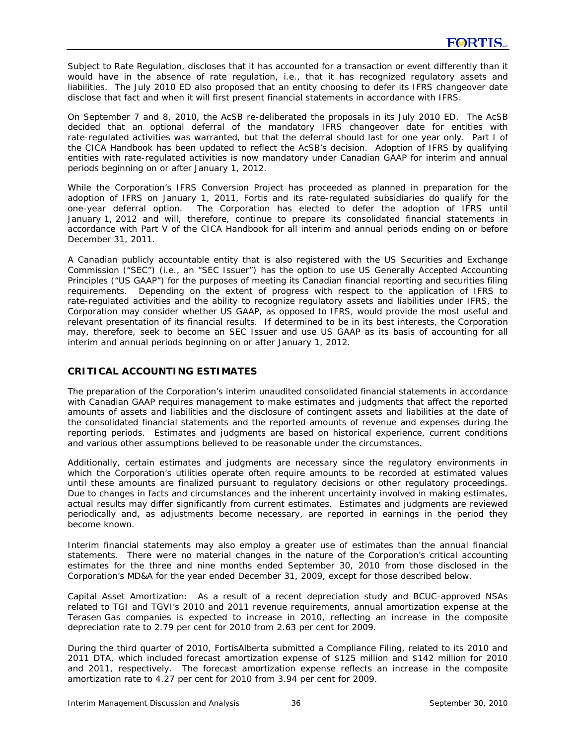Subject to Rate Regulation, discloses that it has accounted for a transaction or event differently than it would have in the absence of rate regulation, i.e., that it has recognized regulatory assets and liabilities. The July 2010 ED also proposed that an entity choosing to defer its IFRS changeover date disclose that fact and when it will first present financial statements in accordance with IFRS.

On September 7 and 8, 2010, the AcSB re-deliberated the proposals in its July 2010 ED. The AcSB decided that an optional deferral of the mandatory IFRS changeover date for entities with rate-regulated activities was warranted, but that the deferral should last for one year only. Part I of the CICA Handbook has been updated to reflect the AcSB's decision. Adoption of IFRS by qualifying entities with rate-regulated activities is now mandatory under Canadian GAAP for interim and annual periods beginning on or after January 1, 2012.

While the Corporation's IFRS Conversion Project has proceeded as planned in preparation for the adoption of IFRS on January 1, 2011, Fortis and its rate-regulated subsidiaries do qualify for the one-year deferral option. The Corporation has elected to defer the adoption of IFRS until January 1, 2012 and will, therefore, continue to prepare its consolidated financial statements in accordance with Part V of the CICA Handbook for all interim and annual periods ending on or before December 31, 2011.

A Canadian publicly accountable entity that is also registered with the US Securities and Exchange Commission ("SEC") (i.e., an "SEC Issuer") has the option to use US Generally Accepted Accounting Principles ("US GAAP") for the purposes of meeting its Canadian financial reporting and securities filing requirements. Depending on the extent of progress with respect to the application of IFRS to rate-regulated activities and the ability to recognize regulatory assets and liabilities under IFRS, the Corporation may consider whether US GAAP, as opposed to IFRS, would provide the most useful and relevant presentation of its financial results. If determined to be in its best interests, the Corporation may, therefore, seek to become an SEC Issuer and use US GAAP as its basis of accounting for all interim and annual periods beginning on or after January 1, 2012.

## CRITICAL ACCOUNTING ESTIMATES

The preparation of the Corporation's interim unaudited consolidated financial statements in accordance with Canadian GAAP requires management to make estimates and judgments that affect the reported amounts of assets and liabilities and the disclosure of contingent assets and liabilities at the date of the consolidated financial statements and the reported amounts of revenue and expenses during the reporting periods. Estimates and judgments are based on historical experience, current conditions and various other assumptions believed to be reasonable under the circumstances.

Additionally, certain estimates and judgments are necessary since the regulatory environments in which the Corporation's utilities operate often require amounts to be recorded at estimated values until these amounts are finalized pursuant to regulatory decisions or other regulatory proceedings. Due to changes in facts and circumstances and the inherent uncertainty involved in making estimates, actual results may differ significantly from current estimates. Estimates and judgments are reviewed periodically and, as adjustments become necessary, are reported in earnings in the period they become known.

Interim financial statements may also employ a greater use of estimates than the annual financial statements. There were no material changes in the nature of the Corporation's critical accounting estimates for the three and nine months ended September 30, 2010 from those disclosed in the Corporation's MD&A for the year ended December 31, 2009, except for those described below.

Capital Asset Amortization: As a result of a recent depreciation study and BCUC-approved NSAs related to TGI and TGVI's 2010 and 2011 revenue requirements, annual amortization expense at the Terasen Gas companies is expected to increase in 2010, reflecting an increase in the composite depreciation rate to 2.79 per cent for 2010 from 2.63 per cent for 2009.

During the third quarter of 2010, FortisAlberta submitted a Compliance Filing, related to its 2010 and 2011 DTA, which included forecast amortization expense of $125 million and $142 million for 2010 and 2011, respectively. The forecast amortization expense reflects an increase in the composite amortization rate to 4.27 per cent for 2010 from 3.94 per cent for 2009.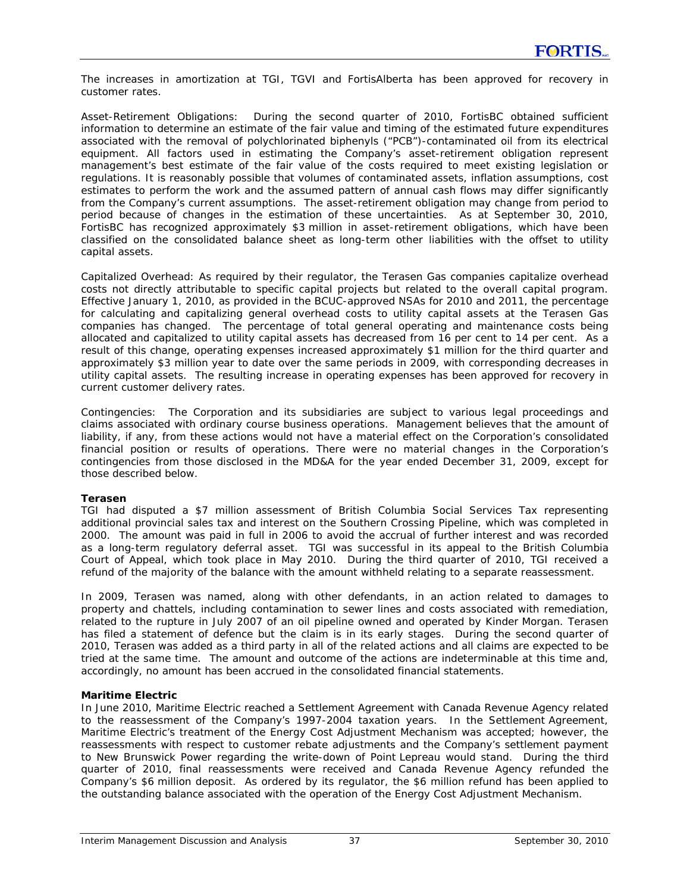The increases in amortization at TGI, TGVI and FortisAlberta has been approved for recovery in customer rates.

Asset-Retirement Obligations: During the second quarter of 2010, FortisBC obtained sufficient information to determine an estimate of the fair value and timing of the estimated future expenditures associated with the removal of polychlorinated biphenyls ("PCB")-contaminated oil from its electrical equipment. All factors used in estimating the Company's asset-retirement obligation represent management's best estimate of the fair value of the costs required to meet existing legislation or regulations. It is reasonably possible that volumes of contaminated assets, inflation assumptions, cost estimates to perform the work and the assumed pattern of annual cash flows may differ significantly from the Company's current assumptions. The asset-retirement obligation may change from period to period because of changes in the estimation of these uncertainties. As at September 30, 2010, FortisBC has recognized approximately $3 million in asset-retirement obligations, which have been classified on the consolidated balance sheet as long-term other liabilities with the offset to utility capital assets.

Capitalized Overhead: As required by their regulator, the Terasen Gas companies capitalize overhead costs not directly attributable to specific capital projects but related to the overall capital program. Effective January 1, 2010, as provided in the BCUC-approved NSAs for 2010 and 2011, the percentage for calculating and capitalizing general overhead costs to utility capital assets at the Terasen Gas companies has changed. The percentage of total general operating and maintenance costs being allocated and capitalized to utility capital assets has decreased from 16 per cent to 14 per cent. As a result of this change, operating expenses increased approximately $1 million for the third quarter and approximately $3 million year to date over the same periods in 2009, with corresponding decreases in utility capital assets. The resulting increase in operating expenses has been approved for recovery in current customer delivery rates.

Contingencies: The Corporation and its subsidiaries are subject to various legal proceedings and claims associated with ordinary course business operations. Management believes that the amount of liability, if any, from these actions would not have a material effect on the Corporation's consolidated financial position or results of operations. There were no material changes in the Corporation's contingencies from those disclosed in the MD&A for the year ended December 31, 2009, except for those described below.

**Terasen**

TGI had disputed a $7 million assessment of British Columbia Social Services Tax representing additional provincial sales tax and interest on the Southern Crossing Pipeline, which was completed in 2000. The amount was paid in full in 2006 to avoid the accrual of further interest and was recorded as a long-term regulatory deferral asset. TGI was successful in its appeal to the British Columbia Court of Appeal, which took place in May 2010. During the third quarter of 2010, TGI received a refund of the majority of the balance with the amount withheld relating to a separate reassessment.

In 2009, Terasen was named, along with other defendants, in an action related to damages to property and chattels, including contamination to sewer lines and costs associated with remediation, related to the rupture in July 2007 of an oil pipeline owned and operated by Kinder Morgan. Terasen has filed a statement of defence but the claim is in its early stages. During the second quarter of 2010, Terasen was added as a third party in all of the related actions and all claims are expected to be tried at the same time. The amount and outcome of the actions are indeterminable at this time and, accordingly, no amount has been accrued in the consolidated financial statements.

**Maritime Electric**

In June 2010, Maritime Electric reached a Settlement Agreement with Canada Revenue Agency related to the reassessment of the Company's 1997-2004 taxation years. In the Settlement Agreement, Maritime Electric's treatment of the Energy Cost Adjustment Mechanism was accepted; however, the reassessments with respect to customer rebate adjustments and the Company's settlement payment to New Brunswick Power regarding the write-down of Point Lepreau would stand. During the third quarter of 2010, final reassessments were received and Canada Revenue Agency refunded the Company's $6 million deposit. As ordered by its regulator, the $6 million refund has been applied to the outstanding balance associated with the operation of the Energy Cost Adjustment Mechanism.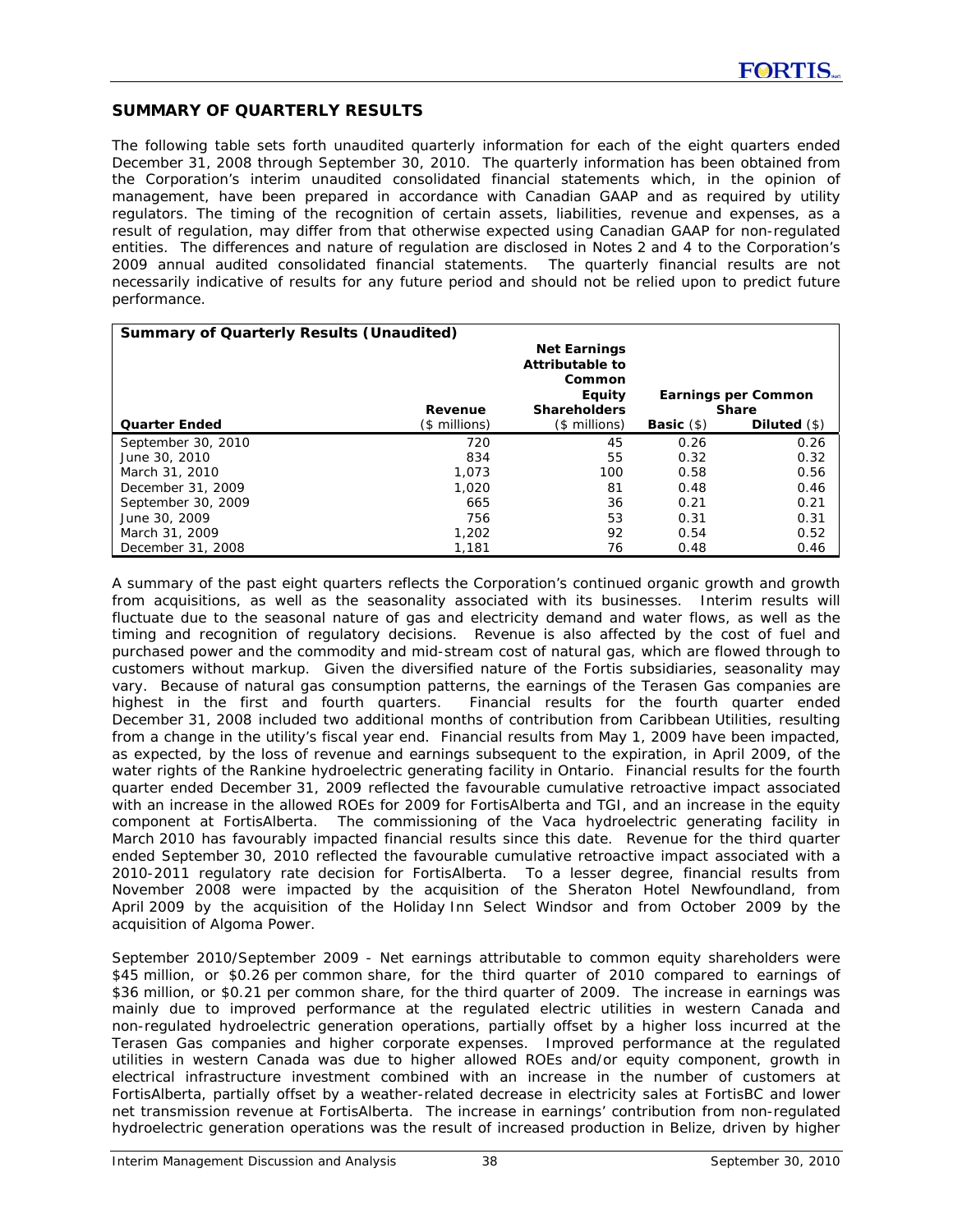## SUMMARY OF QUARTERLY RESULTS

The following table sets forth unaudited quarterly information for each of the eight quarters ended December 31, 2008 through September 30, 2010. The quarterly information has been obtained from the Corporation's interim unaudited consolidated financial statements which, in the opinion of management, have been prepared in accordance with Canadian GAAP and as required by utility regulators. The timing of the recognition of certain assets, liabilities, revenue and expenses, as a result of regulation, may differ from that otherwise expected using Canadian GAAP for non-regulated entities. The differences and nature of regulation are disclosed in Notes 2 and 4 to the Corporation's 2009 annual audited consolidated financial statements. The quarterly financial results are not necessarily indicative of results for any future period and should not be relied upon to predict future performance.

**Summary of Quarterly Results (Unaudited)**

| Quarter Ended | Revenue ($ millions) | Net Earnings Attributable to Common Equity Shareholders ($ millions) | Earnings per Common Share Basic ($) | Earnings per Common Share Diluted ($) |
|---|---|---|---|---|
| September 30, 2010 | 720 | 45 | 0.26 | 0.26 |
| June 30, 2010 | 834 | 55 | 0.32 | 0.32 |
| March 31, 2010 | 1,073 | 100 | 0.58 | 0.56 |
| December 31, 2009 | 1,020 | 81 | 0.48 | 0.46 |
| September 30, 2009 | 665 | 36 | 0.21 | 0.21 |
| June 30, 2009 | 756 | 53 | 0.31 | 0.31 |
| March 31, 2009 | 1,202 | 92 | 0.54 | 0.52 |
| December 31, 2008 | 1,181 | 76 | 0.48 | 0.46 |

A summary of the past eight quarters reflects the Corporation's continued organic growth and growth from acquisitions, as well as the seasonality associated with its businesses. Interim results will fluctuate due to the seasonal nature of gas and electricity demand and water flows, as well as the timing and recognition of regulatory decisions. Revenue is also affected by the cost of fuel and purchased power and the commodity and mid-stream cost of natural gas, which are flowed through to customers without markup. Given the diversified nature of the Fortis subsidiaries, seasonality may vary. Because of natural gas consumption patterns, the earnings of the Terasen Gas companies are highest in the first and fourth quarters. Financial results for the fourth quarter ended December 31, 2008 included two additional months of contribution from Caribbean Utilities, resulting from a change in the utility's fiscal year end. Financial results from May 1, 2009 have been impacted, as expected, by the loss of revenue and earnings subsequent to the expiration, in April 2009, of the water rights of the Rankine hydroelectric generating facility in Ontario. Financial results for the fourth quarter ended December 31, 2009 reflected the favourable cumulative retroactive impact associated with an increase in the allowed ROEs for 2009 for FortisAlberta and TGI, and an increase in the equity component at FortisAlberta. The commissioning of the Vaca hydroelectric generating facility in March 2010 has favourably impacted financial results since this date. Revenue for the third quarter ended September 30, 2010 reflected the favourable cumulative retroactive impact associated with a 2010-2011 regulatory rate decision for FortisAlberta. To a lesser degree, financial results from November 2008 were impacted by the acquisition of the Sheraton Hotel Newfoundland, from April 2009 by the acquisition of the Holiday Inn Select Windsor and from October 2009 by the acquisition of Algoma Power.

September 2010/September 2009 - Net earnings attributable to common equity shareholders were $45 million, or $0.26 per common share, for the third quarter of 2010 compared to earnings of $36 million, or $0.21 per common share, for the third quarter of 2009. The increase in earnings was mainly due to improved performance at the regulated electric utilities in western Canada and non-regulated hydroelectric generation operations, partially offset by a higher loss incurred at the Terasen Gas companies and higher corporate expenses. Improved performance at the regulated utilities in western Canada was due to higher allowed ROEs and/or equity component, growth in electrical infrastructure investment combined with an increase in the number of customers at FortisAlberta, partially offset by a weather-related decrease in electricity sales at FortisBC and lower net transmission revenue at FortisAlberta. The increase in earnings' contribution from non-regulated hydroelectric generation operations was the result of increased production in Belize, driven by higher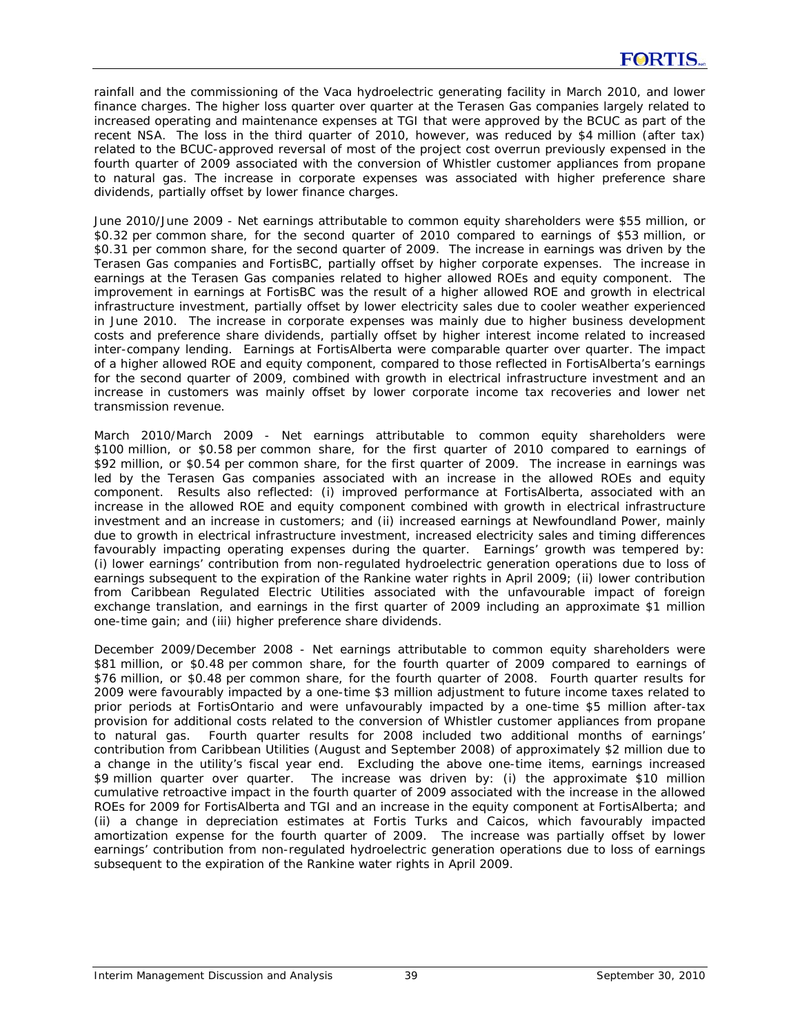rainfall and the commissioning of the Vaca hydroelectric generating facility in March 2010, and lower finance charges. The higher loss quarter over quarter at the Terasen Gas companies largely related to increased operating and maintenance expenses at TGI that were approved by the BCUC as part of the recent NSA. The loss in the third quarter of 2010, however, was reduced by $4 million (after tax) related to the BCUC-approved reversal of most of the project cost overrun previously expensed in the fourth quarter of 2009 associated with the conversion of Whistler customer appliances from propane to natural gas. The increase in corporate expenses was associated with higher preference share dividends, partially offset by lower finance charges.

June 2010/June 2009 - Net earnings attributable to common equity shareholders were $55 million, or $0.32 per common share, for the second quarter of 2010 compared to earnings of $53 million, or $0.31 per common share, for the second quarter of 2009. The increase in earnings was driven by the Terasen Gas companies and FortisBC, partially offset by higher corporate expenses. The increase in earnings at the Terasen Gas companies related to higher allowed ROEs and equity component. The improvement in earnings at FortisBC was the result of a higher allowed ROE and growth in electrical infrastructure investment, partially offset by lower electricity sales due to cooler weather experienced in June 2010. The increase in corporate expenses was mainly due to higher business development costs and preference share dividends, partially offset by higher interest income related to increased inter-company lending. Earnings at FortisAlberta were comparable quarter over quarter. The impact of a higher allowed ROE and equity component, compared to those reflected in FortisAlberta's earnings for the second quarter of 2009, combined with growth in electrical infrastructure investment and an increase in customers was mainly offset by lower corporate income tax recoveries and lower net transmission revenue.

March 2010/March 2009 - Net earnings attributable to common equity shareholders were $100 million, or $0.58 per common share, for the first quarter of 2010 compared to earnings of $92 million, or $0.54 per common share, for the first quarter of 2009. The increase in earnings was led by the Terasen Gas companies associated with an increase in the allowed ROEs and equity component. Results also reflected: (i) improved performance at FortisAlberta, associated with an increase in the allowed ROE and equity component combined with growth in electrical infrastructure investment and an increase in customers; and (ii) increased earnings at Newfoundland Power, mainly due to growth in electrical infrastructure investment, increased electricity sales and timing differences favourably impacting operating expenses during the quarter. Earnings' growth was tempered by: (i) lower earnings' contribution from non-regulated hydroelectric generation operations due to loss of earnings subsequent to the expiration of the Rankine water rights in April 2009; (ii) lower contribution from Caribbean Regulated Electric Utilities associated with the unfavourable impact of foreign exchange translation, and earnings in the first quarter of 2009 including an approximate $1 million one-time gain; and (iii) higher preference share dividends.

December 2009/December 2008 - Net earnings attributable to common equity shareholders were $81 million, or $0.48 per common share, for the fourth quarter of 2009 compared to earnings of $76 million, or $0.48 per common share, for the fourth quarter of 2008. Fourth quarter results for 2009 were favourably impacted by a one-time $3 million adjustment to future income taxes related to prior periods at FortisOntario and were unfavourably impacted by a one-time $5 million after-tax provision for additional costs related to the conversion of Whistler customer appliances from propane to natural gas. Fourth quarter results for 2008 included two additional months of earnings' contribution from Caribbean Utilities (August and September 2008) of approximately $2 million due to a change in the utility's fiscal year end. Excluding the above one-time items, earnings increased $9 million quarter over quarter. The increase was driven by: (i) the approximate $10 million cumulative retroactive impact in the fourth quarter of 2009 associated with the increase in the allowed ROEs for 2009 for FortisAlberta and TGI and an increase in the equity component at FortisAlberta; and (ii) a change in depreciation estimates at Fortis Turks and Caicos, which favourably impacted amortization expense for the fourth quarter of 2009. The increase was partially offset by lower earnings' contribution from non-regulated hydroelectric generation operations due to loss of earnings subsequent to the expiration of the Rankine water rights in April 2009.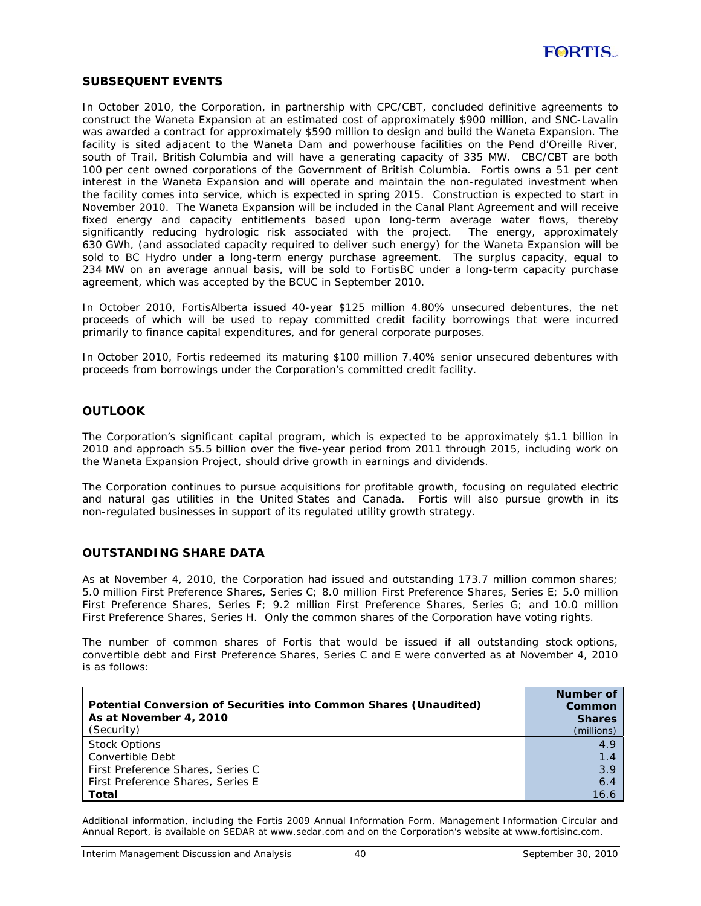## SUBSEQUENT EVENTS

In October 2010, the Corporation, in partnership with CPC/CBT, concluded definitive agreements to construct the Waneta Expansion at an estimated cost of approximately $900 million, and SNC-Lavalin was awarded a contract for approximately $590 million to design and build the Waneta Expansion. The facility is sited adjacent to the Waneta Dam and powerhouse facilities on the Pend d'Oreille River, south of Trail, British Columbia and will have a generating capacity of 335 MW. CBC/CBT are both 100 per cent owned corporations of the Government of British Columbia. Fortis owns a 51 per cent interest in the Waneta Expansion and will operate and maintain the non-regulated investment when the facility comes into service, which is expected in spring 2015. Construction is expected to start in November 2010. The Waneta Expansion will be included in the Canal Plant Agreement and will receive fixed energy and capacity entitlements based upon long-term average water flows, thereby significantly reducing hydrologic risk associated with the project. The energy, approximately 630 GWh, (and associated capacity required to deliver such energy) for the Waneta Expansion will be sold to BC Hydro under a long-term energy purchase agreement. The surplus capacity, equal to 234 MW on an average annual basis, will be sold to FortisBC under a long-term capacity purchase agreement, which was accepted by the BCUC in September 2010.

In October 2010, FortisAlberta issued 40-year $125 million 4.80% unsecured debentures, the net proceeds of which will be used to repay committed credit facility borrowings that were incurred primarily to finance capital expenditures, and for general corporate purposes.

In October 2010, Fortis redeemed its maturing $100 million 7.40% senior unsecured debentures with proceeds from borrowings under the Corporation's committed credit facility.

## OUTLOOK

The Corporation's significant capital program, which is expected to be approximately $1.1 billion in 2010 and approach $5.5 billion over the five-year period from 2011 through 2015, including work on the Waneta Expansion Project, should drive growth in earnings and dividends.

The Corporation continues to pursue acquisitions for profitable growth, focusing on regulated electric and natural gas utilities in the United States and Canada. Fortis will also pursue growth in its non-regulated businesses in support of its regulated utility growth strategy.

## OUTSTANDING SHARE DATA

As at November 4, 2010, the Corporation had issued and outstanding 173.7 million common shares; 5.0 million First Preference Shares, Series C; 8.0 million First Preference Shares, Series E; 5.0 million First Preference Shares, Series F; 9.2 million First Preference Shares, Series G; and 10.0 million First Preference Shares, Series H. Only the common shares of the Corporation have voting rights.

The number of common shares of Fortis that would be issued if all outstanding stock options, convertible debt and First Preference Shares, Series C and E were converted as at November 4, 2010 is as follows:

| **Potential Conversion of Securities into Common Shares (Unaudited)**<br>**As at November 4, 2010**<br>(Security) | **Number of Common Shares**<br>(millions) |
|---|---|
| Stock Options | 4.9 |
| Convertible Debt | 1.4 |
| First Preference Shares, Series C | 3.9 |
| First Preference Shares, Series E | 6.4 |
| **Total** | 16.6 |

Additional information, including the Fortis 2009 Annual Information Form, Management Information Circular and Annual Report, is available on SEDAR at www.sedar.com and on the Corporation's website at www.fortisinc.com.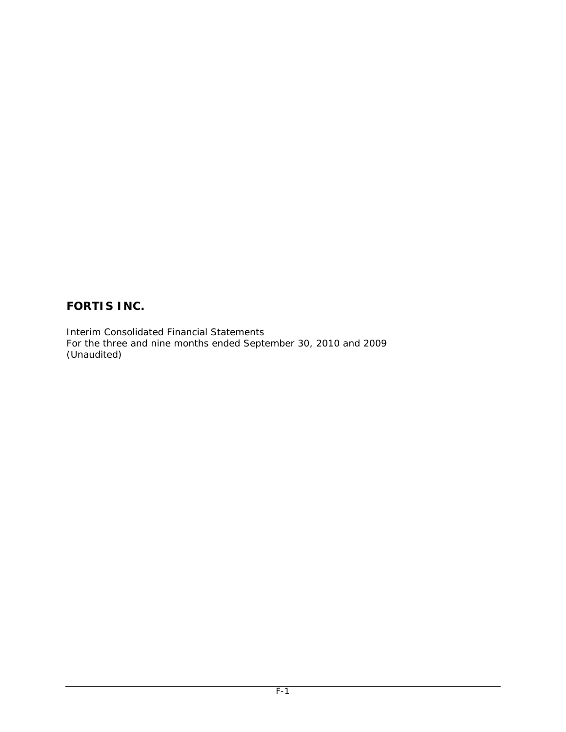# FORTIS INC.

Interim Consolidated Financial Statements
For the three and nine months ended September 30, 2010 and 2009
(Unaudited)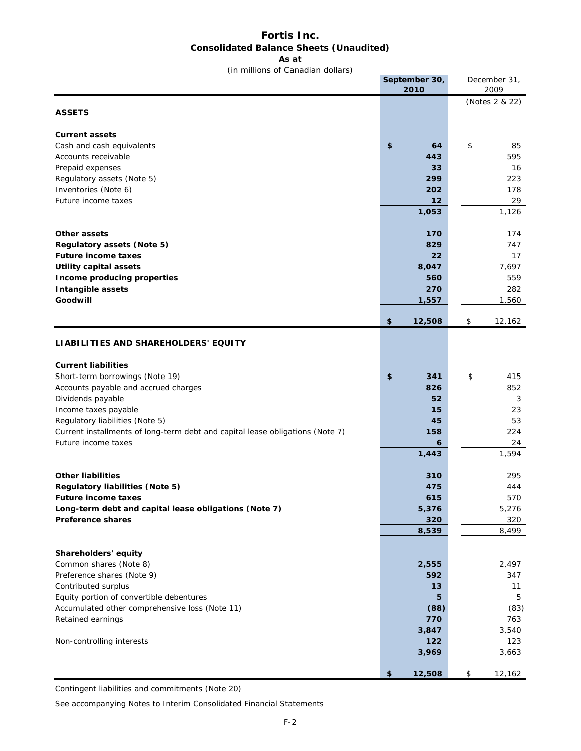# Fortis Inc.

## Consolidated Balance Sheets (Unaudited)

### As at

(in millions of Canadian dollars)

| | September 30, 2010 | December 31, 2009 |
|---|---|---|
| | | (Notes 2 & 22) |
| **ASSETS** | | |
| **Current assets** | | |
| Cash and cash equivalents | **$ 64** | $ 85 |
| Accounts receivable | **443** | 595 |
| Prepaid expenses | **33** | 16 |
| Regulatory assets (Note 5) | **299** | 223 |
| Inventories (Note 6) | **202** | 178 |
| Future income taxes | **12** | 29 |
| | **1,053** | 1,126 |
| **Other assets** | **170** | 174 |
| **Regulatory assets (Note 5)** | **829** | 747 |
| **Future income taxes** | **22** | 17 |
| **Utility capital assets** | **8,047** | 7,697 |
| **Income producing properties** | **560** | 559 |
| **Intangible assets** | **270** | 282 |
| **Goodwill** | **1,557** | 1,560 |
| | **$ 12,508** | $ 12,162 |
| **LIABILITIES AND SHAREHOLDERS' EQUITY** | | |
| **Current liabilities** | | |
| Short-term borrowings (Note 19) | **$ 341** | $ 415 |
| Accounts payable and accrued charges | **826** | 852 |
| Dividends payable | **52** | 3 |
| Income taxes payable | **15** | 23 |
| Regulatory liabilities (Note 5) | **45** | 53 |
| Current installments of long-term debt and capital lease obligations (Note 7) | **158** | 224 |
| Future income taxes | **6** | 24 |
| | **1,443** | 1,594 |
| **Other liabilities** | **310** | 295 |
| **Regulatory liabilities (Note 5)** | **475** | 444 |
| **Future income taxes** | **615** | 570 |
| **Long-term debt and capital lease obligations (Note 7)** | **5,376** | 5,276 |
| **Preference shares** | **320** | 320 |
| | **8,539** | 8,499 |
| **Shareholders' equity** | | |
| Common shares (Note 8) | **2,555** | 2,497 |
| Preference shares (Note 9) | **592** | 347 |
| Contributed surplus | **13** | 11 |
| Equity portion of convertible debentures | **5** | 5 |
| Accumulated other comprehensive loss (Note 11) | **(88)** | (83) |
| Retained earnings | **770** | 763 |
| | **3,847** | 3,540 |
| Non-controlling interests | **122** | 123 |
| | **3,969** | 3,663 |
| | **$ 12,508** | $ 12,162 |

Contingent liabilities and commitments (Note 20)

See accompanying Notes to Interim Consolidated Financial Statements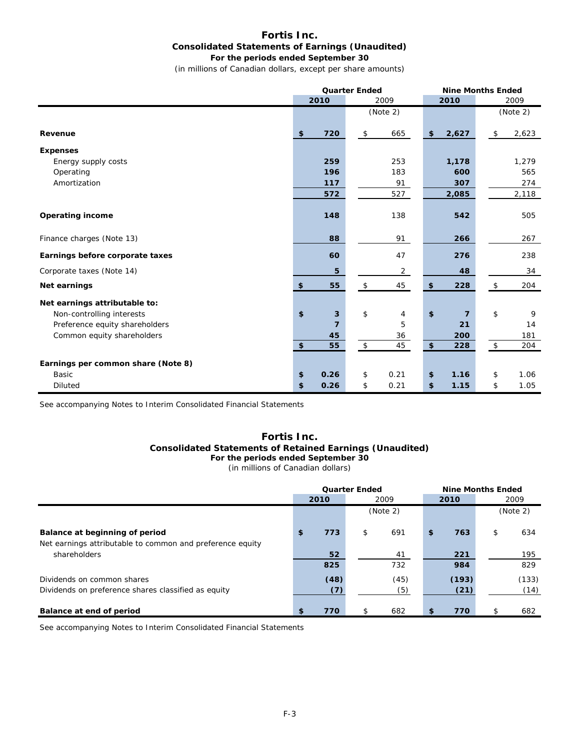# Fortis Inc.

## Consolidated Statements of Earnings (Unaudited)

### For the periods ended September 30

(in millions of Canadian dollars, except per share amounts)

| | Quarter Ended | | Nine Months Ended | |
|---|---|---|---|---|
| | **2010** | 2009 | **2010** | 2009 |
| | | (Note 2) | | (Note 2) |
| **Revenue** | **$ 720** | $ 665 | **$ 2,627** | $ 2,623 |
| **Expenses** | | | | |
| Energy supply costs | **259** | 253 | **1,178** | 1,279 |
| Operating | **196** | 183 | **600** | 565 |
| Amortization | **117** | 91 | **307** | 274 |
| | **572** | 527 | **2,085** | 2,118 |
| **Operating income** | **148** | 138 | **542** | 505 |
| Finance charges (Note 13) | **88** | 91 | **266** | 267 |
| **Earnings before corporate taxes** | **60** | 47 | **276** | 238 |
| Corporate taxes (Note 14) | **5** | 2 | **48** | 34 |
| **Net earnings** | **$ 55** | $ 45 | **$ 228** | $ 204 |
| **Net earnings attributable to:** | | | | |
| Non-controlling interests | **$ 3** | $ 4 | **$ 7** | $ 9 |
| Preference equity shareholders | **7** | 5 | **21** | 14 |
| Common equity shareholders | **45** | 36 | **200** | 181 |
| | **$ 55** | $ 45 | **$ 228** | $ 204 |
| **Earnings per common share (Note 8)** | | | | |
| Basic | **$ 0.26** | $ 0.21 | **$ 1.16** | $ 1.06 |
| Diluted | **$ 0.26** | $ 0.21 | **$ 1.15** | $ 1.05 |

See accompanying Notes to Interim Consolidated Financial Statements

# Fortis Inc.

## Consolidated Statements of Retained Earnings (Unaudited)

### For the periods ended September 30

(in millions of Canadian dollars)

| | Quarter Ended | | Nine Months Ended | |
|---|---|---|---|---|
| | **2010** | 2009 | **2010** | 2009 |
| | | (Note 2) | | (Note 2) |
| **Balance at beginning of period** | **$ 773** | $ 691 | **$ 763** | $ 634 |
| Net earnings attributable to common and preference equity shareholders | **52** | 41 | **221** | 195 |
| | **825** | 732 | **984** | 829 |
| Dividends on common shares | **(48)** | (45) | **(193)** | (133) |
| Dividends on preference shares classified as equity | **(7)** | (5) | **(21)** | (14) |
| **Balance at end of period** | **$ 770** | $ 682 | **$ 770** | $ 682 |

See accompanying Notes to Interim Consolidated Financial Statements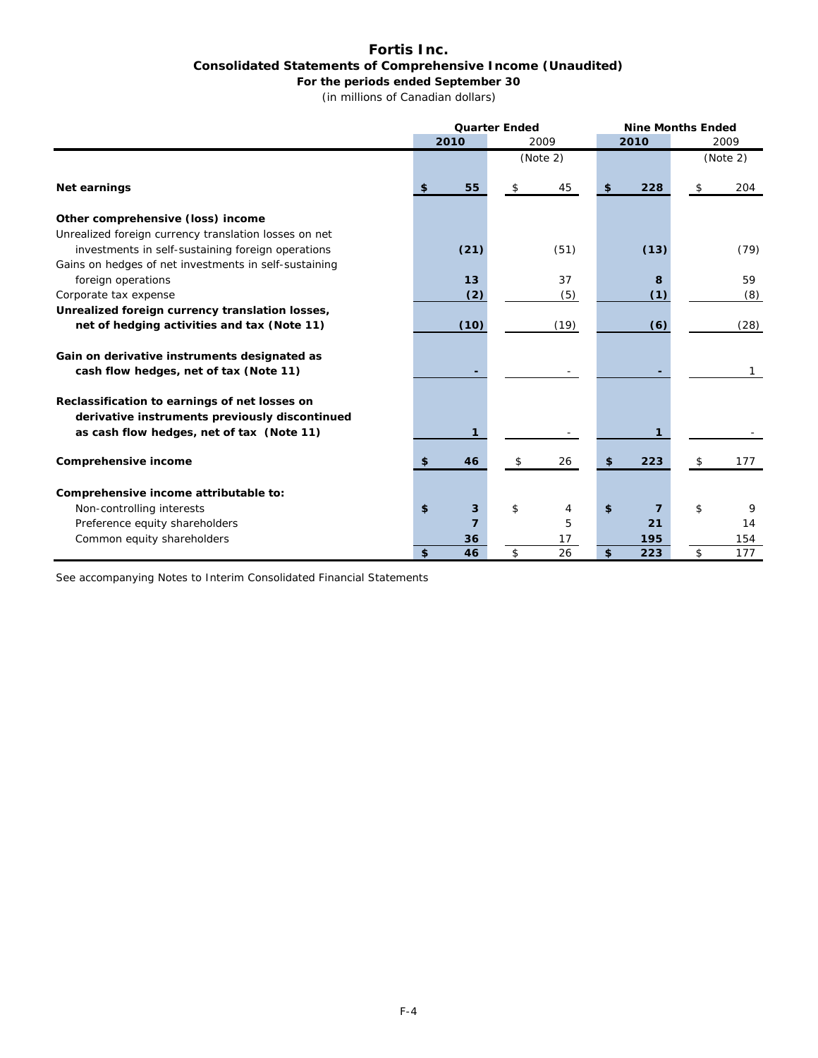# Fortis Inc.

## Consolidated Statements of Comprehensive Income (Unaudited)

### For the periods ended September 30

(in millions of Canadian dollars)

| | Quarter Ended | | Nine Months Ended | |
|---|---|---|---|---|
| | **2010** | 2009 | **2010** | 2009 |
| | | (Note 2) | | (Note 2) |
| **Net earnings** | **$ 55** | $ 45 | **$ 228** | $ 204 |
| **Other comprehensive (loss) income** | | | | |
| Unrealized foreign currency translation losses on net investments in self-sustaining foreign operations | **(21)** | (51) | **(13)** | (79) |
| Gains on hedges of net investments in self-sustaining foreign operations | **13** | 37 | **8** | 59 |
| Corporate tax expense | **(2)** | (5) | **(1)** | (8) |
| **Unrealized foreign currency translation losses, net of hedging activities and tax (Note 11)** | **(10)** | (19) | **(6)** | (28) |
| **Gain on derivative instruments designated as cash flow hedges, net of tax (Note 11)** | **-** | - | **-** | 1 |
| **Reclassification to earnings of net losses on derivative instruments previously discontinued as cash flow hedges, net of tax (Note 11)** | **1** | - | **1** | - |
| **Comprehensive income** | **$ 46** | $ 26 | **$ 223** | $ 177 |
| **Comprehensive income attributable to:** | | | | |
| Non-controlling interests | **$ 3** | $ 4 | **$ 7** | $ 9 |
| Preference equity shareholders | **7** | 5 | **21** | 14 |
| Common equity shareholders | **36** | 17 | **195** | 154 |
| | **$ 46** | $ 26 | **$ 223** | $ 177 |

See accompanying Notes to Interim Consolidated Financial Statements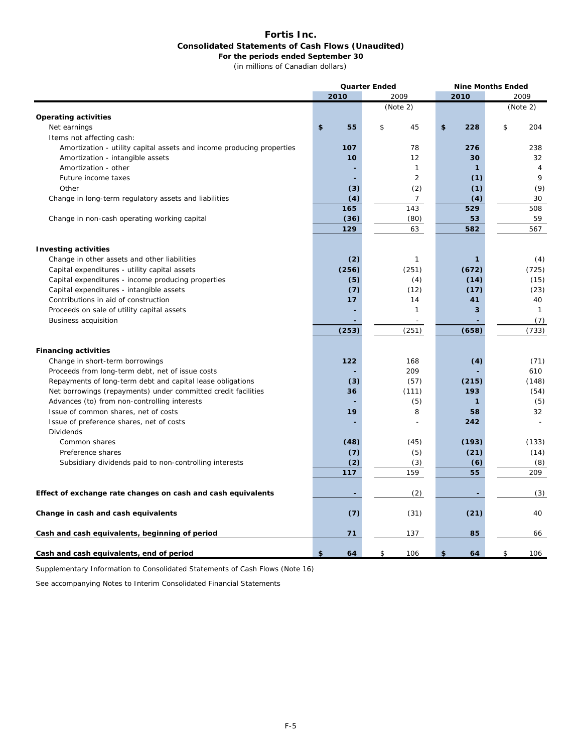# Fortis Inc.

## Consolidated Statements of Cash Flows (Unaudited)

### For the periods ended September 30

(in millions of Canadian dollars)

| | Quarter Ended | | Nine Months Ended | |
|---|---|---|---|---|
| | **2010** | 2009 | **2010** | 2009 |
| | | (Note 2) | | (Note 2) |
| **Operating activities** | | | | |
| Net earnings | **$ 55** | $ 45 | **$ 228** | $ 204 |
| Items not affecting cash: | | | | |
| Amortization - utility capital assets and income producing properties | **107** | 78 | **276** | 238 |
| Amortization - intangible assets | **10** | 12 | **30** | 32 |
| Amortization - other | **-** | 1 | **1** | 4 |
| Future income taxes | **-** | 2 | **(1)** | 9 |
| Other | **(3)** | (2) | **(1)** | (9) |
| Change in long-term regulatory assets and liabilities | **(4)** | 7 | **(4)** | 30 |
| | **165** | 143 | **529** | 508 |
| Change in non-cash operating working capital | **(36)** | (80) | **53** | 59 |
| | **129** | 63 | **582** | 567 |
| **Investing activities** | | | | |
| Change in other assets and other liabilities | **(2)** | 1 | **1** | (4) |
| Capital expenditures - utility capital assets | **(256)** | (251) | **(672)** | (725) |
| Capital expenditures - income producing properties | **(5)** | (4) | **(14)** | (15) |
| Capital expenditures - intangible assets | **(7)** | (12) | **(17)** | (23) |
| Contributions in aid of construction | **17** | 14 | **41** | 40 |
| Proceeds on sale of utility capital assets | **-** | 1 | **3** | 1 |
| Business acquisition | **-** | - | **-** | (7) |
| | **(253)** | (251) | **(658)** | (733) |
| **Financing activities** | | | | |
| Change in short-term borrowings | **122** | 168 | **(4)** | (71) |
| Proceeds from long-term debt, net of issue costs | **-** | 209 | **-** | 610 |
| Repayments of long-term debt and capital lease obligations | **(3)** | (57) | **(215)** | (148) |
| Net borrowings (repayments) under committed credit facilities | **36** | (111) | **193** | (54) |
| Advances (to) from non-controlling interests | **-** | (5) | **1** | (5) |
| Issue of common shares, net of costs | **19** | 8 | **58** | 32 |
| Issue of preference shares, net of costs | **-** | - | **242** | - |
| Dividends | | | | |
| Common shares | **(48)** | (45) | **(193)** | (133) |
| Preference shares | **(7)** | (5) | **(21)** | (14) |
| Subsidiary dividends paid to non-controlling interests | **(2)** | (3) | **(6)** | (8) |
| | **117** | 159 | **55** | 209 |
| **Effect of exchange rate changes on cash and cash equivalents** | **-** | (2) | **-** | (3) |
| **Change in cash and cash equivalents** | **(7)** | (31) | **(21)** | 40 |
| **Cash and cash equivalents, beginning of period** | **71** | 137 | **85** | 66 |
| **Cash and cash equivalents, end of period** | **$ 64** | $ 106 | **$ 64** | $ 106 |

Supplementary Information to Consolidated Statements of Cash Flows (Note 16)

See accompanying Notes to Interim Consolidated Financial Statements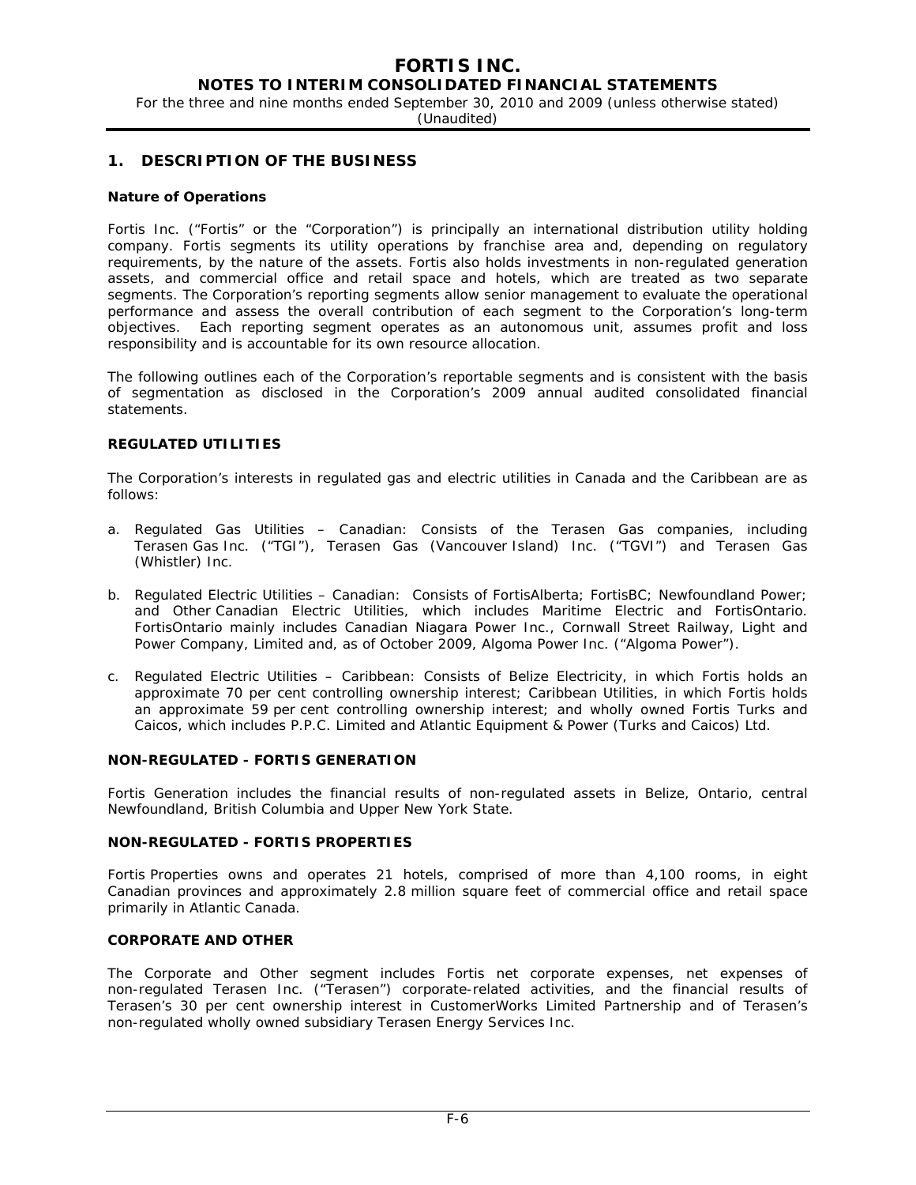## 1. DESCRIPTION OF THE BUSINESS

### Nature of Operations

Fortis Inc. ("Fortis" or the "Corporation") is principally an international distribution utility holding company. Fortis segments its utility operations by franchise area and, depending on regulatory requirements, by the nature of the assets. Fortis also holds investments in non-regulated generation assets, and commercial office and retail space and hotels, which are treated as two separate segments. The Corporation's reporting segments allow senior management to evaluate the operational performance and assess the overall contribution of each segment to the Corporation's long-term objectives. Each reporting segment operates as an autonomous unit, assumes profit and loss responsibility and is accountable for its own resource allocation.

The following outlines each of the Corporation's reportable segments and is consistent with the basis of segmentation as disclosed in the Corporation's 2009 annual audited consolidated financial statements.

### REGULATED UTILITIES

The Corporation's interests in regulated gas and electric utilities in Canada and the Caribbean are as follows:

a. Regulated Gas Utilities – Canadian: Consists of the Terasen Gas companies, including Terasen Gas Inc. ("TGI"), Terasen Gas (Vancouver Island) Inc. ("TGVI") and Terasen Gas (Whistler) Inc.

b. Regulated Electric Utilities – Canadian: Consists of FortisAlberta; FortisBC; Newfoundland Power; and Other Canadian Electric Utilities, which includes Maritime Electric and FortisOntario. FortisOntario mainly includes Canadian Niagara Power Inc., Cornwall Street Railway, Light and Power Company, Limited and, as of October 2009, Algoma Power Inc. ("Algoma Power").

c. Regulated Electric Utilities – Caribbean: Consists of Belize Electricity, in which Fortis holds an approximate 70 per cent controlling ownership interest; Caribbean Utilities, in which Fortis holds an approximate 59 per cent controlling ownership interest; and wholly owned Fortis Turks and Caicos, which includes P.P.C. Limited and Atlantic Equipment & Power (Turks and Caicos) Ltd.

### NON-REGULATED - FORTIS GENERATION

Fortis Generation includes the financial results of non-regulated assets in Belize, Ontario, central Newfoundland, British Columbia and Upper New York State.

### NON-REGULATED - FORTIS PROPERTIES

Fortis Properties owns and operates 21 hotels, comprised of more than 4,100 rooms, in eight Canadian provinces and approximately 2.8 million square feet of commercial office and retail space primarily in Atlantic Canada.

### CORPORATE AND OTHER

The Corporate and Other segment includes Fortis net corporate expenses, net expenses of non-regulated Terasen Inc. ("Terasen") corporate-related activities, and the financial results of Terasen's 30 per cent ownership interest in CustomerWorks Limited Partnership and of Terasen's non-regulated wholly owned subsidiary Terasen Energy Services Inc.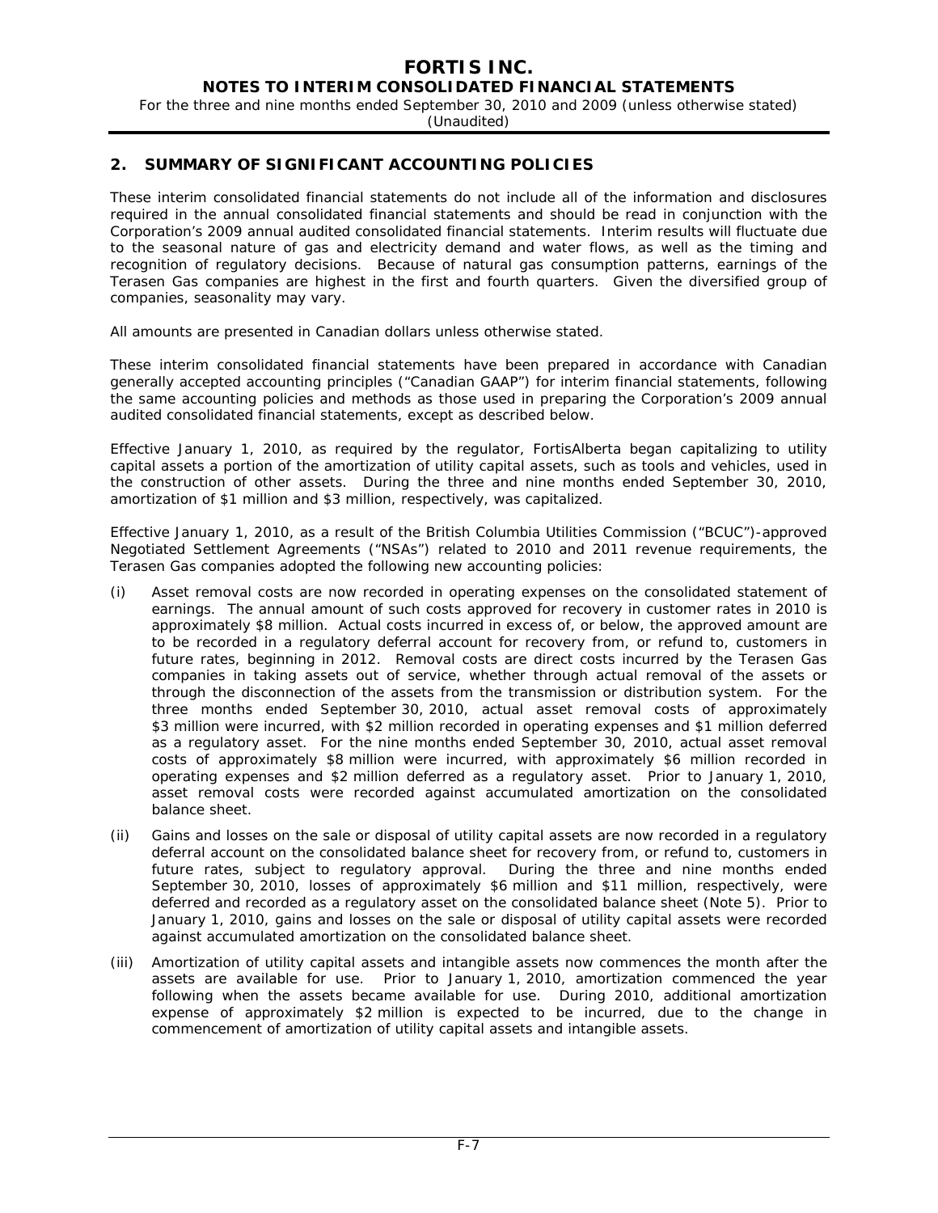## 2. SUMMARY OF SIGNIFICANT ACCOUNTING POLICIES

These interim consolidated financial statements do not include all of the information and disclosures required in the annual consolidated financial statements and should be read in conjunction with the Corporation's 2009 annual audited consolidated financial statements. Interim results will fluctuate due to the seasonal nature of gas and electricity demand and water flows, as well as the timing and recognition of regulatory decisions. Because of natural gas consumption patterns, earnings of the Terasen Gas companies are highest in the first and fourth quarters. Given the diversified group of companies, seasonality may vary.

All amounts are presented in Canadian dollars unless otherwise stated.

These interim consolidated financial statements have been prepared in accordance with Canadian generally accepted accounting principles ("Canadian GAAP") for interim financial statements, following the same accounting policies and methods as those used in preparing the Corporation's 2009 annual audited consolidated financial statements, except as described below.

Effective January 1, 2010, as required by the regulator, FortisAlberta began capitalizing to utility capital assets a portion of the amortization of utility capital assets, such as tools and vehicles, used in the construction of other assets. During the three and nine months ended September 30, 2010, amortization of $1 million and $3 million, respectively, was capitalized.

Effective January 1, 2010, as a result of the British Columbia Utilities Commission ("BCUC")-approved Negotiated Settlement Agreements ("NSAs") related to 2010 and 2011 revenue requirements, the Terasen Gas companies adopted the following new accounting policies:

(i) Asset removal costs are now recorded in operating expenses on the consolidated statement of earnings. The annual amount of such costs approved for recovery in customer rates in 2010 is approximately $8 million. Actual costs incurred in excess of, or below, the approved amount are to be recorded in a regulatory deferral account for recovery from, or refund to, customers in future rates, beginning in 2012. Removal costs are direct costs incurred by the Terasen Gas companies in taking assets out of service, whether through actual removal of the assets or through the disconnection of the assets from the transmission or distribution system. For the three months ended September 30, 2010, actual asset removal costs of approximately $3 million were incurred, with $2 million recorded in operating expenses and $1 million deferred as a regulatory asset. For the nine months ended September 30, 2010, actual asset removal costs of approximately $8 million were incurred, with approximately $6 million recorded in operating expenses and $2 million deferred as a regulatory asset. Prior to January 1, 2010, asset removal costs were recorded against accumulated amortization on the consolidated balance sheet.

(ii) Gains and losses on the sale or disposal of utility capital assets are now recorded in a regulatory deferral account on the consolidated balance sheet for recovery from, or refund to, customers in future rates, subject to regulatory approval. During the three and nine months ended September 30, 2010, losses of approximately $6 million and $11 million, respectively, were deferred and recorded as a regulatory asset on the consolidated balance sheet (Note 5). Prior to January 1, 2010, gains and losses on the sale or disposal of utility capital assets were recorded against accumulated amortization on the consolidated balance sheet.

(iii) Amortization of utility capital assets and intangible assets now commences the month after the assets are available for use. Prior to January 1, 2010, amortization commenced the year following when the assets became available for use. During 2010, additional amortization expense of approximately $2 million is expected to be incurred, due to the change in commencement of amortization of utility capital assets and intangible assets.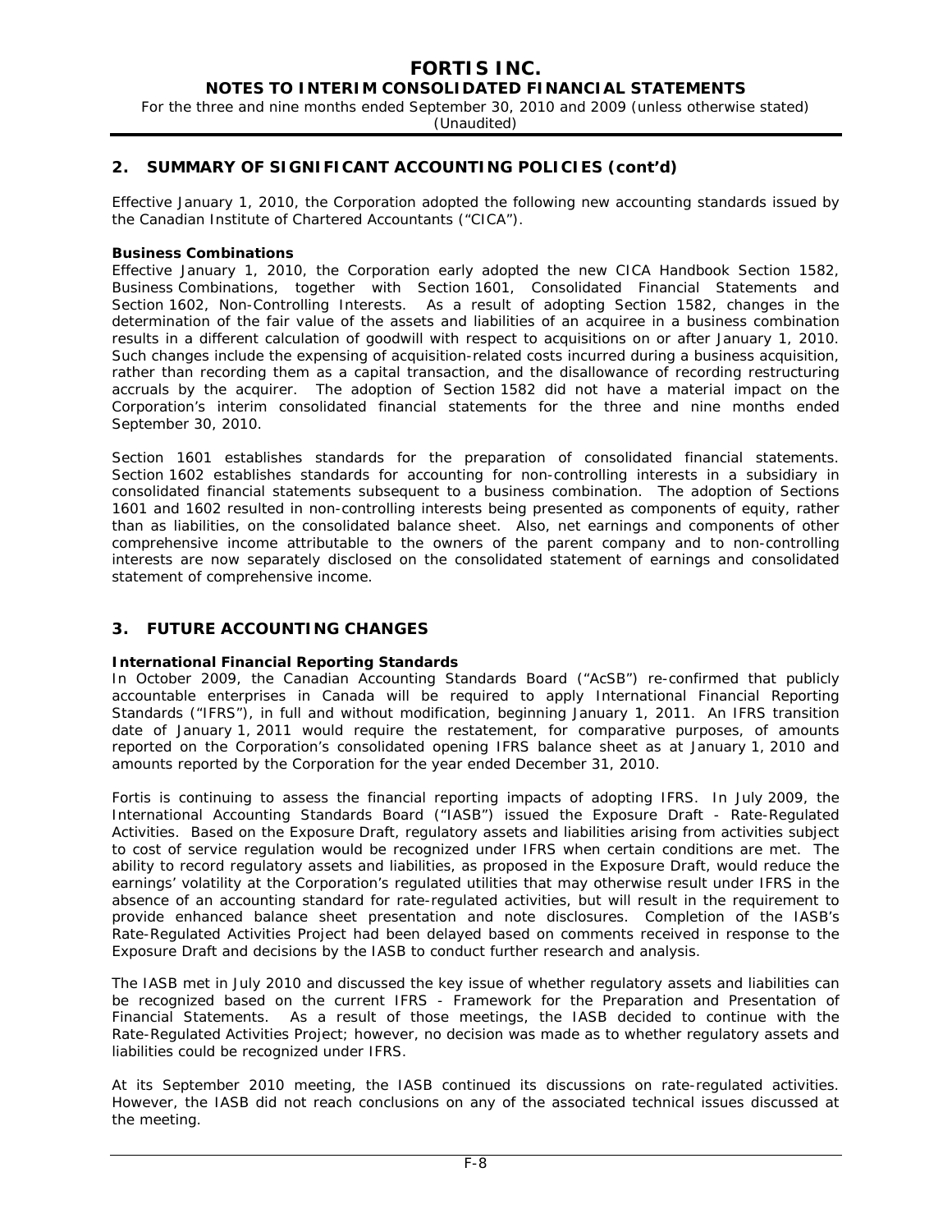## 2. SUMMARY OF SIGNIFICANT ACCOUNTING POLICIES (cont'd)

Effective January 1, 2010, the Corporation adopted the following new accounting standards issued by the Canadian Institute of Chartered Accountants ("CICA").

**Business Combinations**

Effective January 1, 2010, the Corporation early adopted the new CICA Handbook Section 1582, Business Combinations, together with Section 1601, Consolidated Financial Statements and Section 1602, Non-Controlling Interests. As a result of adopting Section 1582, changes in the determination of the fair value of the assets and liabilities of an acquiree in a business combination results in a different calculation of goodwill with respect to acquisitions on or after January 1, 2010. Such changes include the expensing of acquisition-related costs incurred during a business acquisition, rather than recording them as a capital transaction, and the disallowance of recording restructuring accruals by the acquirer. The adoption of Section 1582 did not have a material impact on the Corporation's interim consolidated financial statements for the three and nine months ended September 30, 2010.

Section 1601 establishes standards for the preparation of consolidated financial statements. Section 1602 establishes standards for accounting for non-controlling interests in a subsidiary in consolidated financial statements subsequent to a business combination. The adoption of Sections 1601 and 1602 resulted in non-controlling interests being presented as components of equity, rather than as liabilities, on the consolidated balance sheet. Also, net earnings and components of other comprehensive income attributable to the owners of the parent company and to non-controlling interests are now separately disclosed on the consolidated statement of earnings and consolidated statement of comprehensive income.

## 3. FUTURE ACCOUNTING CHANGES

**International Financial Reporting Standards**

In October 2009, the Canadian Accounting Standards Board ("AcSB") re-confirmed that publicly accountable enterprises in Canada will be required to apply International Financial Reporting Standards ("IFRS"), in full and without modification, beginning January 1, 2011. An IFRS transition date of January 1, 2011 would require the restatement, for comparative purposes, of amounts reported on the Corporation's consolidated opening IFRS balance sheet as at January 1, 2010 and amounts reported by the Corporation for the year ended December 31, 2010.

Fortis is continuing to assess the financial reporting impacts of adopting IFRS. In July 2009, the International Accounting Standards Board ("IASB") issued the Exposure Draft - Rate-Regulated Activities. Based on the Exposure Draft, regulatory assets and liabilities arising from activities subject to cost of service regulation would be recognized under IFRS when certain conditions are met. The ability to record regulatory assets and liabilities, as proposed in the Exposure Draft, would reduce the earnings' volatility at the Corporation's regulated utilities that may otherwise result under IFRS in the absence of an accounting standard for rate-regulated activities, but will result in the requirement to provide enhanced balance sheet presentation and note disclosures. Completion of the IASB's Rate-Regulated Activities Project had been delayed based on comments received in response to the Exposure Draft and decisions by the IASB to conduct further research and analysis.

The IASB met in July 2010 and discussed the key issue of whether regulatory assets and liabilities can be recognized based on the current IFRS - Framework for the Preparation and Presentation of Financial Statements. As a result of those meetings, the IASB decided to continue with the Rate-Regulated Activities Project; however, no decision was made as to whether regulatory assets and liabilities could be recognized under IFRS.

At its September 2010 meeting, the IASB continued its discussions on rate-regulated activities. However, the IASB did not reach conclusions on any of the associated technical issues discussed at the meeting.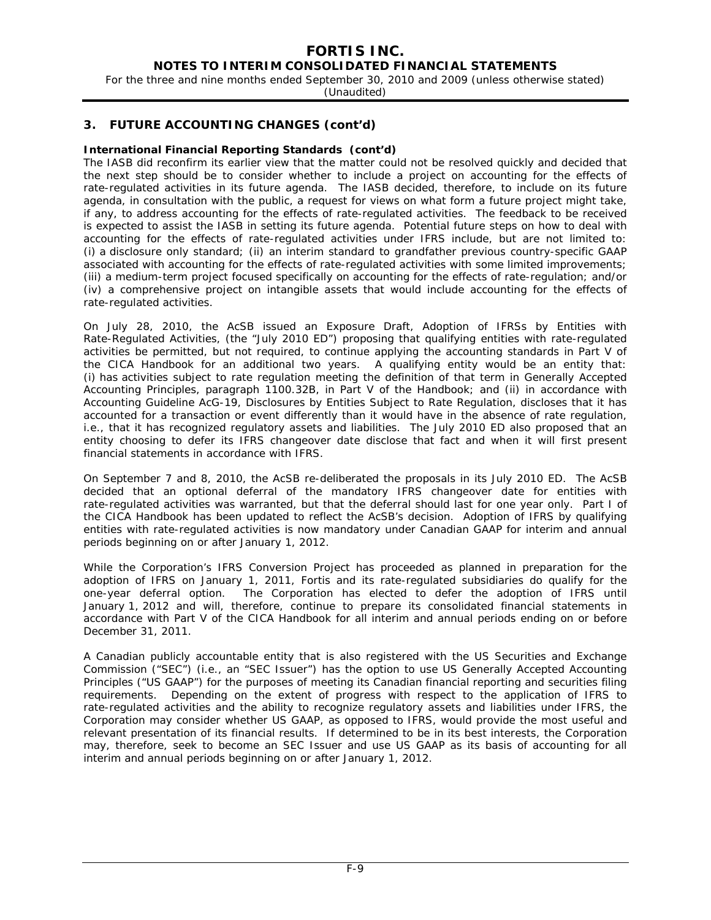## 3. FUTURE ACCOUNTING CHANGES (cont'd)

**International Financial Reporting Standards (cont'd)**

The IASB did reconfirm its earlier view that the matter could not be resolved quickly and decided that the next step should be to consider whether to include a project on accounting for the effects of rate-regulated activities in its future agenda. The IASB decided, therefore, to include on its future agenda, in consultation with the public, a request for views on what form a future project might take, if any, to address accounting for the effects of rate-regulated activities. The feedback to be received is expected to assist the IASB in setting its future agenda. Potential future steps on how to deal with accounting for the effects of rate-regulated activities under IFRS include, but are not limited to: (i) a disclosure only standard; (ii) an interim standard to grandfather previous country-specific GAAP associated with accounting for the effects of rate-regulated activities with some limited improvements; (iii) a medium-term project focused specifically on accounting for the effects of rate-regulation; and/or (iv) a comprehensive project on intangible assets that would include accounting for the effects of rate-regulated activities.

On July 28, 2010, the AcSB issued an Exposure Draft, Adoption of IFRSs by Entities with Rate-Regulated Activities, (the "July 2010 ED") proposing that qualifying entities with rate-regulated activities be permitted, but not required, to continue applying the accounting standards in Part V of the CICA Handbook for an additional two years. A qualifying entity would be an entity that: (i) has activities subject to rate regulation meeting the definition of that term in Generally Accepted Accounting Principles, paragraph 1100.32B, in Part V of the Handbook; and (ii) in accordance with Accounting Guideline AcG-19, Disclosures by Entities Subject to Rate Regulation, discloses that it has accounted for a transaction or event differently than it would have in the absence of rate regulation, i.e., that it has recognized regulatory assets and liabilities. The July 2010 ED also proposed that an entity choosing to defer its IFRS changeover date disclose that fact and when it will first present financial statements in accordance with IFRS.

On September 7 and 8, 2010, the AcSB re-deliberated the proposals in its July 2010 ED. The AcSB decided that an optional deferral of the mandatory IFRS changeover date for entities with rate-regulated activities was warranted, but that the deferral should last for one year only. Part I of the CICA Handbook has been updated to reflect the AcSB's decision. Adoption of IFRS by qualifying entities with rate-regulated activities is now mandatory under Canadian GAAP for interim and annual periods beginning on or after January 1, 2012.

While the Corporation's IFRS Conversion Project has proceeded as planned in preparation for the adoption of IFRS on January 1, 2011, Fortis and its rate-regulated subsidiaries do qualify for the one-year deferral option. The Corporation has elected to defer the adoption of IFRS until January 1, 2012 and will, therefore, continue to prepare its consolidated financial statements in accordance with Part V of the CICA Handbook for all interim and annual periods ending on or before December 31, 2011.

A Canadian publicly accountable entity that is also registered with the US Securities and Exchange Commission ("SEC") (i.e., an "SEC Issuer") has the option to use US Generally Accepted Accounting Principles ("US GAAP") for the purposes of meeting its Canadian financial reporting and securities filing requirements. Depending on the extent of progress with respect to the application of IFRS to rate-regulated activities and the ability to recognize regulatory assets and liabilities under IFRS, the Corporation may consider whether US GAAP, as opposed to IFRS, would provide the most useful and relevant presentation of its financial results. If determined to be in its best interests, the Corporation may, therefore, seek to become an SEC Issuer and use US GAAP as its basis of accounting for all interim and annual periods beginning on or after January 1, 2012.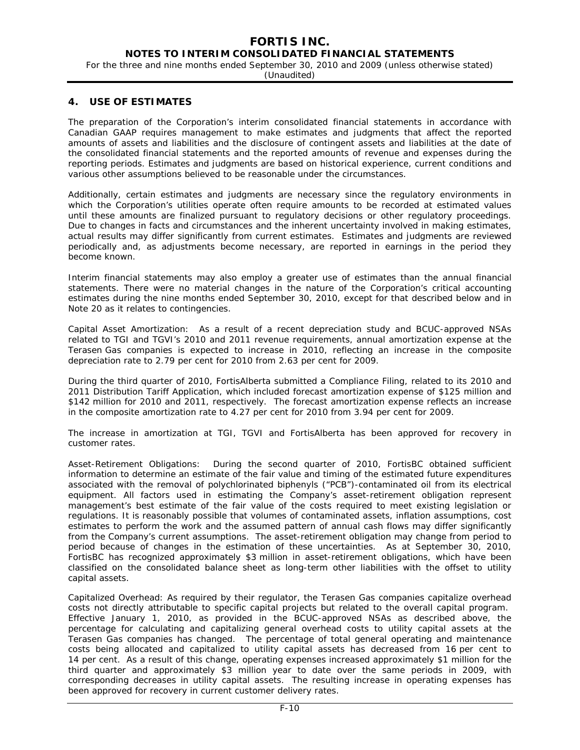## 4. USE OF ESTIMATES

The preparation of the Corporation's interim consolidated financial statements in accordance with Canadian GAAP requires management to make estimates and judgments that affect the reported amounts of assets and liabilities and the disclosure of contingent assets and liabilities at the date of the consolidated financial statements and the reported amounts of revenue and expenses during the reporting periods. Estimates and judgments are based on historical experience, current conditions and various other assumptions believed to be reasonable under the circumstances.

Additionally, certain estimates and judgments are necessary since the regulatory environments in which the Corporation's utilities operate often require amounts to be recorded at estimated values until these amounts are finalized pursuant to regulatory decisions or other regulatory proceedings. Due to changes in facts and circumstances and the inherent uncertainty involved in making estimates, actual results may differ significantly from current estimates. Estimates and judgments are reviewed periodically and, as adjustments become necessary, are reported in earnings in the period they become known.

Interim financial statements may also employ a greater use of estimates than the annual financial statements. There were no material changes in the nature of the Corporation's critical accounting estimates during the nine months ended September 30, 2010, except for that described below and in Note 20 as it relates to contingencies.

Capital Asset Amortization: As a result of a recent depreciation study and BCUC-approved NSAs related to TGI and TGVI's 2010 and 2011 revenue requirements, annual amortization expense at the Terasen Gas companies is expected to increase in 2010, reflecting an increase in the composite depreciation rate to 2.79 per cent for 2010 from 2.63 per cent for 2009.

During the third quarter of 2010, FortisAlberta submitted a Compliance Filing, related to its 2010 and 2011 Distribution Tariff Application, which included forecast amortization expense of $125 million and $142 million for 2010 and 2011, respectively. The forecast amortization expense reflects an increase in the composite amortization rate to 4.27 per cent for 2010 from 3.94 per cent for 2009.

The increase in amortization at TGI, TGVI and FortisAlberta has been approved for recovery in customer rates.

Asset-Retirement Obligations: During the second quarter of 2010, FortisBC obtained sufficient information to determine an estimate of the fair value and timing of the estimated future expenditures associated with the removal of polychlorinated biphenyls ("PCB")-contaminated oil from its electrical equipment. All factors used in estimating the Company's asset-retirement obligation represent management's best estimate of the fair value of the costs required to meet existing legislation or regulations. It is reasonably possible that volumes of contaminated assets, inflation assumptions, cost estimates to perform the work and the assumed pattern of annual cash flows may differ significantly from the Company's current assumptions. The asset-retirement obligation may change from period to period because of changes in the estimation of these uncertainties. As at September 30, 2010, FortisBC has recognized approximately $3 million in asset-retirement obligations, which have been classified on the consolidated balance sheet as long-term other liabilities with the offset to utility capital assets.

Capitalized Overhead: As required by their regulator, the Terasen Gas companies capitalize overhead costs not directly attributable to specific capital projects but related to the overall capital program. Effective January 1, 2010, as provided in the BCUC-approved NSAs as described above, the percentage for calculating and capitalizing general overhead costs to utility capital assets at the Terasen Gas companies has changed. The percentage of total general operating and maintenance costs being allocated and capitalized to utility capital assets has decreased from 16 per cent to 14 per cent. As a result of this change, operating expenses increased approximately $1 million for the third quarter and approximately $3 million year to date over the same periods in 2009, with corresponding decreases in utility capital assets. The resulting increase in operating expenses has been approved for recovery in current customer delivery rates.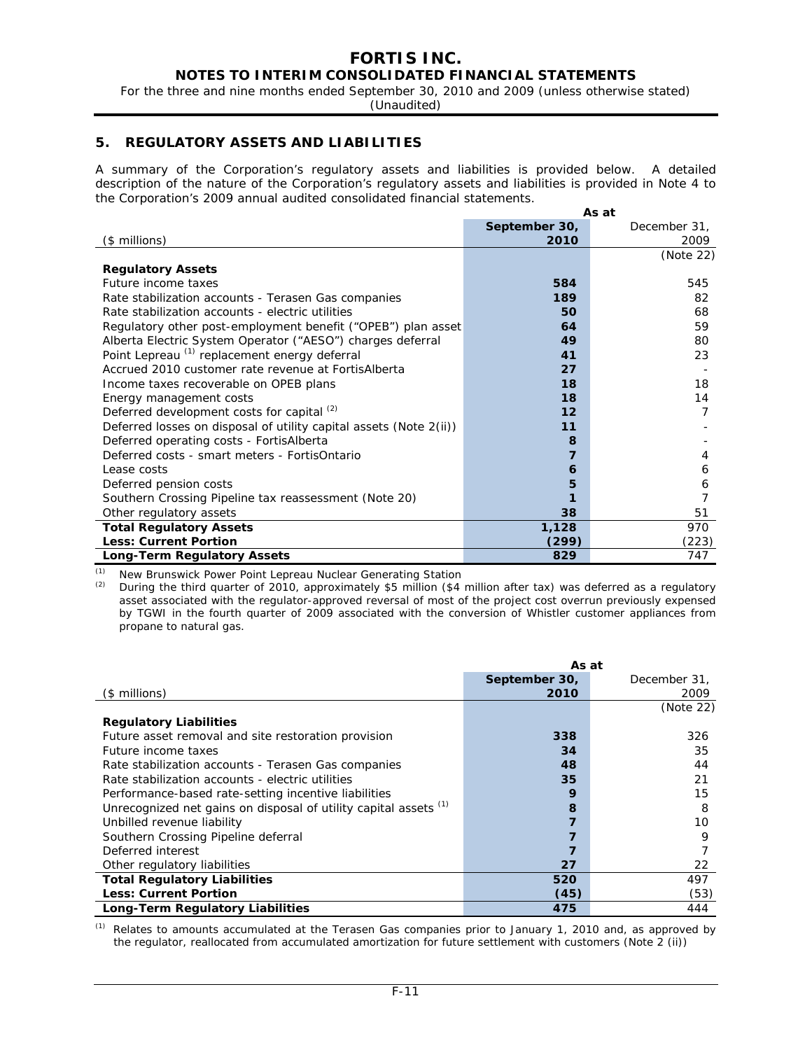## 5. REGULATORY ASSETS AND LIABILITIES

A summary of the Corporation's regulatory assets and liabilities is provided below. A detailed description of the nature of the Corporation's regulatory assets and liabilities is provided in Note 4 to the Corporation's 2009 annual audited consolidated financial statements.

| ($ millions) | As at September 30, 2010 | December 31, 2009 (Note 22) |
|---|---|---|
| **Regulatory Assets** | | |
| Future income taxes | **584** | 545 |
| Rate stabilization accounts - Terasen Gas companies | **189** | 82 |
| Rate stabilization accounts - electric utilities | **50** | 68 |
| Regulatory other post-employment benefit ("OPEB") plan asset | **64** | 59 |
| Alberta Electric System Operator ("AESO") charges deferral | **49** | 80 |
| Point Lepreau [1] replacement energy deferral | **41** | 23 |
| Accrued 2010 customer rate revenue at FortisAlberta | **27** | - |
| Income taxes recoverable on OPEB plans | **18** | 18 |
| Energy management costs | **18** | 14 |
| Deferred development costs for capital [2] | **12** | 7 |
| Deferred losses on disposal of utility capital assets (Note 2(ii)) | **11** | - |
| Deferred operating costs - FortisAlberta | **8** | - |
| Deferred costs - smart meters - FortisOntario | **7** | 4 |
| Lease costs | **6** | 6 |
| Deferred pension costs | **5** | 6 |
| Southern Crossing Pipeline tax reassessment (Note 20) | **1** | 7 |
| Other regulatory assets | **38** | 51 |
| **Total Regulatory Assets** | **1,128** | 970 |
| **Less: Current Portion** | **(299)** | (223) |
| **Long-Term Regulatory Assets** | **829** | 747 |

(1) New Brunswick Power Point Lepreau Nuclear Generating Station

(2) During the third quarter of 2010, approximately $5 million ($4 million after tax) was deferred as a regulatory asset associated with the regulator-approved reversal of most of the project cost overrun previously expensed by TGWI in the fourth quarter of 2009 associated with the conversion of Whistler customer appliances from propane to natural gas.

| ($ millions) | As at September 30, 2010 | December 31, 2009 (Note 22) |
|---|---|---|
| **Regulatory Liabilities** | | |
| Future asset removal and site restoration provision | **338** | 326 |
| Future income taxes | **34** | 35 |
| Rate stabilization accounts - Terasen Gas companies | **48** | 44 |
| Rate stabilization accounts - electric utilities | **35** | 21 |
| Performance-based rate-setting incentive liabilities | **9** | 15 |
| Unrecognized net gains on disposal of utility capital assets [1] | **8** | 8 |
| Unbilled revenue liability | **7** | 10 |
| Southern Crossing Pipeline deferral | **7** | 9 |
| Deferred interest | **7** | 7 |
| Other regulatory liabilities | **27** | 22 |
| **Total Regulatory Liabilities** | **520** | 497 |
| **Less: Current Portion** | **(45)** | (53) |
| **Long-Term Regulatory Liabilities** | **475** | 444 |

(1) Relates to amounts accumulated at the Terasen Gas companies prior to January 1, 2010 and, as approved by the regulator, reallocated from accumulated amortization for future settlement with customers (Note 2 (ii))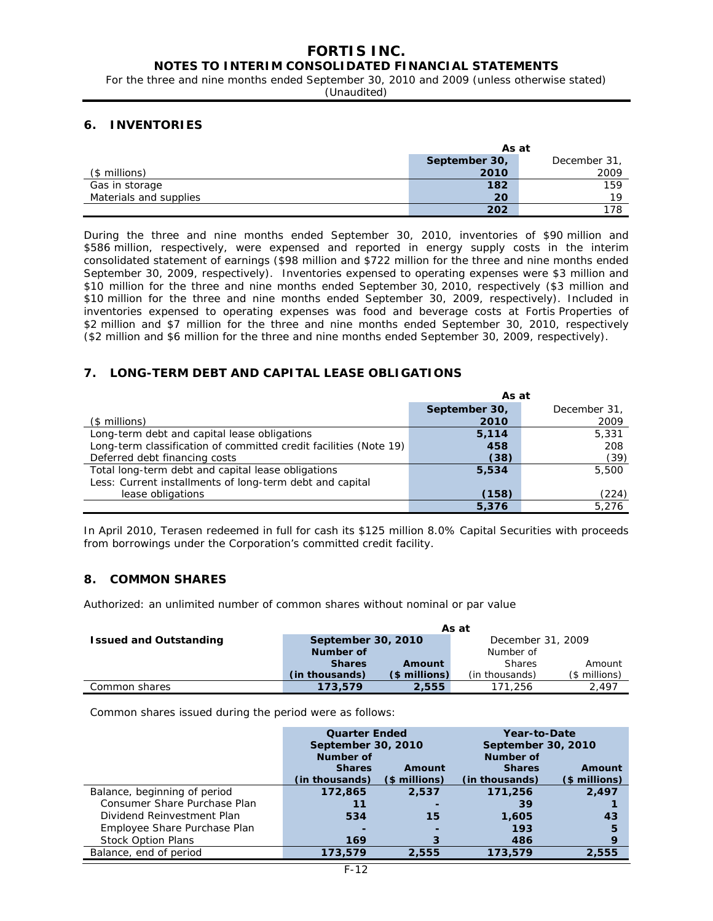## 6. INVENTORIES

| | As at | |
|---|---|---|
| ($ millions) | **September 30, 2010** | December 31, 2009 |
| Gas in storage | **182** | 159 |
| Materials and supplies | **20** | 19 |
| | **202** | 178 |

During the three and nine months ended September 30, 2010, inventories of $90 million and $586 million, respectively, were expensed and reported in energy supply costs in the interim consolidated statement of earnings ($98 million and $722 million for the three and nine months ended September 30, 2009, respectively). Inventories expensed to operating expenses were $3 million and $10 million for the three and nine months ended September 30, 2010, respectively ($3 million and $10 million for the three and nine months ended September 30, 2009, respectively). Included in inventories expensed to operating expenses was food and beverage costs at Fortis Properties of $2 million and $7 million for the three and nine months ended September 30, 2010, respectively ($2 million and $6 million for the three and nine months ended September 30, 2009, respectively).

## 7. LONG-TERM DEBT AND CAPITAL LEASE OBLIGATIONS

| | As at | |
|---|---|---|
| ($ millions) | **September 30, 2010** | December 31, 2009 |
| Long-term debt and capital lease obligations | **5,114** | 5,331 |
| Long-term classification of committed credit facilities (Note 19) | **458** | 208 |
| Deferred debt financing costs | **(38)** | (39) |
| Total long-term debt and capital lease obligations | **5,534** | 5,500 |
| Less: Current installments of long-term debt and capital lease obligations | **(158)** | (224) |
| | **5,376** | 5,276 |

In April 2010, Terasen redeemed in full for cash its $125 million 8.0% Capital Securities with proceeds from borrowings under the Corporation's committed credit facility.

## 8. COMMON SHARES

Authorized: an unlimited number of common shares without nominal or par value

| | As at | | | |
|---|---|---|---|---|
| **Issued and Outstanding** | **September 30, 2010** | | December 31, 2009 | |
| | **Number of Shares (in thousands)** | **Amount ($ millions)** | Number of Shares (in thousands) | Amount ($ millions) |
| Common shares | **173,579** | **2,555** | 171,256 | 2,497 |

Common shares issued during the period were as follows:

| | **Quarter Ended September 30, 2010** | | **Year-to-Date September 30, 2010** | |
|---|---|---|---|---|
| | **Number of Shares (in thousands)** | **Amount ($ millions)** | **Number of Shares (in thousands)** | **Amount ($ millions)** |
| Balance, beginning of period | **172,865** | **2,537** | **171,256** | **2,497** |
| Consumer Share Purchase Plan | **11** | **-** | **39** | **1** |
| Dividend Reinvestment Plan | **534** | **15** | **1,605** | **43** |
| Employee Share Purchase Plan | **-** | **-** | **193** | **5** |
| Stock Option Plans | **169** | **3** | **486** | **9** |
| Balance, end of period | **173,579** | **2,555** | **173,579** | **2,555** |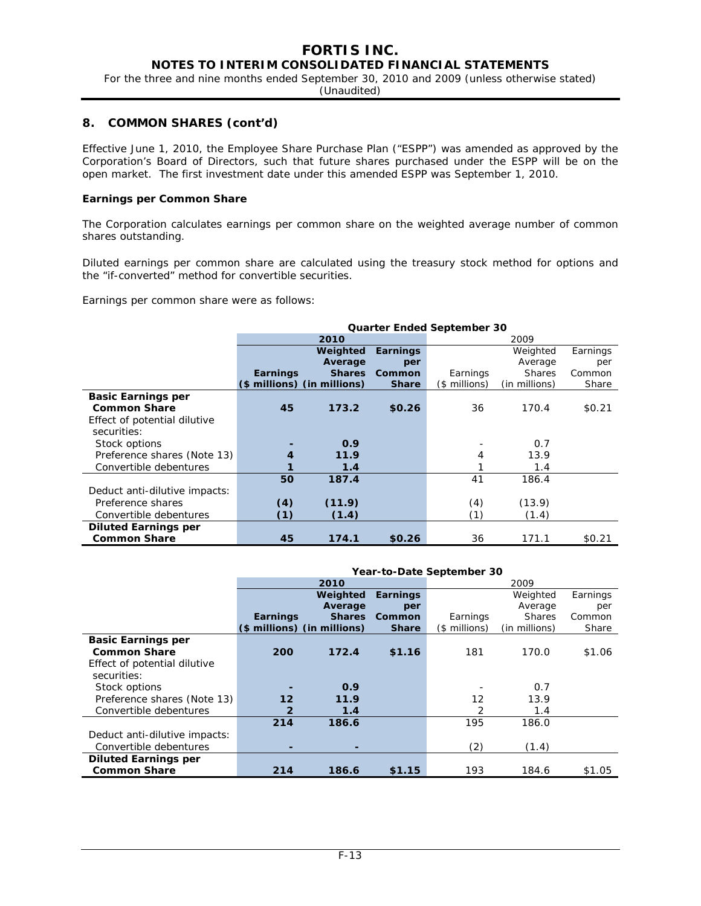## 8. COMMON SHARES (cont'd)

Effective June 1, 2010, the Employee Share Purchase Plan ("ESPP") was amended as approved by the Corporation's Board of Directors, such that future shares purchased under the ESPP will be on the open market. The first investment date under this amended ESPP was September 1, 2010.

**Earnings per Common Share**

The Corporation calculates earnings per common share on the weighted average number of common shares outstanding.

Diluted earnings per common share are calculated using the treasury stock method for options and the "if-converted" method for convertible securities.

Earnings per common share were as follows:

| | Quarter Ended September 30 | | | | | |
|---|---|---|---|---|---|---|
| | **2010** | | | 2009 | | |
| | **Earnings ($ millions)** | **Weighted Average Shares (in millions)** | **Earnings per Common Share** | Earnings ($ millions) | Weighted Average Shares (in millions) | Earnings per Common Share |
| **Basic Earnings per Common Share** | **45** | **173.2** | **$0.26** | 36 | 170.4 | $0.21 |
| Effect of potential dilutive securities: | | | | | | |
| Stock options | **-** | **0.9** | | - | 0.7 | |
| Preference shares (Note 13) | **4** | **11.9** | | 4 | 13.9 | |
| Convertible debentures | **1** | **1.4** | | 1 | 1.4 | |
| | **50** | **187.4** | | 41 | 186.4 | |
| Deduct anti-dilutive impacts: | | | | | | |
| Preference shares | **(4)** | **(11.9)** | | (4) | (13.9) | |
| Convertible debentures | **(1)** | **(1.4)** | | (1) | (1.4) | |
| **Diluted Earnings per Common Share** | **45** | **174.1** | **$0.26** | 36 | 171.1 | $0.21 |

| | Year-to-Date September 30 | | | | | |
|---|---|---|---|---|---|---|
| | **2010** | | | 2009 | | |
| | **Earnings ($ millions)** | **Weighted Average Shares (in millions)** | **Earnings per Common Share** | Earnings ($ millions) | Weighted Average Shares (in millions) | Earnings per Common Share |
| **Basic Earnings per Common Share** | **200** | **172.4** | **$1.16** | 181 | 170.0 | $1.06 |
| Effect of potential dilutive securities: | | | | | | |
| Stock options | **-** | **0.9** | | - | 0.7 | |
| Preference shares (Note 13) | **12** | **11.9** | | 12 | 13.9 | |
| Convertible debentures | **2** | **1.4** | | 2 | 1.4 | |
| | **214** | **186.6** | | 195 | 186.0 | |
| Deduct anti-dilutive impacts: | | | | | | |
| Convertible debentures | **-** | **-** | | (2) | (1.4) | |
| **Diluted Earnings per Common Share** | **214** | **186.6** | **$1.15** | 193 | 184.6 | $1.05 |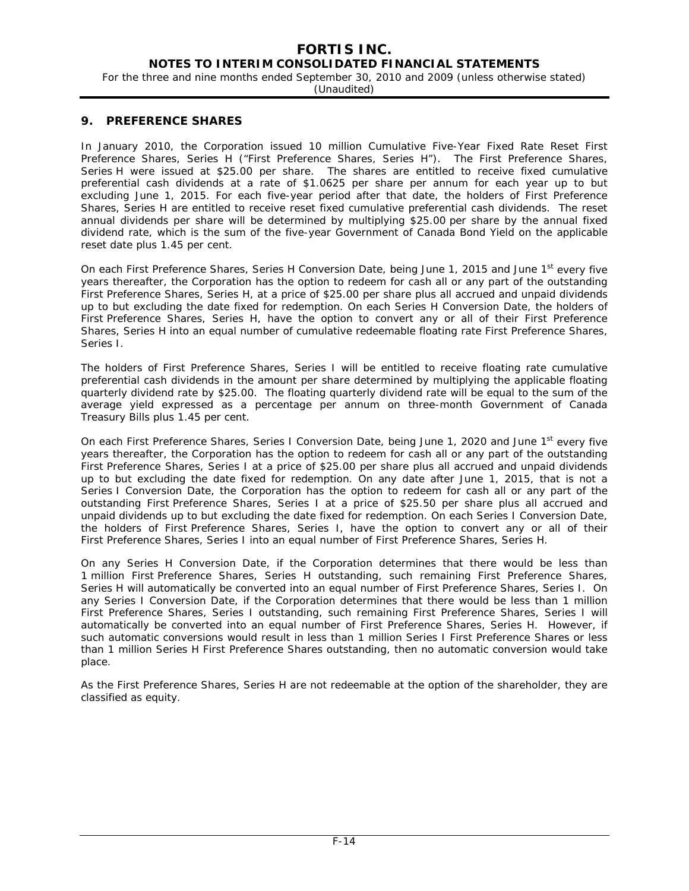## 9. PREFERENCE SHARES

In January 2010, the Corporation issued 10 million Cumulative Five-Year Fixed Rate Reset First Preference Shares, Series H ("First Preference Shares, Series H"). The First Preference Shares, Series H were issued at $25.00 per share. The shares are entitled to receive fixed cumulative preferential cash dividends at a rate of $1.0625 per share per annum for each year up to but excluding June 1, 2015. For each five-year period after that date, the holders of First Preference Shares, Series H are entitled to receive reset fixed cumulative preferential cash dividends. The reset annual dividends per share will be determined by multiplying $25.00 per share by the annual fixed dividend rate, which is the sum of the five-year Government of Canada Bond Yield on the applicable reset date plus 1.45 per cent.

On each First Preference Shares, Series H Conversion Date, being June 1, 2015 and June 1st every five years thereafter, the Corporation has the option to redeem for cash all or any part of the outstanding First Preference Shares, Series H, at a price of $25.00 per share plus all accrued and unpaid dividends up to but excluding the date fixed for redemption. On each Series H Conversion Date, the holders of First Preference Shares, Series H, have the option to convert any or all of their First Preference Shares, Series H into an equal number of cumulative redeemable floating rate First Preference Shares, Series I.

The holders of First Preference Shares, Series I will be entitled to receive floating rate cumulative preferential cash dividends in the amount per share determined by multiplying the applicable floating quarterly dividend rate by $25.00. The floating quarterly dividend rate will be equal to the sum of the average yield expressed as a percentage per annum on three-month Government of Canada Treasury Bills plus 1.45 per cent.

On each First Preference Shares, Series I Conversion Date, being June 1, 2020 and June 1st every five years thereafter, the Corporation has the option to redeem for cash all or any part of the outstanding First Preference Shares, Series I at a price of $25.00 per share plus all accrued and unpaid dividends up to but excluding the date fixed for redemption. On any date after June 1, 2015, that is not a Series I Conversion Date, the Corporation has the option to redeem for cash all or any part of the outstanding First Preference Shares, Series I at a price of $25.50 per share plus all accrued and unpaid dividends up to but excluding the date fixed for redemption. On each Series I Conversion Date, the holders of First Preference Shares, Series I, have the option to convert any or all of their First Preference Shares, Series I into an equal number of First Preference Shares, Series H.

On any Series H Conversion Date, if the Corporation determines that there would be less than 1 million First Preference Shares, Series H outstanding, such remaining First Preference Shares, Series H will automatically be converted into an equal number of First Preference Shares, Series I. On any Series I Conversion Date, if the Corporation determines that there would be less than 1 million First Preference Shares, Series I outstanding, such remaining First Preference Shares, Series I will automatically be converted into an equal number of First Preference Shares, Series H. However, if such automatic conversions would result in less than 1 million Series I First Preference Shares or less than 1 million Series H First Preference Shares outstanding, then no automatic conversion would take place.

As the First Preference Shares, Series H are not redeemable at the option of the shareholder, they are classified as equity.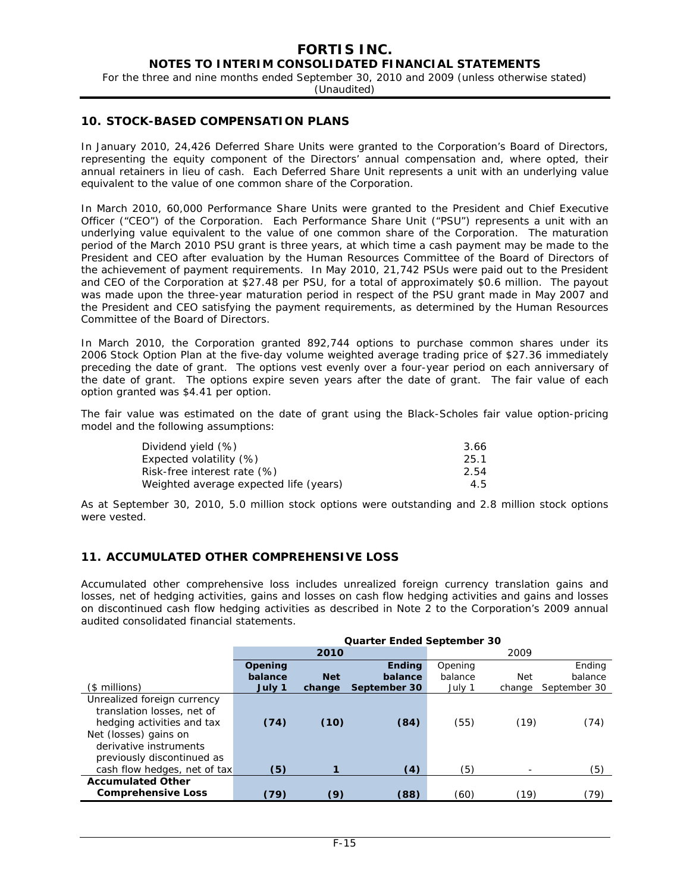## 10. STOCK-BASED COMPENSATION PLANS

In January 2010, 24,426 Deferred Share Units were granted to the Corporation's Board of Directors, representing the equity component of the Directors' annual compensation and, where opted, their annual retainers in lieu of cash. Each Deferred Share Unit represents a unit with an underlying value equivalent to the value of one common share of the Corporation.

In March 2010, 60,000 Performance Share Units were granted to the President and Chief Executive Officer ("CEO") of the Corporation. Each Performance Share Unit ("PSU") represents a unit with an underlying value equivalent to the value of one common share of the Corporation. The maturation period of the March 2010 PSU grant is three years, at which time a cash payment may be made to the President and CEO after evaluation by the Human Resources Committee of the Board of Directors of the achievement of payment requirements. In May 2010, 21,742 PSUs were paid out to the President and CEO of the Corporation at $27.48 per PSU, for a total of approximately $0.6 million. The payout was made upon the three-year maturation period in respect of the PSU grant made in May 2007 and the President and CEO satisfying the payment requirements, as determined by the Human Resources Committee of the Board of Directors.

In March 2010, the Corporation granted 892,744 options to purchase common shares under its 2006 Stock Option Plan at the five-day volume weighted average trading price of $27.36 immediately preceding the date of grant. The options vest evenly over a four-year period on each anniversary of the date of grant. The options expire seven years after the date of grant. The fair value of each option granted was $4.41 per option.

The fair value was estimated on the date of grant using the Black-Scholes fair value option-pricing model and the following assumptions:

| | |
|---|---|
| Dividend yield (%) | 3.66 |
| Expected volatility (%) | 25.1 |
| Risk-free interest rate (%) | 2.54 |
| Weighted average expected life (years) | 4.5 |

As at September 30, 2010, 5.0 million stock options were outstanding and 2.8 million stock options were vested.

## 11. ACCUMULATED OTHER COMPREHENSIVE LOSS

Accumulated other comprehensive loss includes unrealized foreign currency translation gains and losses, net of hedging activities, gains and losses on cash flow hedging activities and gains and losses on discontinued cash flow hedging activities as described in Note 2 to the Corporation's 2009 annual audited consolidated financial statements.

| | Quarter Ended September 30 | | | | | |
|---|---|---|---|---|---|---|
| | **2010** | | | 2009 | | |
| ($ millions) | **Opening balance July 1** | **Net change** | **Ending balance September 30** | Opening balance July 1 | Net change | Ending balance September 30 |
| Unrealized foreign currency translation losses, net of hedging activities and tax | **(74)** | **(10)** | **(84)** | (55) | (19) | (74) |
| Net (losses) gains on derivative instruments previously discontinued as cash flow hedges, net of tax | **(5)** | **1** | **(4)** | (5) | - | (5) |
| **Accumulated Other Comprehensive Loss** | **(79)** | **(9)** | **(88)** | (60) | (19) | (79) |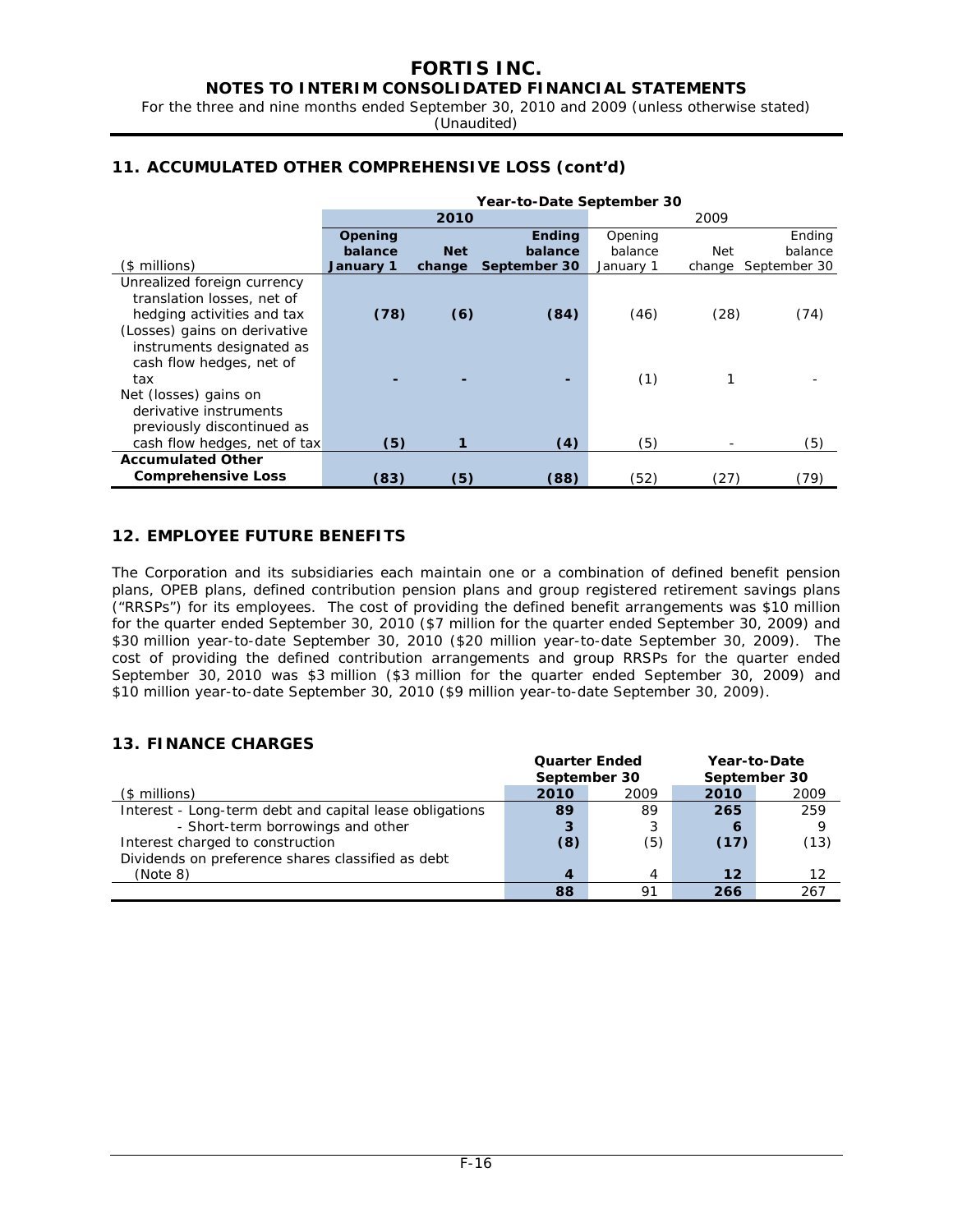## 11. ACCUMULATED OTHER COMPREHENSIVE LOSS (cont'd)

| | Year-to-Date September 30 | | | | | |
|---|---|---|---|---|---|---|
| | 2010 | | | 2009 | | |
| ($ millions) | **Opening balance January 1** | **Net change** | **Ending balance September 30** | Opening balance January 1 | Net change | Ending balance September 30 |
| Unrealized foreign currency translation losses, net of hedging activities and tax | **(78)** | **(6)** | **(84)** | (46) | (28) | (74) |
| (Losses) gains on derivative instruments designated as cash flow hedges, net of tax | **-** | **-** | **-** | (1) | 1 | - |
| Net (losses) gains on derivative instruments previously discontinued as cash flow hedges, net of tax | **(5)** | **1** | **(4)** | (5) | - | (5) |
| **Accumulated Other Comprehensive Loss** | **(83)** | **(5)** | **(88)** | (52) | (27) | (79) |

## 12. EMPLOYEE FUTURE BENEFITS

The Corporation and its subsidiaries each maintain one or a combination of defined benefit pension plans, OPEB plans, defined contribution pension plans and group registered retirement savings plans ("RRSPs") for its employees. The cost of providing the defined benefit arrangements was $10 million for the quarter ended September 30, 2010 ($7 million for the quarter ended September 30, 2009) and $30 million year-to-date September 30, 2010 ($20 million year-to-date September 30, 2009). The cost of providing the defined contribution arrangements and group RRSPs for the quarter ended September 30, 2010 was $3 million ($3 million for the quarter ended September 30, 2009) and $10 million year-to-date September 30, 2010 ($9 million year-to-date September 30, 2009).

## 13. FINANCE CHARGES

| | Quarter Ended September 30 | | Year-to-Date September 30 | |
|---|---|---|---|---|
| ($ millions) | **2010** | 2009 | **2010** | 2009 |
| Interest - Long-term debt and capital lease obligations | **89** | 89 | **265** | 259 |
| - Short-term borrowings and other | **3** | 3 | **6** | 9 |
| Interest charged to construction | **(8)** | (5) | **(17)** | (13) |
| Dividends on preference shares classified as debt (Note 8) | **4** | 4 | **12** | 12 |
| | **88** | 91 | **266** | 267 |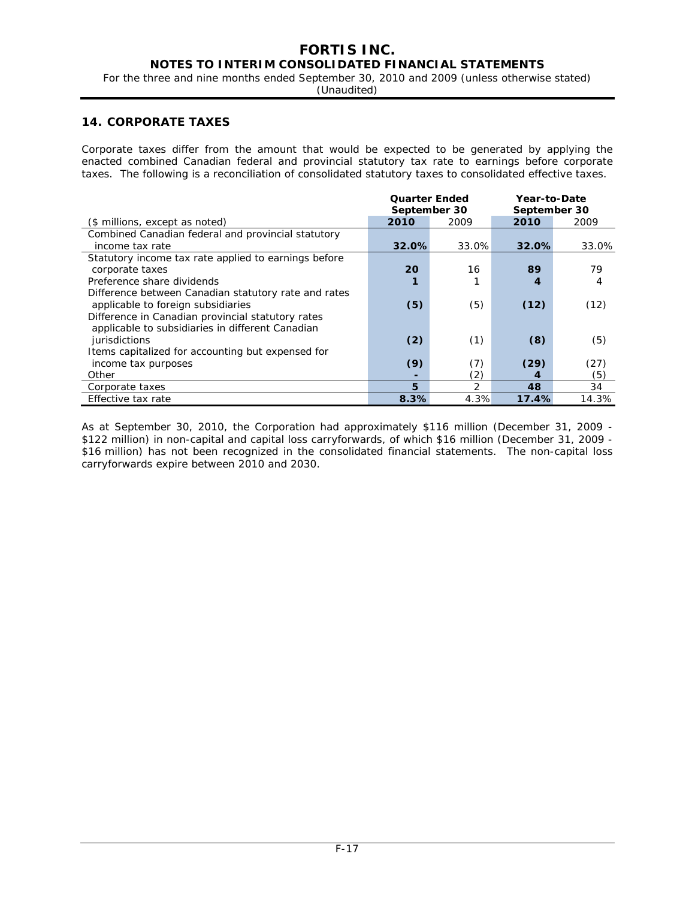## 14. CORPORATE TAXES

Corporate taxes differ from the amount that would be expected to be generated by applying the enacted combined Canadian federal and provincial statutory tax rate to earnings before corporate taxes. The following is a reconciliation of consolidated statutory taxes to consolidated effective taxes.

| | Quarter Ended September 30 | | Year-to-Date September 30 | |
|---|---|---|---|---|
| ($ millions, except as noted) | **2010** | 2009 | **2010** | 2009 |
| Combined Canadian federal and provincial statutory income tax rate | **32.0%** | 33.0% | **32.0%** | 33.0% |
| Statutory income tax rate applied to earnings before corporate taxes | **20** | 16 | **89** | 79 |
| Preference share dividends | **1** | 1 | **4** | 4 |
| Difference between Canadian statutory rate and rates applicable to foreign subsidiaries | **(5)** | (5) | **(12)** | (12) |
| Difference in Canadian provincial statutory rates applicable to subsidiaries in different Canadian jurisdictions | **(2)** | (1) | **(8)** | (5) |
| Items capitalized for accounting but expensed for income tax purposes | **(9)** | (7) | **(29)** | (27) |
| Other | **-** | (2) | **4** | (5) |
| Corporate taxes | **5** | 2 | **48** | 34 |
| Effective tax rate | **8.3%** | 4.3% | **17.4%** | 14.3% |

As at September 30, 2010, the Corporation had approximately $116 million (December 31, 2009 - $122 million) in non-capital and capital loss carryforwards, of which $16 million (December 31, 2009 - $16 million) has not been recognized in the consolidated financial statements. The non-capital loss carryforwards expire between 2010 and 2030.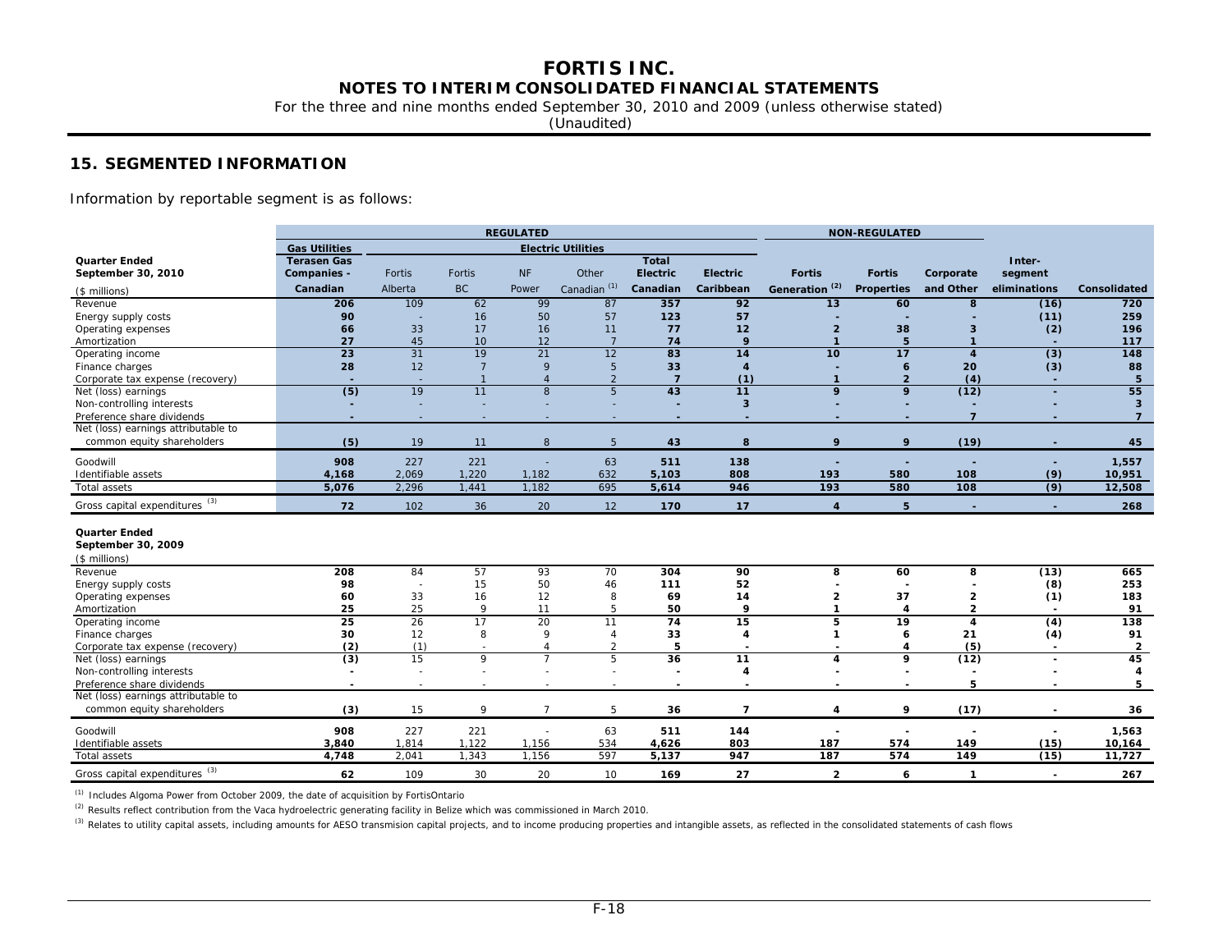# FORTIS INC.

## NOTES TO INTERIM CONSOLIDATED FINANCIAL STATEMENTS

For the three and nine months ended September 30, 2010 and 2009 (unless otherwise stated)

(Unaudited)

## 15. SEGMENTED INFORMATION

Information by reportable segment is as follows:

| | REGULATED | | | | | | | NON-REGULATED | | | | |
|---|---|---|---|---|---|---|---|---|---|---|---|---|
| | Gas Utilities | Electric Utilities | | | | | | | | | | |
| **Quarter Ended September 30, 2010** ($ millions) | Terasen Gas Companies - Canadian | Fortis Alberta | Fortis BC | NF Power | Other Canadian [1] | Total Electric Canadian | Electric Caribbean | Fortis Generation [2] | Fortis Properties | Corporate and Other | Inter-segment eliminations | Consolidated |
| Revenue | 206 | 109 | 62 | 99 | 87 | 357 | 92 | 13 | 60 | 8 | (16) | 720 |
| Energy supply costs | 90 | - | 16 | 50 | 57 | 123 | 57 | - | - | - | (11) | 259 |
| Operating expenses | 66 | 33 | 17 | 16 | 11 | 77 | 12 | 2 | 38 | 3 | (2) | 196 |
| Amortization | 27 | 45 | 10 | 12 | 7 | 74 | 9 | 1 | 5 | 1 | - | 117 |
| Operating income | 23 | 31 | 19 | 21 | 12 | 83 | 14 | 10 | 17 | 4 | (3) | 148 |
| Finance charges | 28 | 12 | 7 | 9 | 5 | 33 | 4 | - | 6 | 20 | (3) | 88 |
| Corporate tax expense (recovery) | - | - | 1 | 4 | 2 | 7 | (1) | 1 | 2 | (4) | - | 5 |
| Net (loss) earnings | (5) | 19 | 11 | 8 | 5 | 43 | 11 | 9 | 9 | (12) | - | 55 |
| Non-controlling interests | - | - | - | - | - | - | 3 | - | - | - | - | 3 |
| Preference share dividends | - | - | - | - | - | - | - | - | - | 7 | - | 7 |
| Net (loss) earnings attributable to common equity shareholders | (5) | 19 | 11 | 8 | 5 | 43 | 8 | 9 | 9 | (19) | - | 45 |
| Goodwill | 908 | 227 | 221 | - | 63 | 511 | 138 | - | - | - | - | 1,557 |
| Identifiable assets | 4,168 | 2,069 | 1,220 | 1,182 | 632 | 5,103 | 808 | 193 | 580 | 108 | (9) | 10,951 |
| Total assets | 5,076 | 2,296 | 1,441 | 1,182 | 695 | 5,614 | 946 | 193 | 580 | 108 | (9) | 12,508 |
| Gross capital expenditures [3] | 72 | 102 | 36 | 20 | 12 | 170 | 17 | 4 | 5 | - | - | 268 |
| **Quarter Ended September 30, 2009** ($ millions) | | | | | | | | | | | | |
| Revenue | 208 | 84 | 57 | 93 | 70 | 304 | 90 | 8 | 60 | 8 | (13) | 665 |
| Energy supply costs | 98 | - | 15 | 50 | 46 | 111 | 52 | - | - | - | (8) | 253 |
| Operating expenses | 60 | 33 | 16 | 12 | 8 | 69 | 14 | 2 | 37 | 2 | (1) | 183 |
| Amortization | 25 | 25 | 9 | 11 | 5 | 50 | 9 | 1 | 4 | 2 | - | 91 |
| Operating income | 25 | 26 | 17 | 20 | 11 | 74 | 15 | 5 | 19 | 4 | (4) | 138 |
| Finance charges | 30 | 12 | 8 | 9 | 4 | 33 | 4 | 1 | 6 | 21 | (4) | 91 |
| Corporate tax expense (recovery) | (2) | (1) | - | 4 | 2 | 5 | - | - | 4 | (5) | - | 2 |
| Net (loss) earnings | (3) | 15 | 9 | 7 | 5 | 36 | 11 | 4 | 9 | (12) | - | 45 |
| Non-controlling interests | - | - | - | - | - | - | 4 | - | - | - | - | 4 |
| Preference share dividends | - | - | - | - | - | - | - | - | - | 5 | - | 5 |
| Net (loss) earnings attributable to common equity shareholders | (3) | 15 | 9 | 7 | 5 | 36 | 7 | 4 | 9 | (17) | - | 36 |
| Goodwill | 908 | 227 | 221 | - | 63 | 511 | 144 | - | - | - | - | 1,563 |
| Identifiable assets | 3,840 | 1,814 | 1,122 | 1,156 | 534 | 4,626 | 803 | 187 | 574 | 149 | (15) | 10,164 |
| Total assets | 4,748 | 2,041 | 1,343 | 1,156 | 597 | 5,137 | 947 | 187 | 574 | 149 | (15) | 11,727 |
| Gross capital expenditures [3] | 62 | 109 | 30 | 20 | 10 | 169 | 27 | 2 | 6 | 1 | - | 267 |

[1] Includes Algoma Power from October 2009, the date of acquisition by FortisOntario

[2] Results reflect contribution from the Vaca hydroelectric generating facility in Belize which was commissioned in March 2010.

[3] Relates to utility capital assets, including amounts for AESO transmision capital projects, and to income producing properties and intangible assets, as reflected in the consolidated statements of cash flows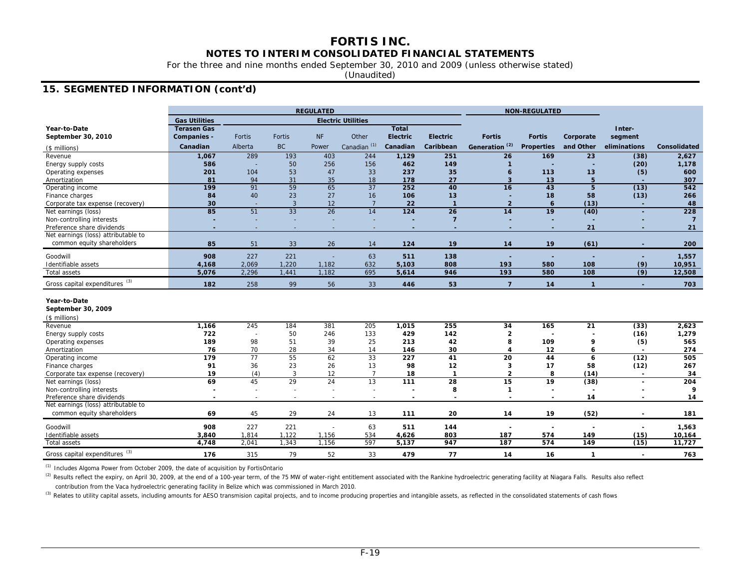# FORTIS INC.

## NOTES TO INTERIM CONSOLIDATED FINANCIAL STATEMENTS

For the three and nine months ended September 30, 2010 and 2009 (unless otherwise stated)

(Unaudited)

## 15. SEGMENTED INFORMATION (cont'd)

| | REGULATED | | | | | | | NON-REGULATED | | | | |
|---|---|---|---|---|---|---|---|---|---|---|---|---|
| | Gas Utilities | Electric Utilities | | | | | | | | | | |
| **Year-to-Date September 30, 2010** ($ millions) | Terasen Gas Companies - Canadian | Fortis Alberta | Fortis BC | NF Power | Other Canadian [(1)] | Total Electric Canadian | Electric Caribbean | Fortis Generation [(2)] | Fortis Properties | Corporate and Other | Inter-segment eliminations | Consolidated |
| Revenue | 1,067 | 289 | 193 | 403 | 244 | 1,129 | 251 | 26 | 169 | 23 | (38) | 2,627 |
| Energy supply costs | 586 | - | 50 | 256 | 156 | 462 | 149 | 1 | - | - | (20) | 1,178 |
| Operating expenses | 201 | 104 | 53 | 47 | 33 | 237 | 35 | 6 | 113 | 13 | (5) | 600 |
| Amortization | 81 | 94 | 31 | 35 | 18 | 178 | 27 | 3 | 13 | 5 | - | 307 |
| Operating income | 199 | 91 | 59 | 65 | 37 | 252 | 40 | 16 | 43 | 5 | (13) | 542 |
| Finance charges | 84 | 40 | 23 | 27 | 16 | 106 | 13 | - | 18 | 58 | (13) | 266 |
| Corporate tax expense (recovery) | 30 | - | 3 | 12 | 7 | 22 | 1 | 2 | 6 | (13) | - | 48 |
| Net earnings (loss) | 85 | 51 | 33 | 26 | 14 | 124 | 26 | 14 | 19 | (40) | - | 228 |
| Non-controlling interests | - | - | - | - | - | - | 7 | - | - | - | - | 7 |
| Preference share dividends | - | - | - | - | - | - | - | - | - | 21 | - | 21 |
| Net earnings (loss) attributable to common equity shareholders | 85 | 51 | 33 | 26 | 14 | 124 | 19 | 14 | 19 | (61) | - | 200 |
| Goodwill | 908 | 227 | 221 | - | 63 | 511 | 138 | - | - | - | - | 1,557 |
| Identifiable assets | 4,168 | 2,069 | 1,220 | 1,182 | 632 | 5,103 | 808 | 193 | 580 | 108 | (9) | 10,951 |
| Total assets | 5,076 | 2,296 | 1,441 | 1,182 | 695 | 5,614 | 946 | 193 | 580 | 108 | (9) | 12,508 |
| Gross capital expenditures [(3)] | 182 | 258 | 99 | 56 | 33 | 446 | 53 | 7 | 14 | 1 | - | 703 |
| **Year-to-Date September 30, 2009** ($ millions) | | | | | | | | | | | | |
| Revenue | 1,166 | 245 | 184 | 381 | 205 | 1,015 | 255 | 34 | 165 | 21 | (33) | 2,623 |
| Energy supply costs | 722 | - | 50 | 246 | 133 | 429 | 142 | 2 | - | - | (16) | 1,279 |
| Operating expenses | 189 | 98 | 51 | 39 | 25 | 213 | 42 | 8 | 109 | 9 | (5) | 565 |
| Amortization | 76 | 70 | 28 | 34 | 14 | 146 | 30 | 4 | 12 | 6 | - | 274 |
| Operating income | 179 | 77 | 55 | 62 | 33 | 227 | 41 | 20 | 44 | 6 | (12) | 505 |
| Finance charges | 91 | 36 | 23 | 26 | 13 | 98 | 12 | 3 | 17 | 58 | (12) | 267 |
| Corporate tax expense (recovery) | 19 | (4) | 3 | 12 | 7 | 18 | 1 | 2 | 8 | (14) | - | 34 |
| Net earnings (loss) | 69 | 45 | 29 | 24 | 13 | 111 | 28 | 15 | 19 | (38) | - | 204 |
| Non-controlling interests | - | - | - | - | - | - | 8 | 1 | - | - | - | 9 |
| Preference share dividends | - | - | - | - | - | - | - | - | - | 14 | - | 14 |
| Net earnings (loss) attributable to common equity shareholders | 69 | 45 | 29 | 24 | 13 | 111 | 20 | 14 | 19 | (52) | - | 181 |
| Goodwill | 908 | 227 | 221 | - | 63 | 511 | 144 | - | - | - | - | 1,563 |
| Identifiable assets | 3,840 | 1,814 | 1,122 | 1,156 | 534 | 4,626 | 803 | 187 | 574 | 149 | (15) | 10,164 |
| Total assets | 4,748 | 2,041 | 1,343 | 1,156 | 597 | 5,137 | 947 | 187 | 574 | 149 | (15) | 11,727 |
| Gross capital expenditures [(3)] | 176 | 315 | 79 | 52 | 33 | 479 | 77 | 14 | 16 | 1 | - | 763 |

[(1)] Includes Algoma Power from October 2009, the date of acquisition by FortisOntario

[(2)] Results reflect the expiry, on April 30, 2009, at the end of a 100-year term, of the 75 MW of water-right entitlement associated with the Rankine hydroelectric generating facility at Niagara Falls. Results also reflect contribution from the Vaca hydroelectric generating facility in Belize which was commissioned in March 2010.

[(3)] Relates to utility capital assets, including amounts for AESO transmision capital projects, and to income producing properties and intangible assets, as reflected in the consolidated statements of cash flows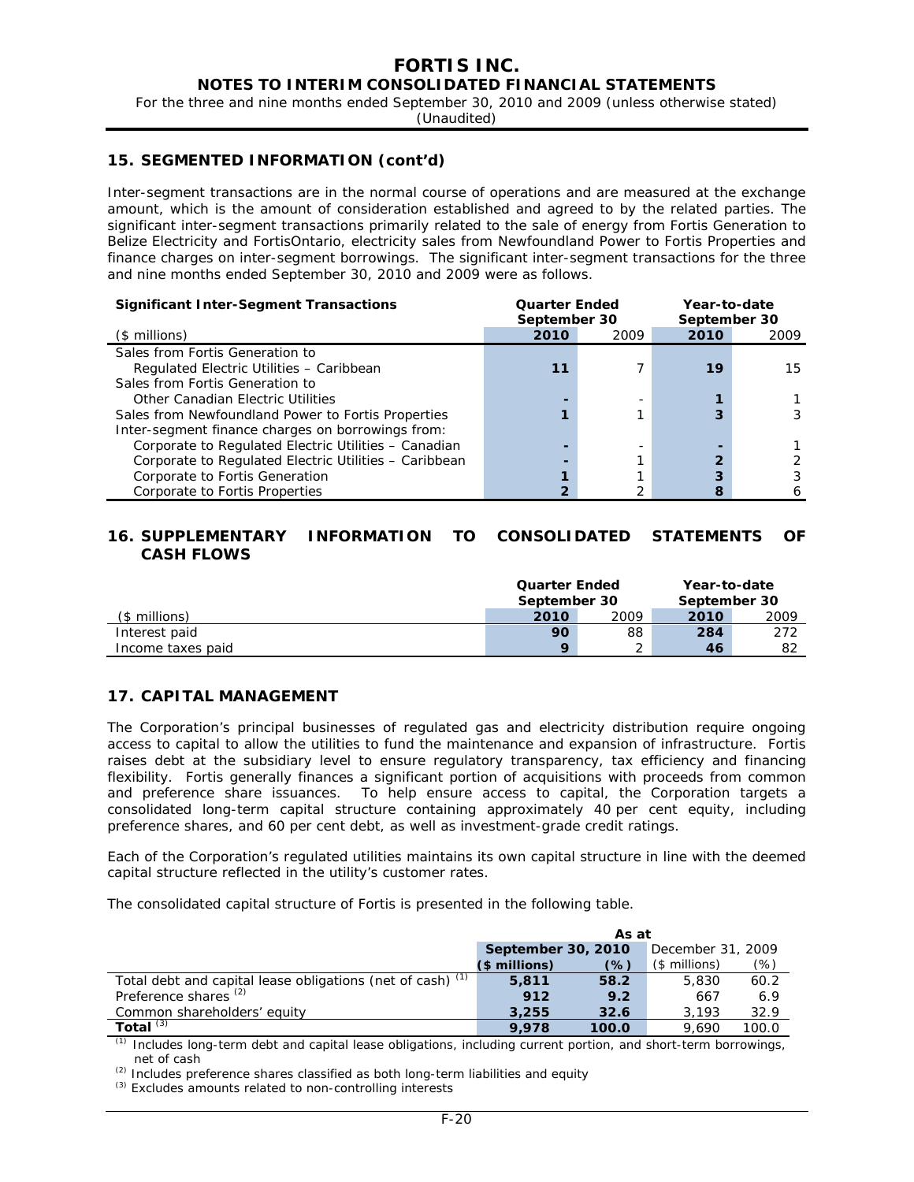## 15. SEGMENTED INFORMATION (cont'd)

Inter-segment transactions are in the normal course of operations and are measured at the exchange amount, which is the amount of consideration established and agreed to by the related parties. The significant inter-segment transactions primarily related to the sale of energy from Fortis Generation to Belize Electricity and FortisOntario, electricity sales from Newfoundland Power to Fortis Properties and finance charges on inter-segment borrowings. The significant inter-segment transactions for the three and nine months ended September 30, 2010 and 2009 were as follows.

| Significant Inter-Segment Transactions | Quarter Ended September 30 | | Year-to-date September 30 | |
|---|---|---|---|---|
| ($ millions) | 2010 | 2009 | 2010 | 2009 |
| Sales from Fortis Generation to Regulated Electric Utilities – Caribbean | 11 | 7 | 19 | 15 |
| Sales from Fortis Generation to Other Canadian Electric Utilities | - | - | 1 | 1 |
| Sales from Newfoundland Power to Fortis Properties | 1 | 1 | 3 | 3 |
| Inter-segment finance charges on borrowings from: | | | | |
| Corporate to Regulated Electric Utilities – Canadian | - | - | - | 1 |
| Corporate to Regulated Electric Utilities – Caribbean | - | 1 | 2 | 2 |
| Corporate to Fortis Generation | 1 | 1 | 3 | 3 |
| Corporate to Fortis Properties | 2 | 2 | 8 | 6 |

## 16. SUPPLEMENTARY INFORMATION TO CONSOLIDATED STATEMENTS OF CASH FLOWS

| | Quarter Ended September 30 | | Year-to-date September 30 | |
|---|---|---|---|---|
| ($ millions) | 2010 | 2009 | 2010 | 2009 |
| Interest paid | 90 | 88 | 284 | 272 |
| Income taxes paid | 9 | 2 | 46 | 82 |

## 17. CAPITAL MANAGEMENT

The Corporation's principal businesses of regulated gas and electricity distribution require ongoing access to capital to allow the utilities to fund the maintenance and expansion of infrastructure. Fortis raises debt at the subsidiary level to ensure regulatory transparency, tax efficiency and financing flexibility. Fortis generally finances a significant portion of acquisitions with proceeds from common and preference share issuances. To help ensure access to capital, the Corporation targets a consolidated long-term capital structure containing approximately 40 per cent equity, including preference shares, and 60 per cent debt, as well as investment-grade credit ratings.

Each of the Corporation's regulated utilities maintains its own capital structure in line with the deemed capital structure reflected in the utility's customer rates.

The consolidated capital structure of Fortis is presented in the following table.

| | As at | | | |
|---|---|---|---|---|
| | September 30, 2010 | | December 31, 2009 | |
| | ($ millions) | (%) | ($ millions) | (%) |
| Total debt and capital lease obligations (net of cash) [(1)] | 5,811 | 58.2 | 5,830 | 60.2 |
| Preference shares [(2)] | 912 | 9.2 | 667 | 6.9 |
| Common shareholders' equity | 3,255 | 32.6 | 3,193 | 32.9 |
| **Total** [(3)] | 9,978 | 100.0 | 9,690 | 100.0 |

[(1)] Includes long-term debt and capital lease obligations, including current portion, and short-term borrowings, net of cash

[(2)] Includes preference shares classified as both long-term liabilities and equity

[(3)] Excludes amounts related to non-controlling interests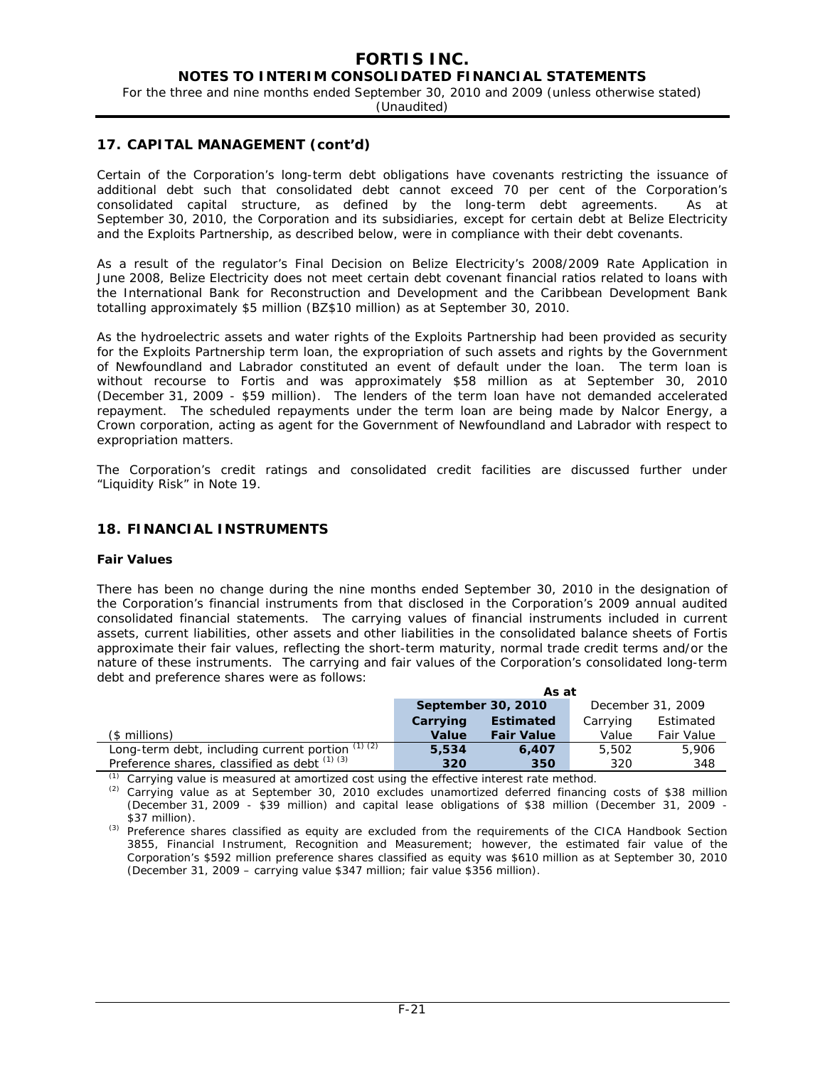## 17. CAPITAL MANAGEMENT (cont'd)

Certain of the Corporation's long-term debt obligations have covenants restricting the issuance of additional debt such that consolidated debt cannot exceed 70 per cent of the Corporation's consolidated capital structure, as defined by the long-term debt agreements. As at September 30, 2010, the Corporation and its subsidiaries, except for certain debt at Belize Electricity and the Exploits Partnership, as described below, were in compliance with their debt covenants.

As a result of the regulator's Final Decision on Belize Electricity's 2008/2009 Rate Application in June 2008, Belize Electricity does not meet certain debt covenant financial ratios related to loans with the International Bank for Reconstruction and Development and the Caribbean Development Bank totalling approximately $5 million (BZ$10 million) as at September 30, 2010.

As the hydroelectric assets and water rights of the Exploits Partnership had been provided as security for the Exploits Partnership term loan, the expropriation of such assets and rights by the Government of Newfoundland and Labrador constituted an event of default under the loan. The term loan is without recourse to Fortis and was approximately $58 million as at September 30, 2010 (December 31, 2009 - $59 million). The lenders of the term loan have not demanded accelerated repayment. The scheduled repayments under the term loan are being made by Nalcor Energy, a Crown corporation, acting as agent for the Government of Newfoundland and Labrador with respect to expropriation matters.

The Corporation's credit ratings and consolidated credit facilities are discussed further under "Liquidity Risk" in Note 19.

## 18. FINANCIAL INSTRUMENTS

### Fair Values

There has been no change during the nine months ended September 30, 2010 in the designation of the Corporation's financial instruments from that disclosed in the Corporation's 2009 annual audited consolidated financial statements. The carrying values of financial instruments included in current assets, current liabilities, other assets and other liabilities in the consolidated balance sheets of Fortis approximate their fair values, reflecting the short-term maturity, normal trade credit terms and/or the nature of these instruments. The carrying and fair values of the Corporation's consolidated long-term debt and preference shares were as follows:

| | **As at** | | | |
|---|---|---|---|---|
| | **September 30, 2010** | | December 31, 2009 | |
| | **Carrying** | **Estimated** | Carrying | Estimated |
| ($ millions) | **Value** | **Fair Value** | Value | Fair Value |
| Long-term debt, including current portion (1) (2) | **5,534** | **6,407** | 5,502 | 5,906 |
| Preference shares, classified as debt (1) (3) | **320** | **350** | 320 | 348 |

(1) Carrying value is measured at amortized cost using the effective interest rate method.

(2) Carrying value as at September 30, 2010 excludes unamortized deferred financing costs of $38 million (December 31, 2009 - $39 million) and capital lease obligations of $38 million (December 31, 2009 - $37 million).

(3) Preference shares classified as equity are excluded from the requirements of the CICA Handbook Section 3855, Financial Instrument, Recognition and Measurement; however, the estimated fair value of the Corporation's $592 million preference shares classified as equity was $610 million as at September 30, 2010 (December 31, 2009 – carrying value $347 million; fair value $356 million).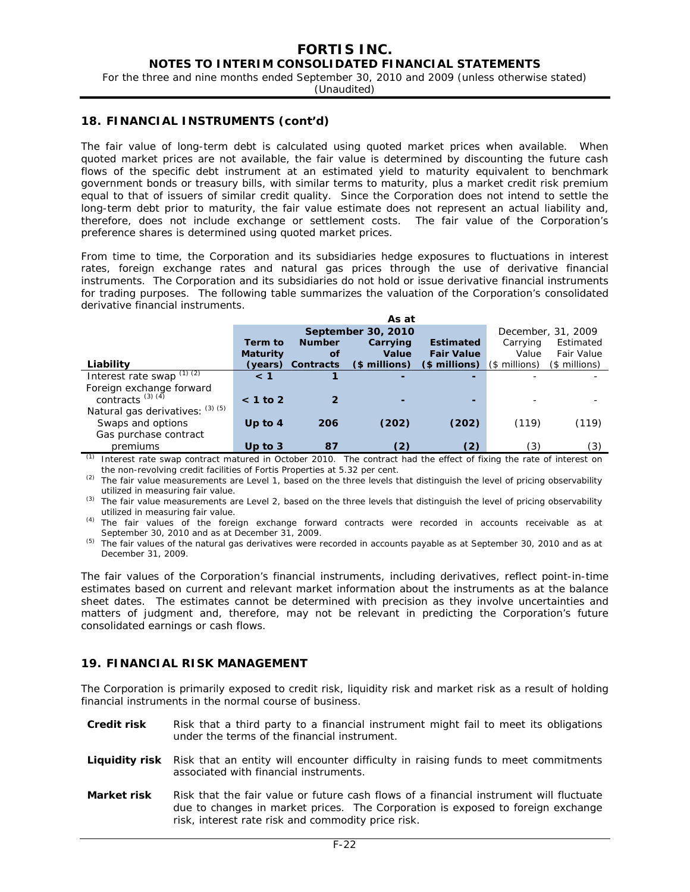## 18. FINANCIAL INSTRUMENTS (cont'd)

The fair value of long-term debt is calculated using quoted market prices when available. When quoted market prices are not available, the fair value is determined by discounting the future cash flows of the specific debt instrument at an estimated yield to maturity equivalent to benchmark government bonds or treasury bills, with similar terms to maturity, plus a market credit risk premium equal to that of issuers of similar credit quality. Since the Corporation does not intend to settle the long-term debt prior to maturity, the fair value estimate does not represent an actual liability and, therefore, does not include exchange or settlement costs. The fair value of the Corporation's preference shares is determined using quoted market prices.

From time to time, the Corporation and its subsidiaries hedge exposures to fluctuations in interest rates, foreign exchange rates and natural gas prices through the use of derivative financial instruments. The Corporation and its subsidiaries do not hold or issue derivative financial instruments for trading purposes. The following table summarizes the valuation of the Corporation's consolidated derivative financial instruments.

| | As at | | | | | |
|---|---|---|---|---|---|---|
| | **September 30, 2010** | | | | December, 31, 2009 | |
| **Liability** | **Term to Maturity (years)** | **Number of Contracts** | **Carrying Value ($ millions)** | **Estimated Fair Value ($ millions)** | Carrying Value ($ millions) | Estimated Fair Value ($ millions) |
| Interest rate swap [(1) (2)] | **< 1** | **1** | **-** | **-** | - | - |
| Foreign exchange forward contracts [(3) (4)] | **< 1 to 2** | **2** | **-** | **-** | - | - |
| Natural gas derivatives: [(3) (5)] | | | | | | |
| Swaps and options | **Up to 4** | **206** | **(202)** | **(202)** | (119) | (119) |
| Gas purchase contract premiums | **Up to 3** | **87** | **(2)** | **(2)** | (3) | (3) |

(1) Interest rate swap contract matured in October 2010. The contract had the effect of fixing the rate of interest on the non-revolving credit facilities of Fortis Properties at 5.32 per cent.

(2) The fair value measurements are Level 1, based on the three levels that distinguish the level of pricing observability utilized in measuring fair value.

(3) The fair value measurements are Level 2, based on the three levels that distinguish the level of pricing observability utilized in measuring fair value.

(4) The fair values of the foreign exchange forward contracts were recorded in accounts receivable as at September 30, 2010 and as at December 31, 2009.

(5) The fair values of the natural gas derivatives were recorded in accounts payable as at September 30, 2010 and as at December 31, 2009.

The fair values of the Corporation's financial instruments, including derivatives, reflect point-in-time estimates based on current and relevant market information about the instruments as at the balance sheet dates. The estimates cannot be determined with precision as they involve uncertainties and matters of judgment and, therefore, may not be relevant in predicting the Corporation's future consolidated earnings or cash flows.

## 19. FINANCIAL RISK MANAGEMENT

The Corporation is primarily exposed to credit risk, liquidity risk and market risk as a result of holding financial instruments in the normal course of business.

**Credit risk** Risk that a third party to a financial instrument might fail to meet its obligations under the terms of the financial instrument.

**Liquidity risk** Risk that an entity will encounter difficulty in raising funds to meet commitments associated with financial instruments.

**Market risk** Risk that the fair value or future cash flows of a financial instrument will fluctuate due to changes in market prices. The Corporation is exposed to foreign exchange risk, interest rate risk and commodity price risk.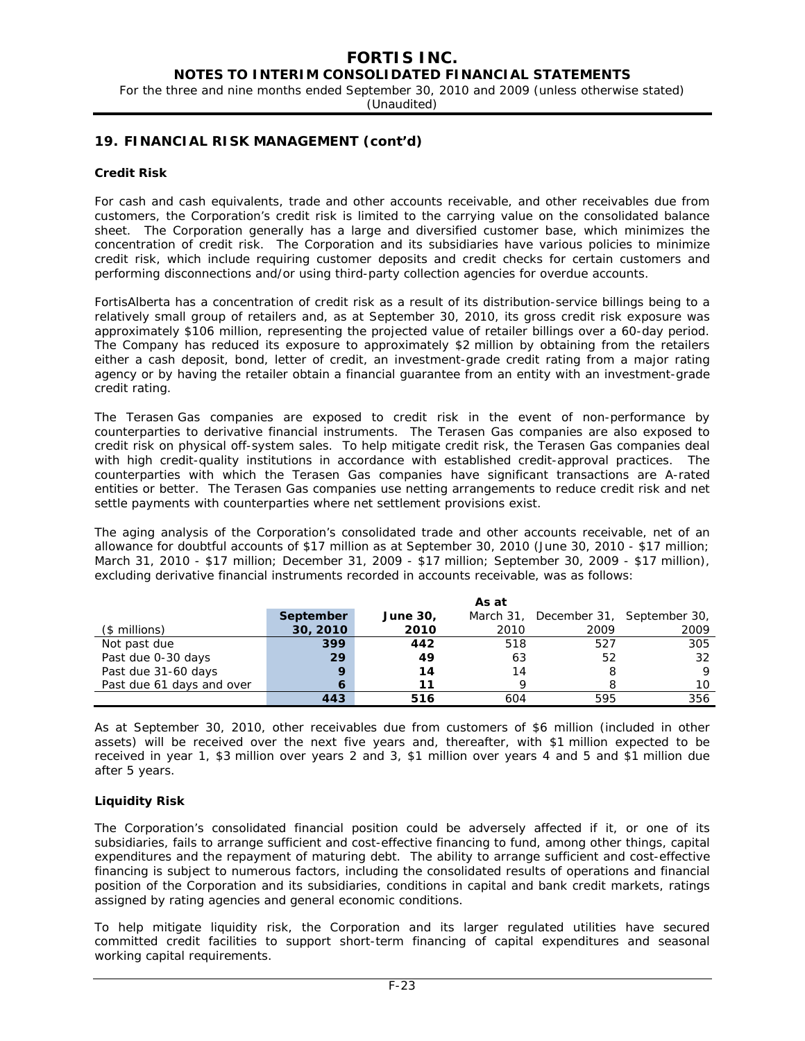## 19. FINANCIAL RISK MANAGEMENT (cont'd)

**Credit Risk**

For cash and cash equivalents, trade and other accounts receivable, and other receivables due from customers, the Corporation's credit risk is limited to the carrying value on the consolidated balance sheet. The Corporation generally has a large and diversified customer base, which minimizes the concentration of credit risk. The Corporation and its subsidiaries have various policies to minimize credit risk, which include requiring customer deposits and credit checks for certain customers and performing disconnections and/or using third-party collection agencies for overdue accounts.

FortisAlberta has a concentration of credit risk as a result of its distribution-service billings being to a relatively small group of retailers and, as at September 30, 2010, its gross credit risk exposure was approximately $106 million, representing the projected value of retailer billings over a 60-day period. The Company has reduced its exposure to approximately $2 million by obtaining from the retailers either a cash deposit, bond, letter of credit, an investment-grade credit rating from a major rating agency or by having the retailer obtain a financial guarantee from an entity with an investment-grade credit rating.

The Terasen Gas companies are exposed to credit risk in the event of non-performance by counterparties to derivative financial instruments. The Terasen Gas companies are also exposed to credit risk on physical off-system sales. To help mitigate credit risk, the Terasen Gas companies deal with high credit-quality institutions in accordance with established credit-approval practices. The counterparties with which the Terasen Gas companies have significant transactions are A-rated entities or better. The Terasen Gas companies use netting arrangements to reduce credit risk and net settle payments with counterparties where net settlement provisions exist.

The aging analysis of the Corporation's consolidated trade and other accounts receivable, net of an allowance for doubtful accounts of $17 million as at September 30, 2010 (June 30, 2010 - $17 million; March 31, 2010 - $17 million; December 31, 2009 - $17 million; September 30, 2009 - $17 million), excluding derivative financial instruments recorded in accounts receivable, was as follows:

| | As at | | | | |
|---|---|---|---|---|---|
| ($ millions) | **September 30, 2010** | **June 30, 2010** | March 31, 2010 | December 31, 2009 | September 30, 2009 |
| Not past due | **399** | **442** | 518 | 527 | 305 |
| Past due 0-30 days | **29** | **49** | 63 | 52 | 32 |
| Past due 31-60 days | **9** | **14** | 14 | 8 | 9 |
| Past due 61 days and over | **6** | **11** | 9 | 8 | 10 |
| | **443** | **516** | 604 | 595 | 356 |

As at September 30, 2010, other receivables due from customers of $6 million (included in other assets) will be received over the next five years and, thereafter, with $1 million expected to be received in year 1, $3 million over years 2 and 3, $1 million over years 4 and 5 and $1 million due after 5 years.

**Liquidity Risk**

The Corporation's consolidated financial position could be adversely affected if it, or one of its subsidiaries, fails to arrange sufficient and cost-effective financing to fund, among other things, capital expenditures and the repayment of maturing debt. The ability to arrange sufficient and cost-effective financing is subject to numerous factors, including the consolidated results of operations and financial position of the Corporation and its subsidiaries, conditions in capital and bank credit markets, ratings assigned by rating agencies and general economic conditions.

To help mitigate liquidity risk, the Corporation and its larger regulated utilities have secured committed credit facilities to support short-term financing of capital expenditures and seasonal working capital requirements.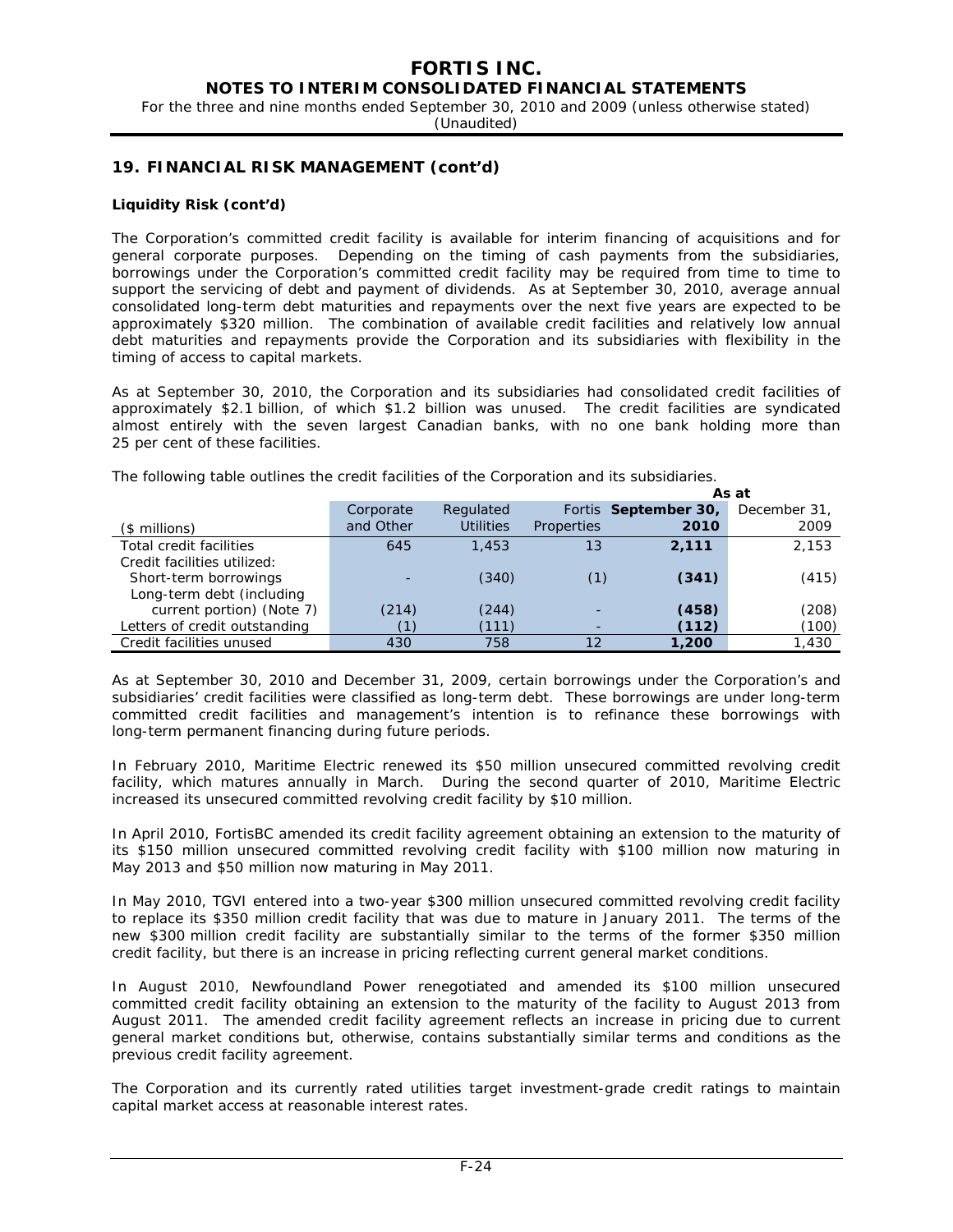## 19. FINANCIAL RISK MANAGEMENT (cont'd)

**Liquidity Risk (cont'd)**

The Corporation's committed credit facility is available for interim financing of acquisitions and for general corporate purposes. Depending on the timing of cash payments from the subsidiaries, borrowings under the Corporation's committed credit facility may be required from time to time to support the servicing of debt and payment of dividends. As at September 30, 2010, average annual consolidated long-term debt maturities and repayments over the next five years are expected to be approximately $320 million. The combination of available credit facilities and relatively low annual debt maturities and repayments provide the Corporation and its subsidiaries with flexibility in the timing of access to capital markets.

As at September 30, 2010, the Corporation and its subsidiaries had consolidated credit facilities of approximately $2.1 billion, of which $1.2 billion was unused. The credit facilities are syndicated almost entirely with the seven largest Canadian banks, with no one bank holding more than 25 per cent of these facilities.

The following table outlines the credit facilities of the Corporation and its subsidiaries.

| | | | | As at | |
|---|---|---|---|---|---|
| ($ millions) | Corporate and Other | Regulated Utilities | Fortis Properties | **September 30, 2010** | December 31, 2009 |
| Total credit facilities | 645 | 1,453 | 13 | **2,111** | 2,153 |
| Credit facilities utilized: | | | | | |
| Short-term borrowings | - | (340) | (1) | **(341)** | (415) |
| Long-term debt (including current portion) (Note 7) | (214) | (244) | - | **(458)** | (208) |
| Letters of credit outstanding | (1) | (111) | - | **(112)** | (100) |
| Credit facilities unused | 430 | 758 | 12 | **1,200** | 1,430 |

As at September 30, 2010 and December 31, 2009, certain borrowings under the Corporation's and subsidiaries' credit facilities were classified as long-term debt. These borrowings are under long-term committed credit facilities and management's intention is to refinance these borrowings with long-term permanent financing during future periods.

In February 2010, Maritime Electric renewed its $50 million unsecured committed revolving credit facility, which matures annually in March. During the second quarter of 2010, Maritime Electric increased its unsecured committed revolving credit facility by $10 million.

In April 2010, FortisBC amended its credit facility agreement obtaining an extension to the maturity of its $150 million unsecured committed revolving credit facility with $100 million now maturing in May 2013 and $50 million now maturing in May 2011.

In May 2010, TGVI entered into a two-year $300 million unsecured committed revolving credit facility to replace its $350 million credit facility that was due to mature in January 2011. The terms of the new $300 million credit facility are substantially similar to the terms of the former $350 million credit facility, but there is an increase in pricing reflecting current general market conditions.

In August 2010, Newfoundland Power renegotiated and amended its $100 million unsecured committed credit facility obtaining an extension to the maturity of the facility to August 2013 from August 2011. The amended credit facility agreement reflects an increase in pricing due to current general market conditions but, otherwise, contains substantially similar terms and conditions as the previous credit facility agreement.

The Corporation and its currently rated utilities target investment-grade credit ratings to maintain capital market access at reasonable interest rates.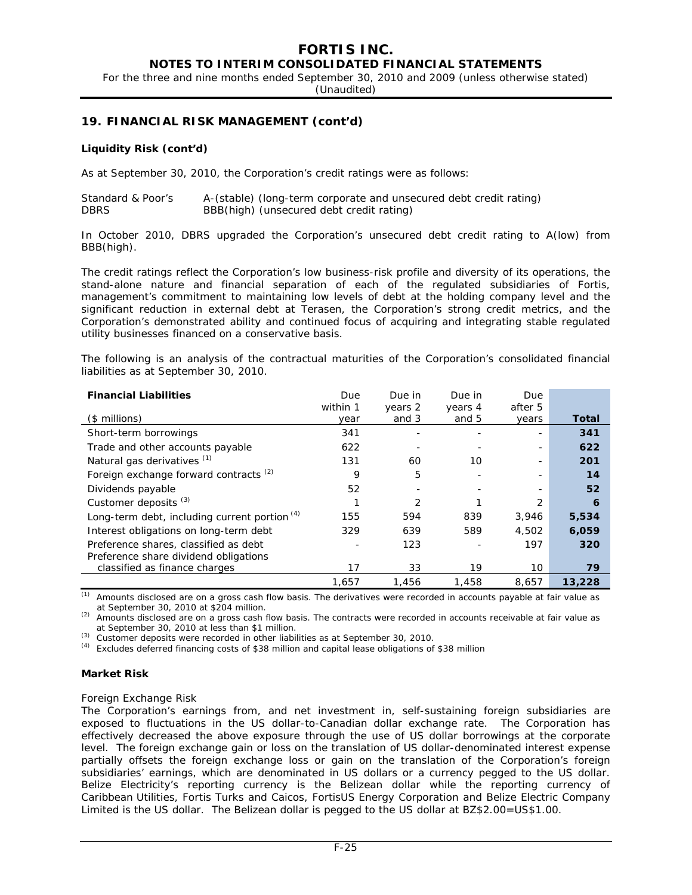## 19. FINANCIAL RISK MANAGEMENT (cont'd)

**Liquidity Risk (cont'd)**

As at September 30, 2010, the Corporation's credit ratings were as follows:

Standard & Poor's A-(stable) (long-term corporate and unsecured debt credit rating)
DBRS BBB(high) (unsecured debt credit rating)

In October 2010, DBRS upgraded the Corporation's unsecured debt credit rating to A(low) from BBB(high).

The credit ratings reflect the Corporation's low business-risk profile and diversity of its operations, the stand-alone nature and financial separation of each of the regulated subsidiaries of Fortis, management's commitment to maintaining low levels of debt at the holding company level and the significant reduction in external debt at Terasen, the Corporation's strong credit metrics, and the Corporation's demonstrated ability and continued focus of acquiring and integrating stable regulated utility businesses financed on a conservative basis.

The following is an analysis of the contractual maturities of the Corporation's consolidated financial liabilities as at September 30, 2010.

| **Financial Liabilities** ($ millions) | Due within 1 year | Due in years 2 and 3 | Due in years 4 and 5 | Due after 5 years | **Total** |
|---|---|---|---|---|---|
| Short-term borrowings | 341 | - | - | - | **341** |
| Trade and other accounts payable | 622 | - | - | - | **622** |
| Natural gas derivatives [(1)] | 131 | 60 | 10 | - | **201** |
| Foreign exchange forward contracts [(2)] | 9 | 5 | - | - | **14** |
| Dividends payable | 52 | - | - | - | **52** |
| Customer deposits [(3)] | 1 | 2 | 1 | 2 | **6** |
| Long-term debt, including current portion [(4)] | 155 | 594 | 839 | 3,946 | **5,534** |
| Interest obligations on long-term debt | 329 | 639 | 589 | 4,502 | **6,059** |
| Preference shares, classified as debt | - | 123 | - | 197 | **320** |
| Preference share dividend obligations classified as finance charges | 17 | 33 | 19 | 10 | **79** |
| | 1,657 | 1,456 | 1,458 | 8,657 | **13,228** |

(1) Amounts disclosed are on a gross cash flow basis. The derivatives were recorded in accounts payable at fair value as at September 30, 2010 at $204 million.
(2) Amounts disclosed are on a gross cash flow basis. The contracts were recorded in accounts receivable at fair value as at September 30, 2010 at less than $1 million.
(3) Customer deposits were recorded in other liabilities as at September 30, 2010.
(4) Excludes deferred financing costs of $38 million and capital lease obligations of $38 million

**Market Risk**

*Foreign Exchange Risk*
The Corporation's earnings from, and net investment in, self-sustaining foreign subsidiaries are exposed to fluctuations in the US dollar-to-Canadian dollar exchange rate. The Corporation has effectively decreased the above exposure through the use of US dollar borrowings at the corporate level. The foreign exchange gain or loss on the translation of US dollar-denominated interest expense partially offsets the foreign exchange loss or gain on the translation of the Corporation's foreign subsidiaries' earnings, which are denominated in US dollars or a currency pegged to the US dollar. Belize Electricity's reporting currency is the Belizean dollar while the reporting currency of Caribbean Utilities, Fortis Turks and Caicos, FortisUS Energy Corporation and Belize Electric Company Limited is the US dollar. The Belizean dollar is pegged to the US dollar at BZ$2.00=US$1.00.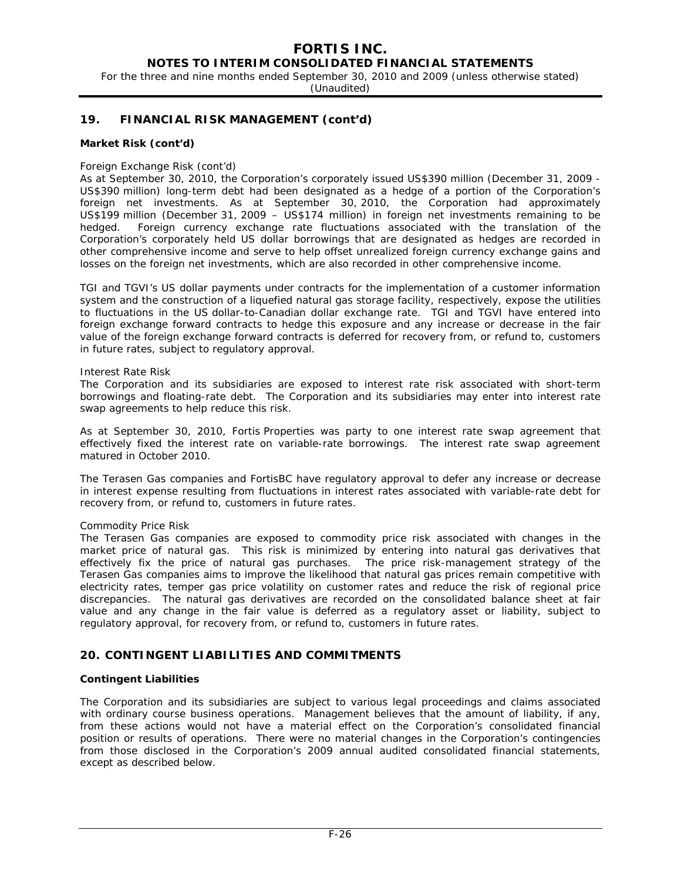## 19. FINANCIAL RISK MANAGEMENT (cont'd)

### Market Risk (cont'd)

*Foreign Exchange Risk (cont'd)*

As at September 30, 2010, the Corporation's corporately issued US$390 million (December 31, 2009 - US$390 million) long-term debt had been designated as a hedge of a portion of the Corporation's foreign net investments. As at September 30, 2010, the Corporation had approximately US$199 million (December 31, 2009 – US$174 million) in foreign net investments remaining to be hedged. Foreign currency exchange rate fluctuations associated with the translation of the Corporation's corporately held US dollar borrowings that are designated as hedges are recorded in other comprehensive income and serve to help offset unrealized foreign currency exchange gains and losses on the foreign net investments, which are also recorded in other comprehensive income.

TGI and TGVI's US dollar payments under contracts for the implementation of a customer information system and the construction of a liquefied natural gas storage facility, respectively, expose the utilities to fluctuations in the US dollar-to-Canadian dollar exchange rate. TGI and TGVI have entered into foreign exchange forward contracts to hedge this exposure and any increase or decrease in the fair value of the foreign exchange forward contracts is deferred for recovery from, or refund to, customers in future rates, subject to regulatory approval.

*Interest Rate Risk*

The Corporation and its subsidiaries are exposed to interest rate risk associated with short-term borrowings and floating-rate debt. The Corporation and its subsidiaries may enter into interest rate swap agreements to help reduce this risk.

As at September 30, 2010, Fortis Properties was party to one interest rate swap agreement that effectively fixed the interest rate on variable-rate borrowings. The interest rate swap agreement matured in October 2010.

The Terasen Gas companies and FortisBC have regulatory approval to defer any increase or decrease in interest expense resulting from fluctuations in interest rates associated with variable-rate debt for recovery from, or refund to, customers in future rates.

*Commodity Price Risk*

The Terasen Gas companies are exposed to commodity price risk associated with changes in the market price of natural gas. This risk is minimized by entering into natural gas derivatives that effectively fix the price of natural gas purchases. The price risk-management strategy of the Terasen Gas companies aims to improve the likelihood that natural gas prices remain competitive with electricity rates, temper gas price volatility on customer rates and reduce the risk of regional price discrepancies. The natural gas derivatives are recorded on the consolidated balance sheet at fair value and any change in the fair value is deferred as a regulatory asset or liability, subject to regulatory approval, for recovery from, or refund to, customers in future rates.

## 20. CONTINGENT LIABILITIES AND COMMITMENTS

### Contingent Liabilities

The Corporation and its subsidiaries are subject to various legal proceedings and claims associated with ordinary course business operations. Management believes that the amount of liability, if any, from these actions would not have a material effect on the Corporation's consolidated financial position or results of operations. There were no material changes in the Corporation's contingencies from those disclosed in the Corporation's 2009 annual audited consolidated financial statements, except as described below.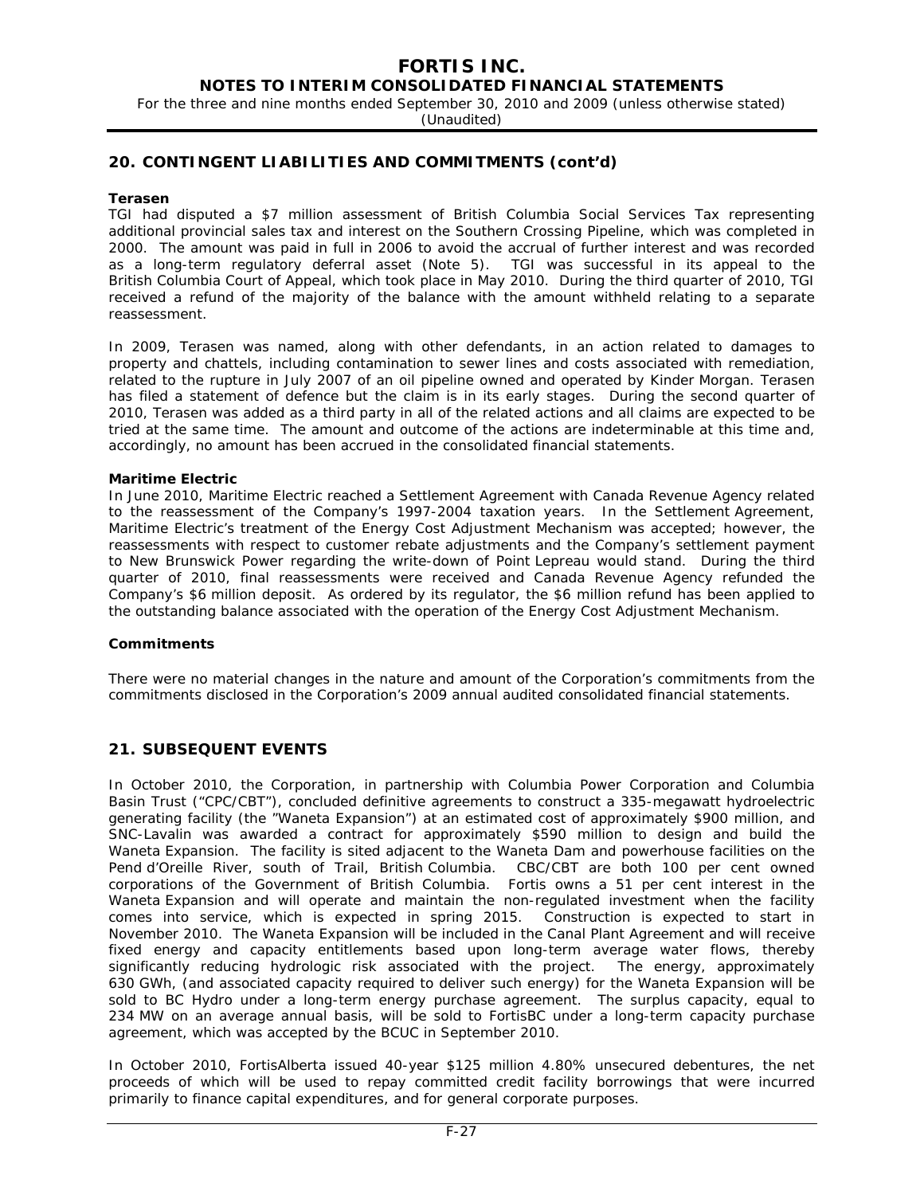## 20. CONTINGENT LIABILITIES AND COMMITMENTS (cont'd)

**Terasen**

TGI had disputed a $7 million assessment of British Columbia Social Services Tax representing additional provincial sales tax and interest on the Southern Crossing Pipeline, which was completed in 2000. The amount was paid in full in 2006 to avoid the accrual of further interest and was recorded as a long-term regulatory deferral asset (Note 5). TGI was successful in its appeal to the British Columbia Court of Appeal, which took place in May 2010. During the third quarter of 2010, TGI received a refund of the majority of the balance with the amount withheld relating to a separate reassessment.

In 2009, Terasen was named, along with other defendants, in an action related to damages to property and chattels, including contamination to sewer lines and costs associated with remediation, related to the rupture in July 2007 of an oil pipeline owned and operated by Kinder Morgan. Terasen has filed a statement of defence but the claim is in its early stages. During the second quarter of 2010, Terasen was added as a third party in all of the related actions and all claims are expected to be tried at the same time. The amount and outcome of the actions are indeterminable at this time and, accordingly, no amount has been accrued in the consolidated financial statements.

**Maritime Electric**

In June 2010, Maritime Electric reached a Settlement Agreement with Canada Revenue Agency related to the reassessment of the Company's 1997-2004 taxation years. In the Settlement Agreement, Maritime Electric's treatment of the Energy Cost Adjustment Mechanism was accepted; however, the reassessments with respect to customer rebate adjustments and the Company's settlement payment to New Brunswick Power regarding the write-down of Point Lepreau would stand. During the third quarter of 2010, final reassessments were received and Canada Revenue Agency refunded the Company's $6 million deposit. As ordered by its regulator, the $6 million refund has been applied to the outstanding balance associated with the operation of the Energy Cost Adjustment Mechanism.

**Commitments**

There were no material changes in the nature and amount of the Corporation's commitments from the commitments disclosed in the Corporation's 2009 annual audited consolidated financial statements.

## 21. SUBSEQUENT EVENTS

In October 2010, the Corporation, in partnership with Columbia Power Corporation and Columbia Basin Trust ("CPC/CBT"), concluded definitive agreements to construct a 335-megawatt hydroelectric generating facility (the "Waneta Expansion") at an estimated cost of approximately $900 million, and SNC-Lavalin was awarded a contract for approximately $590 million to design and build the Waneta Expansion. The facility is sited adjacent to the Waneta Dam and powerhouse facilities on the Pend d'Oreille River, south of Trail, British Columbia. CBC/CBT are both 100 per cent owned corporations of the Government of British Columbia. Fortis owns a 51 per cent interest in the Waneta Expansion and will operate and maintain the non-regulated investment when the facility comes into service, which is expected in spring 2015. Construction is expected to start in November 2010. The Waneta Expansion will be included in the Canal Plant Agreement and will receive fixed energy and capacity entitlements based upon long-term average water flows, thereby significantly reducing hydrologic risk associated with the project. The energy, approximately 630 GWh, (and associated capacity required to deliver such energy) for the Waneta Expansion will be sold to BC Hydro under a long-term energy purchase agreement. The surplus capacity, equal to 234 MW on an average annual basis, will be sold to FortisBC under a long-term capacity purchase agreement, which was accepted by the BCUC in September 2010.

In October 2010, FortisAlberta issued 40-year $125 million 4.80% unsecured debentures, the net proceeds of which will be used to repay committed credit facility borrowings that were incurred primarily to finance capital expenditures, and for general corporate purposes.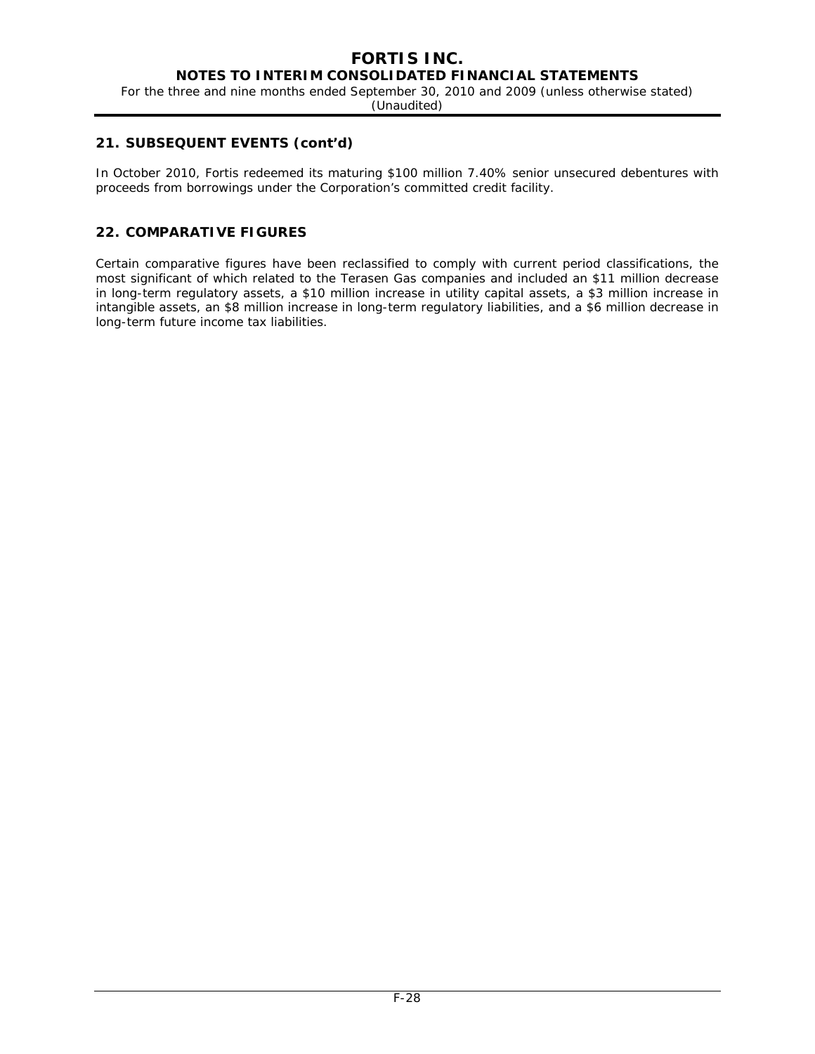## 21. SUBSEQUENT EVENTS (cont'd)

In October 2010, Fortis redeemed its maturing $100 million 7.40% senior unsecured debentures with proceeds from borrowings under the Corporation's committed credit facility.

## 22. COMPARATIVE FIGURES

Certain comparative figures have been reclassified to comply with current period classifications, the most significant of which related to the Terasen Gas companies and included an $11 million decrease in long-term regulatory assets, a $10 million increase in utility capital assets, a $3 million increase in intangible assets, an $8 million increase in long-term regulatory liabilities, and a $6 million decrease in long-term future income tax liabilities.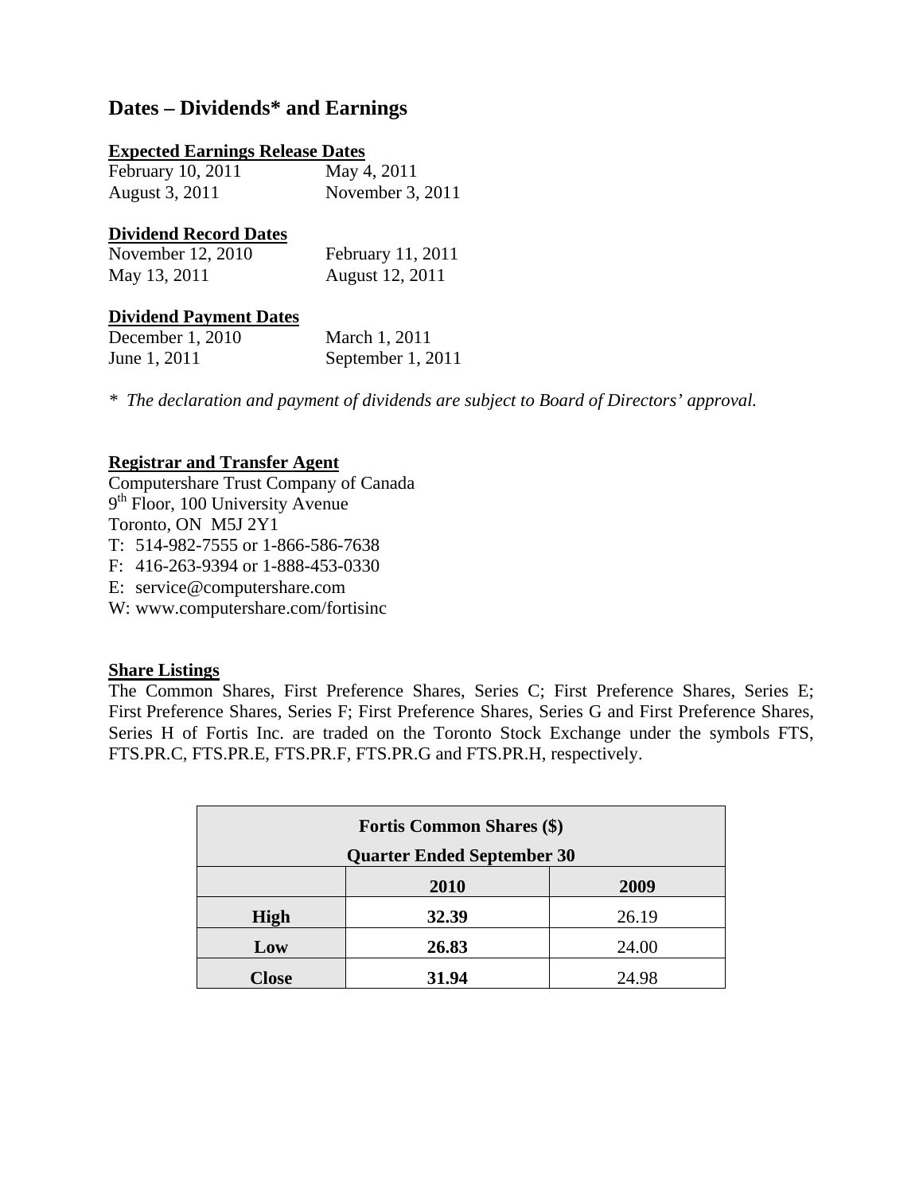## Dates – Dividends* and Earnings

**Expected Earnings Release Dates**

February 10, 2011 May 4, 2011
August 3, 2011 November 3, 2011

**Dividend Record Dates**

November 12, 2010 February 11, 2011
May 13, 2011 August 12, 2011

**Dividend Payment Dates**

December 1, 2010 March 1, 2011
June 1, 2011 September 1, 2011

*\* The declaration and payment of dividends are subject to Board of Directors' approval.*

**Registrar and Transfer Agent**

Computershare Trust Company of Canada
9th Floor, 100 University Avenue
Toronto, ON M5J 2Y1
T: 514-982-7555 or 1-866-586-7638
F: 416-263-9394 or 1-888-453-0330
E: service@computershare.com
W: www.computershare.com/fortisinc

**Share Listings**

The Common Shares, First Preference Shares, Series C; First Preference Shares, Series E; First Preference Shares, Series F; First Preference Shares, Series G and First Preference Shares, Series H of Fortis Inc. are traded on the Toronto Stock Exchange under the symbols FTS, FTS.PR.C, FTS.PR.E, FTS.PR.F, FTS.PR.G and FTS.PR.H, respectively.

| Fortis Common Shares ($) Quarter Ended September 30 | | |
|---|---|---|
| | **2010** | **2009** |
| **High** | **32.39** | 26.19 |
| **Low** | **26.83** | 24.00 |
| **Close** | **31.94** | 24.98 |